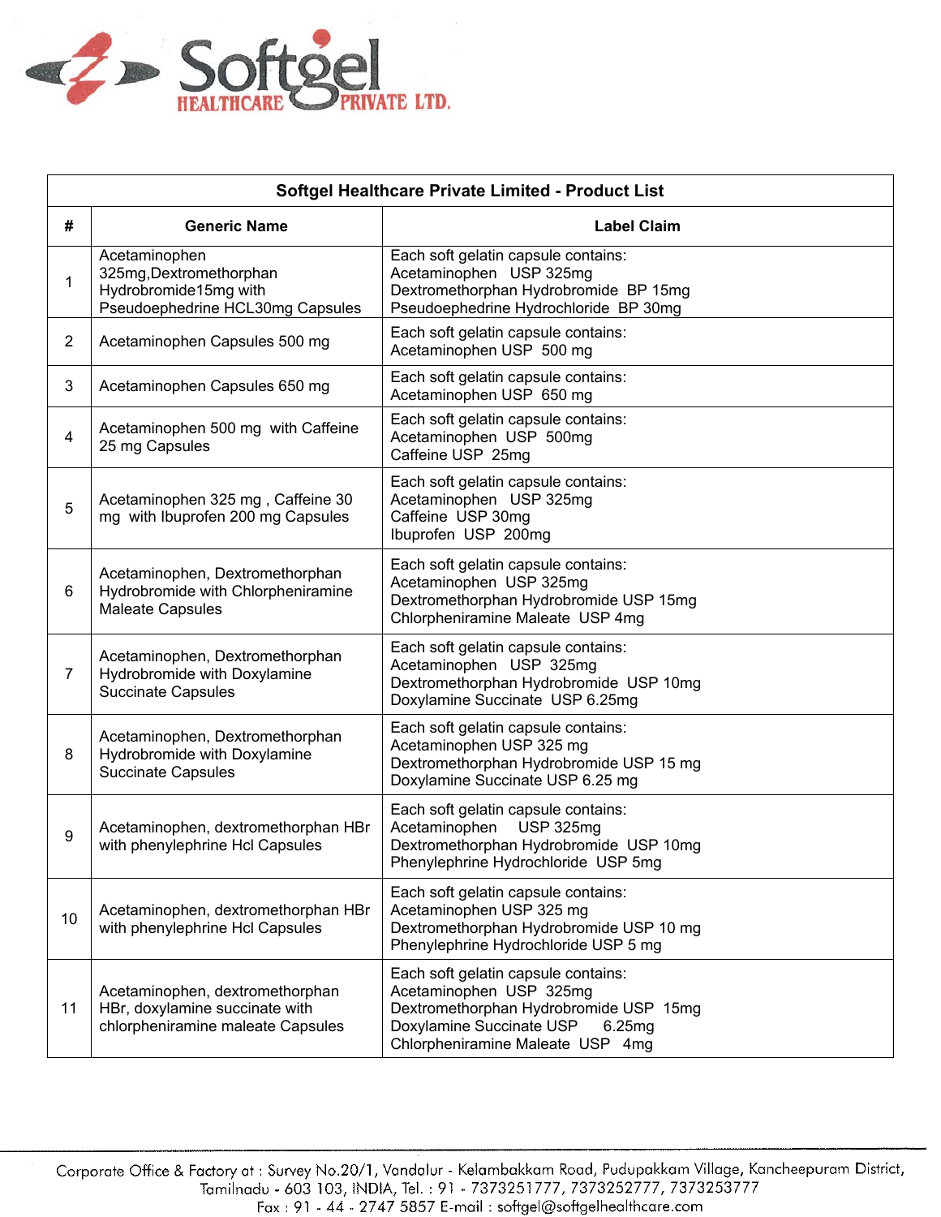# Softgel HEALTHCARE PRIVATE LTD.

| Softgel Healthcare Private Limited - Product List | | |
|---|---|---|
| # | Generic Name | Label Claim |
| 1 | Acetaminophen 325mg,Dextromethorphan Hydrobromide15mg with Pseudoephedrine HCL30mg Capsules | Each soft gelatin capsule contains:<br>Acetaminophen USP 325mg<br>Dextromethorphan Hydrobromide BP 15mg<br>Pseudoephedrine Hydrochloride BP 30mg |
| 2 | Acetaminophen Capsules 500 mg | Each soft gelatin capsule contains:<br>Acetaminophen USP 500 mg |
| 3 | Acetaminophen Capsules 650 mg | Each soft gelatin capsule contains:<br>Acetaminophen USP 650 mg |
| 4 | Acetaminophen 500 mg with Caffeine 25 mg Capsules | Each soft gelatin capsule contains:<br>Acetaminophen USP 500mg<br>Caffeine USP 25mg |
| 5 | Acetaminophen 325 mg , Caffeine 30 mg with Ibuprofen 200 mg Capsules | Each soft gelatin capsule contains:<br>Acetaminophen USP 325mg<br>Caffeine USP 30mg<br>Ibuprofen USP 200mg |
| 6 | Acetaminophen, Dextromethorphan Hydrobromide with Chlorpheniramine Maleate Capsules | Each soft gelatin capsule contains:<br>Acetaminophen USP 325mg<br>Dextromethorphan Hydrobromide USP 15mg<br>Chlorpheniramine Maleate USP 4mg |
| 7 | Acetaminophen, Dextromethorphan Hydrobromide with Doxylamine Succinate Capsules | Each soft gelatin capsule contains:<br>Acetaminophen USP 325mg<br>Dextromethorphan Hydrobromide USP 10mg<br>Doxylamine Succinate USP 6.25mg |
| 8 | Acetaminophen, Dextromethorphan Hydrobromide with Doxylamine Succinate Capsules | Each soft gelatin capsule contains:<br>Acetaminophen USP 325 mg<br>Dextromethorphan Hydrobromide USP 15 mg<br>Doxylamine Succinate USP 6.25 mg |
| 9 | Acetaminophen, dextromethorphan HBr with phenylephrine Hcl Capsules | Each soft gelatin capsule contains:<br>Acetaminophen USP 325mg<br>Dextromethorphan Hydrobromide USP 10mg<br>Phenylephrine Hydrochloride USP 5mg |
| 10 | Acetaminophen, dextromethorphan HBr with phenylephrine Hcl Capsules | Each soft gelatin capsule contains:<br>Acetaminophen USP 325 mg<br>Dextromethorphan Hydrobromide USP 10 mg<br>Phenylephrine Hydrochloride USP 5 mg |
| 11 | Acetaminophen, dextromethorphan HBr, doxylamine succinate with chlorpheniramine maleate Capsules | Each soft gelatin capsule contains:<br>Acetaminophen USP 325mg<br>Dextromethorphan Hydrobromide USP 15mg<br>Doxylamine Succinate USP 6.25mg<br>Chlorpheniramine Maleate USP 4mg |

Corporate Office & Factory at : Survey No.20/1, Vandalur - Kelambakkam Road, Pudupakkam Village, Kancheepuram District, Tamilnadu - 603 103, INDIA, Tel. : 91 - 7373251777, 7373252777, 7373253777
Fax : 91 - 44 - 2747 5857 E-mail : softgel@softgelhealthcare.com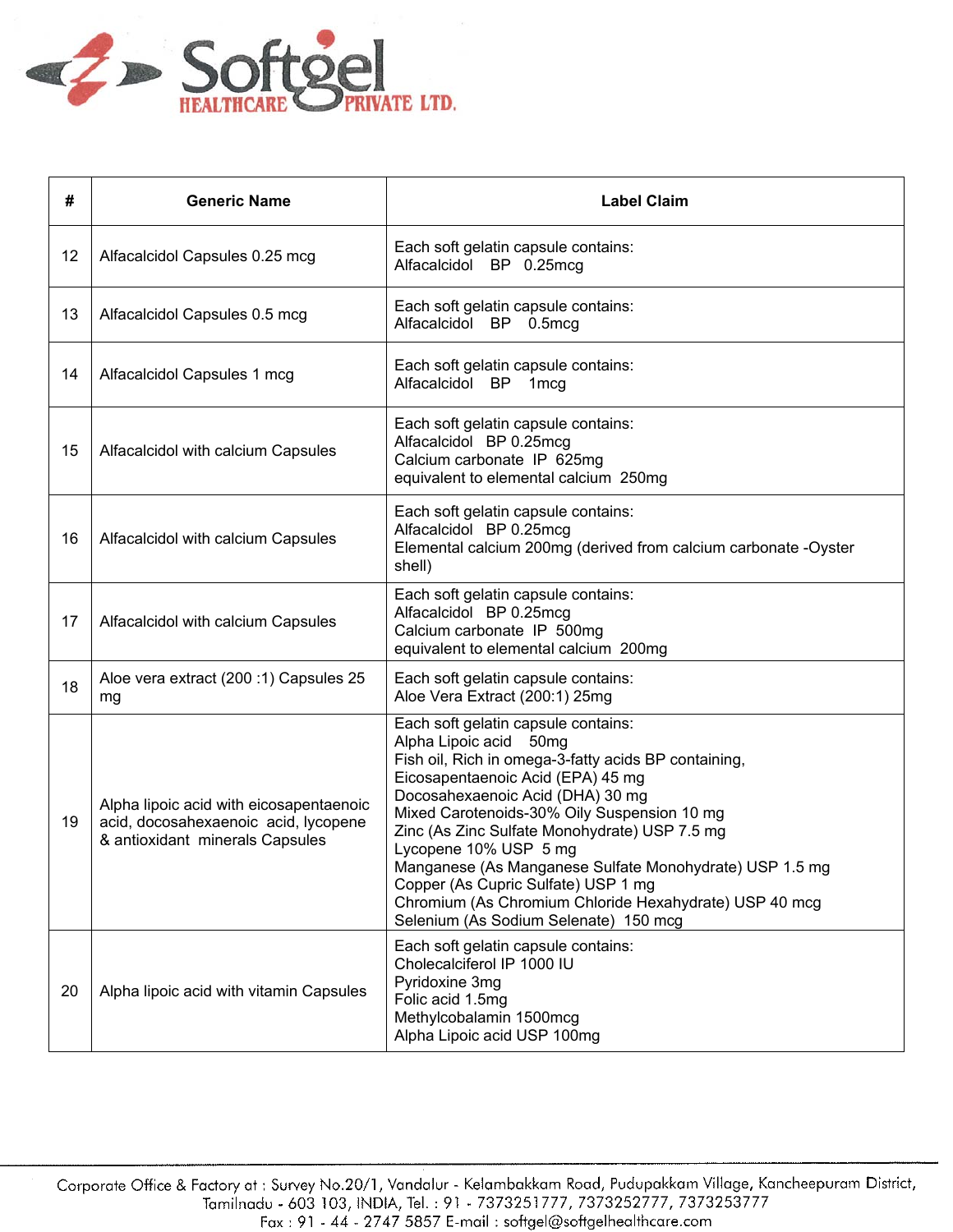| # | Generic Name | Label Claim |
| --- | --- | --- |
| 12 | Alfacalcidol Capsules 0.25 mcg | Each soft gelatin capsule contains:<br>Alfacalcidol BP 0.25mcg |
| 13 | Alfacalcidol Capsules 0.5 mcg | Each soft gelatin capsule contains:<br>Alfacalcidol BP 0.5mcg |
| 14 | Alfacalcidol Capsules 1 mcg | Each soft gelatin capsule contains:<br>Alfacalcidol BP 1mcg |
| 15 | Alfacalcidol with calcium Capsules | Each soft gelatin capsule contains:<br>Alfacalcidol BP 0.25mcg<br>Calcium carbonate IP 625mg<br>equivalent to elemental calcium 250mg |
| 16 | Alfacalcidol with calcium Capsules | Each soft gelatin capsule contains:<br>Alfacalcidol BP 0.25mcg<br>Elemental calcium 200mg (derived from calcium carbonate -Oyster shell) |
| 17 | Alfacalcidol with calcium Capsules | Each soft gelatin capsule contains:<br>Alfacalcidol BP 0.25mcg<br>Calcium carbonate IP 500mg<br>equivalent to elemental calcium 200mg |
| 18 | Aloe vera extract (200 :1) Capsules 25 mg | Each soft gelatin capsule contains:<br>Aloe Vera Extract (200:1) 25mg |
| 19 | Alpha lipoic acid with eicosapentaenoic acid, docosahexaenoic acid, lycopene & antioxidant minerals Capsules | Each soft gelatin capsule contains:<br>Alpha Lipoic acid 50mg<br>Fish oil, Rich in omega-3-fatty acids BP containing,<br>Eicosapentaenoic Acid (EPA) 45 mg<br>Docosahexaenoic Acid (DHA) 30 mg<br>Mixed Carotenoids-30% Oily Suspension 10 mg<br>Zinc (As Zinc Sulfate Monohydrate) USP 7.5 mg<br>Lycopene 10% USP 5 mg<br>Manganese (As Manganese Sulfate Monohydrate) USP 1.5 mg<br>Copper (As Cupric Sulfate) USP 1 mg<br>Chromium (As Chromium Chloride Hexahydrate) USP 40 mcg<br>Selenium (As Sodium Selenate) 150 mcg |
| 20 | Alpha lipoic acid with vitamin Capsules | Each soft gelatin capsule contains:<br>Cholecalciferol IP 1000 IU<br>Pyridoxine 3mg<br>Folic acid 1.5mg<br>Methylcobalamin 1500mcg<br>Alpha Lipoic acid USP 100mg |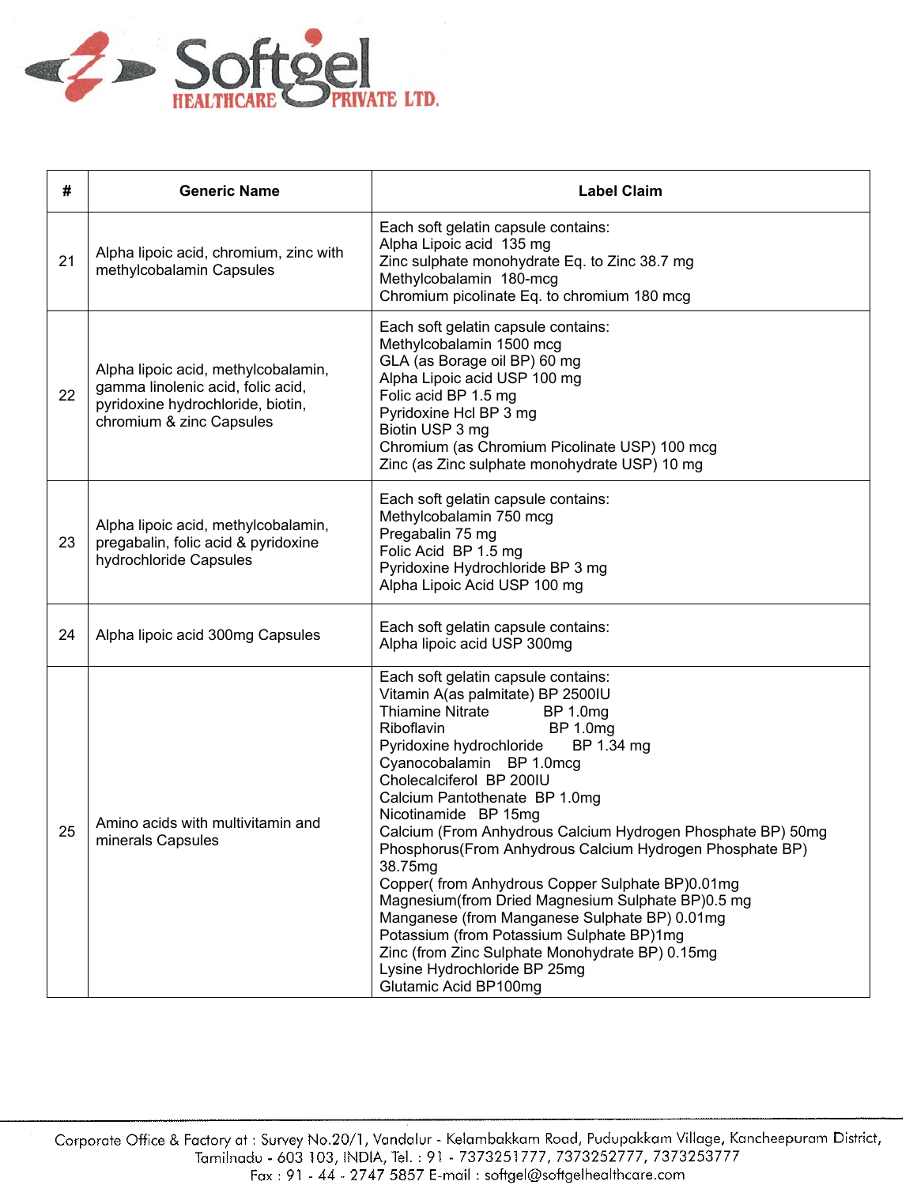| # | Generic Name | Label Claim |
|---|---|---|
| 21 | Alpha lipoic acid, chromium, zinc with methylcobalamin Capsules | Each soft gelatin capsule contains:<br>Alpha Lipoic acid 135 mg<br>Zinc sulphate monohydrate Eq. to Zinc 38.7 mg<br>Methylcobalamin 180-mcg<br>Chromium picolinate Eq. to chromium 180 mcg |
| 22 | Alpha lipoic acid, methylcobalamin, gamma linolenic acid, folic acid, pyridoxine hydrochloride, biotin, chromium & zinc Capsules | Each soft gelatin capsule contains:<br>Methylcobalamin 1500 mcg<br>GLA (as Borage oil BP) 60 mg<br>Alpha Lipoic acid USP 100 mg<br>Folic acid BP 1.5 mg<br>Pyridoxine Hcl BP 3 mg<br>Biotin USP 3 mg<br>Chromium (as Chromium Picolinate USP) 100 mcg<br>Zinc (as Zinc sulphate monohydrate USP) 10 mg |
| 23 | Alpha lipoic acid, methylcobalamin, pregabalin, folic acid & pyridoxine hydrochloride Capsules | Each soft gelatin capsule contains:<br>Methylcobalamin 750 mcg<br>Pregabalin 75 mg<br>Folic Acid BP 1.5 mg<br>Pyridoxine Hydrochloride BP 3 mg<br>Alpha Lipoic Acid USP 100 mg |
| 24 | Alpha lipoic acid 300mg Capsules | Each soft gelatin capsule contains:<br>Alpha lipoic acid USP 300mg |
| 25 | Amino acids with multivitamin and minerals Capsules | Each soft gelatin capsule contains:<br>Vitamin A(as palmitate) BP 2500IU<br>Thiamine Nitrate BP 1.0mg<br>Riboflavin BP 1.0mg<br>Pyridoxine hydrochloride BP 1.34 mg<br>Cyanocobalamin BP 1.0mcg<br>Cholecalciferol BP 200IU<br>Calcium Pantothenate BP 1.0mg<br>Nicotinamide BP 15mg<br>Calcium (From Anhydrous Calcium Hydrogen Phosphate BP) 50mg<br>Phosphorus(From Anhydrous Calcium Hydrogen Phosphate BP) 38.75mg<br>Copper( from Anhydrous Copper Sulphate BP)0.01mg<br>Magnesium(from Dried Magnesium Sulphate BP)0.5 mg<br>Manganese (from Manganese Sulphate BP) 0.01mg<br>Potassium (from Potassium Sulphate BP)1mg<br>Zinc (from Zinc Sulphate Monohydrate BP) 0.15mg<br>Lysine Hydrochloride BP 25mg<br>Glutamic Acid BP100mg |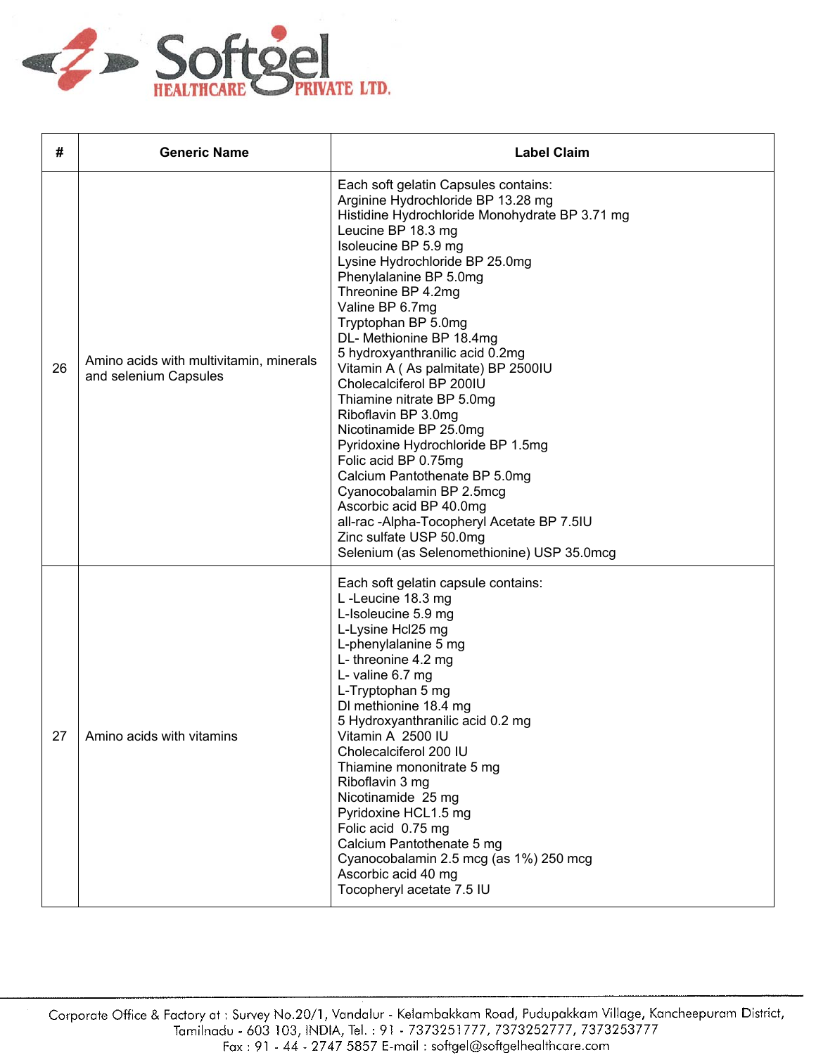| # | Generic Name | Label Claim |
|---|---|---|
| 26 | Amino acids with multivitamin, minerals and selenium Capsules | Each soft gelatin Capsules contains:<br>Arginine Hydrochloride BP 13.28 mg<br>Histidine Hydrochloride Monohydrate BP 3.71 mg<br>Leucine BP 18.3 mg<br>Isoleucine BP 5.9 mg<br>Lysine Hydrochloride BP 25.0mg<br>Phenylalanine BP 5.0mg<br>Threonine BP 4.2mg<br>Valine BP 6.7mg<br>Tryptophan BP 5.0mg<br>DL- Methionine BP 18.4mg<br>5 hydroxyanthranilic acid 0.2mg<br>Vitamin A ( As palmitate) BP 2500IU<br>Cholecalciferol BP 200IU<br>Thiamine nitrate BP 5.0mg<br>Riboflavin BP 3.0mg<br>Nicotinamide BP 25.0mg<br>Pyridoxine Hydrochloride BP 1.5mg<br>Folic acid BP 0.75mg<br>Calcium Pantothenate BP 5.0mg<br>Cyanocobalamin BP 2.5mcg<br>Ascorbic acid BP 40.0mg<br>all-rac -Alpha-Tocopheryl Acetate BP 7.5IU<br>Zinc sulfate USP 50.0mg<br>Selenium (as Selenomethionine) USP 35.0mcg |
| 27 | Amino acids with vitamins | Each soft gelatin capsule contains:<br>L -Leucine 18.3 mg<br>L-Isoleucine 5.9 mg<br>L-Lysine Hcl25 mg<br>L-phenylalanine 5 mg<br>L- threonine 4.2 mg<br>L- valine 6.7 mg<br>L-Tryptophan 5 mg<br>Dl methionine 18.4 mg<br>5 Hydroxyanthranilic acid 0.2 mg<br>Vitamin A 2500 IU<br>Cholecalciferol 200 IU<br>Thiamine mononitrate 5 mg<br>Riboflavin 3 mg<br>Nicotinamide 25 mg<br>Pyridoxine HCL1.5 mg<br>Folic acid 0.75 mg<br>Calcium Pantothenate 5 mg<br>Cyanocobalamin 2.5 mcg (as 1%) 250 mcg<br>Ascorbic acid 40 mg<br>Tocopheryl acetate 7.5 IU |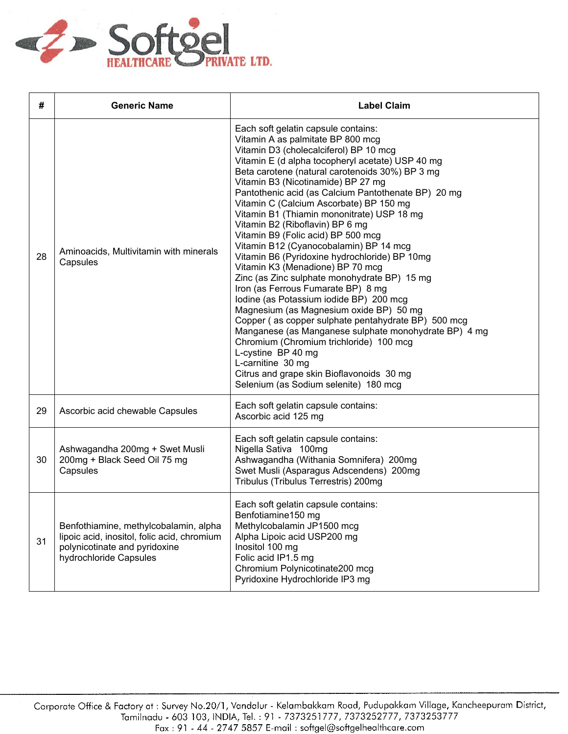| # | Generic Name | Label Claim |
|---|---|---|
| 28 | Aminoacids, Multivitamin with minerals Capsules | Each soft gelatin capsule contains:<br>Vitamin A as palmitate BP 800 mcg<br>Vitamin D3 (cholecalciferol) BP 10 mcg<br>Vitamin E (d alpha tocopheryl acetate) USP 40 mg<br>Beta carotene (natural carotenoids 30%) BP 3 mg<br>Vitamin B3 (Nicotinamide) BP 27 mg<br>Pantothenic acid (as Calcium Pantothenate BP) 20 mg<br>Vitamin C (Calcium Ascorbate) BP 150 mg<br>Vitamin B1 (Thiamin mononitrate) USP 18 mg<br>Vitamin B2 (Riboflavin) BP 6 mg<br>Vitamin B9 (Folic acid) BP 500 mcg<br>Vitamin B12 (Cyanocobalamin) BP 14 mcg<br>Vitamin B6 (Pyridoxine hydrochloride) BP 10mg<br>Vitamin K3 (Menadione) BP 70 mcg<br>Zinc (as Zinc sulphate monohydrate BP) 15 mg<br>Iron (as Ferrous Fumarate BP) 8 mg<br>Iodine (as Potassium iodide BP) 200 mcg<br>Magnesium (as Magnesium oxide BP) 50 mg<br>Copper ( as copper sulphate pentahydrate BP) 500 mcg<br>Manganese (as Manganese sulphate monohydrate BP) 4 mg<br>Chromium (Chromium trichloride) 100 mcg<br>L-cystine BP 40 mg<br>L-carnitine 30 mg<br>Citrus and grape skin Bioflavonoids 30 mg<br>Selenium (as Sodium selenite) 180 mcg |
| 29 | Ascorbic acid chewable Capsules | Each soft gelatin capsule contains:<br>Ascorbic acid 125 mg |
| 30 | Ashwagandha 200mg + Swet Musli 200mg + Black Seed Oil 75 mg Capsules | Each soft gelatin capsule contains:<br>Nigella Sativa 100mg<br>Ashwagandha (Withania Somnifera) 200mg<br>Swet Musli (Asparagus Adscendens) 200mg<br>Tribulus (Tribulus Terrestris) 200mg |
| 31 | Benfothiamine, methylcobalamin, alpha lipoic acid, inositol, folic acid, chromium polynicotinate and pyridoxine hydrochloride Capsules | Each soft gelatin capsule contains:<br>Benfotiamine150 mg<br>Methylcobalamin JP1500 mcg<br>Alpha Lipoic acid USP200 mg<br>Inositol 100 mg<br>Folic acid IP1.5 mg<br>Chromium Polynicotinate200 mcg<br>Pyridoxine Hydrochloride IP3 mg |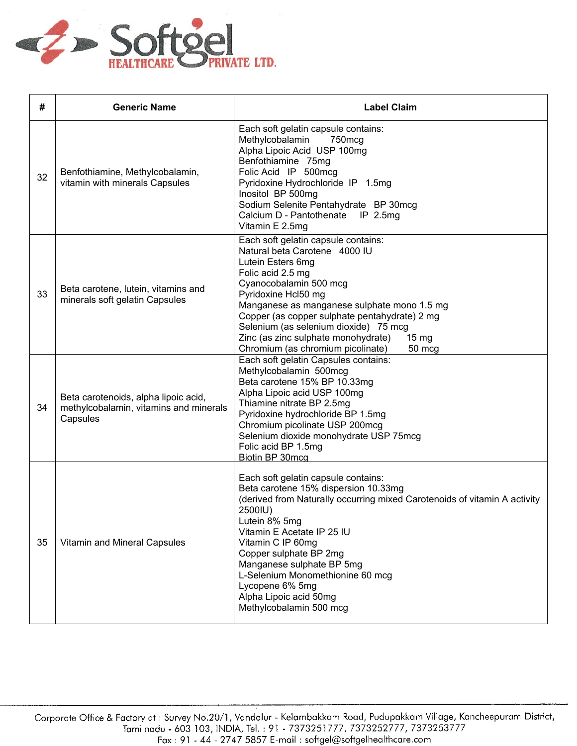| # | Generic Name | Label Claim |
|---|---|---|
| 32 | Benfothiamine, Methylcobalamin, vitamin with minerals Capsules | Each soft gelatin capsule contains:<br>Methylcobalamin 750mcg<br>Alpha Lipoic Acid USP 100mg<br>Benfothiamine 75mg<br>Folic Acid IP 500mcg<br>Pyridoxine Hydrochloride IP 1.5mg<br>Inositol BP 500mg<br>Sodium Selenite Pentahydrate BP 30mcg<br>Calcium D - Pantothenate IP 2.5mg<br>Vitamin E 2.5mg |
| 33 | Beta carotene, lutein, vitamins and minerals soft gelatin Capsules | Each soft gelatin capsule contains:<br>Natural beta Carotene 4000 IU<br>Lutein Esters 6mg<br>Folic acid 2.5 mg<br>Cyanocobalamin 500 mcg<br>Pyridoxine Hcl50 mg<br>Manganese as manganese sulphate mono 1.5 mg<br>Copper (as copper sulphate pentahydrate) 2 mg<br>Selenium (as selenium dioxide) 75 mcg<br>Zinc (as zinc sulphate monohydrate) 15 mg<br>Chromium (as chromium picolinate) 50 mcg |
| 34 | Beta carotenoids, alpha lipoic acid, methylcobalamin, vitamins and minerals Capsules | Each soft gelatin Capsules contains:<br>Methylcobalamin 500mcg<br>Beta carotene 15% BP 10.33mg<br>Alpha Lipoic acid USP 100mg<br>Thiamine nitrate BP 2.5mg<br>Pyridoxine hydrochloride BP 1.5mg<br>Chromium picolinate USP 200mcg<br>Selenium dioxide monohydrate USP 75mcg<br>Folic acid BP 1.5mg<br>Biotin BP 30mcg |
| 35 | Vitamin and Mineral Capsules | Each soft gelatin capsule contains:<br>Beta carotene 15% dispersion 10.33mg<br>(derived from Naturally occurring mixed Carotenoids of vitamin A activity 2500IU)<br>Lutein 8% 5mg<br>Vitamin E Acetate IP 25 IU<br>Vitamin C IP 60mg<br>Copper sulphate BP 2mg<br>Manganese sulphate BP 5mg<br>L-Selenium Monomethionine 60 mcg<br>Lycopene 6% 5mg<br>Alpha Lipoic acid 50mg<br>Methylcobalamin 500 mcg |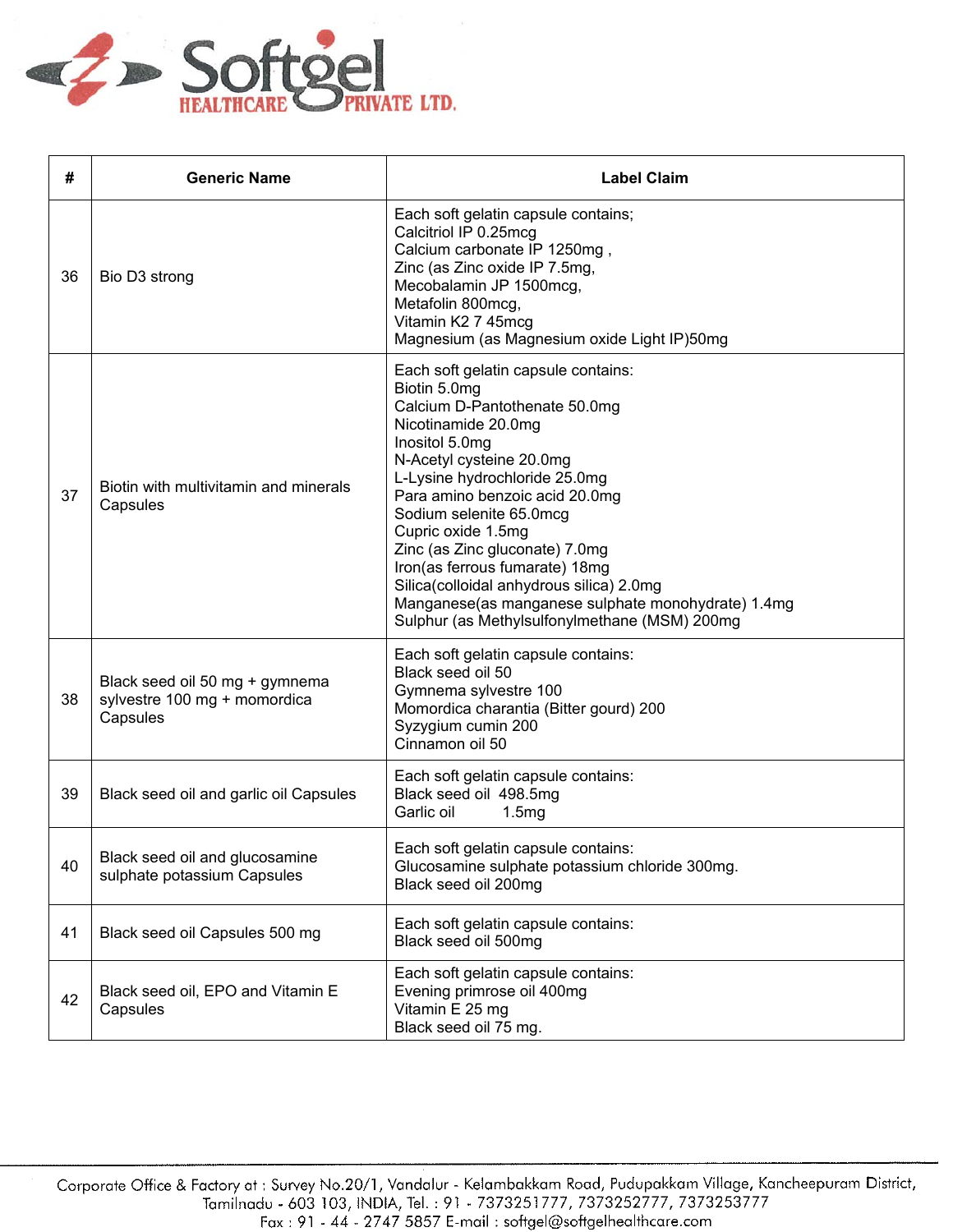| # | Generic Name | Label Claim |
|---|---|---|
| 36 | Bio D3 strong | Each soft gelatin capsule contains;<br>Calcitriol IP 0.25mcg<br>Calcium carbonate IP 1250mg ,<br>Zinc (as Zinc oxide IP 7.5mg,<br>Mecobalamin JP 1500mcg,<br>Metafolin 800mcg,<br>Vitamin K2 7 45mcg<br>Magnesium (as Magnesium oxide Light IP)50mg |
| 37 | Biotin with multivitamin and minerals Capsules | Each soft gelatin capsule contains:<br>Biotin 5.0mg<br>Calcium D-Pantothenate 50.0mg<br>Nicotinamide 20.0mg<br>Inositol 5.0mg<br>N-Acetyl cysteine 20.0mg<br>L-Lysine hydrochloride 25.0mg<br>Para amino benzoic acid 20.0mg<br>Sodium selenite 65.0mcg<br>Cupric oxide 1.5mg<br>Zinc (as Zinc gluconate) 7.0mg<br>Iron(as ferrous fumarate) 18mg<br>Silica(colloidal anhydrous silica) 2.0mg<br>Manganese(as manganese sulphate monohydrate) 1.4mg<br>Sulphur (as Methylsulfonylmethane (MSM) 200mg |
| 38 | Black seed oil 50 mg + gymnema sylvestre 100 mg + momordica Capsules | Each soft gelatin capsule contains:<br>Black seed oil 50<br>Gymnema sylvestre 100<br>Momordica charantia (Bitter gourd) 200<br>Syzygium cumin 200<br>Cinnamon oil 50 |
| 39 | Black seed oil and garlic oil Capsules | Each soft gelatin capsule contains:<br>Black seed oil 498.5mg<br>Garlic oil 1.5mg |
| 40 | Black seed oil and glucosamine sulphate potassium Capsules | Each soft gelatin capsule contains:<br>Glucosamine sulphate potassium chloride 300mg.<br>Black seed oil 200mg |
| 41 | Black seed oil Capsules 500 mg | Each soft gelatin capsule contains:<br>Black seed oil 500mg |
| 42 | Black seed oil, EPO and Vitamin E Capsules | Each soft gelatin capsule contains:<br>Evening primrose oil 400mg<br>Vitamin E 25 mg<br>Black seed oil 75 mg. |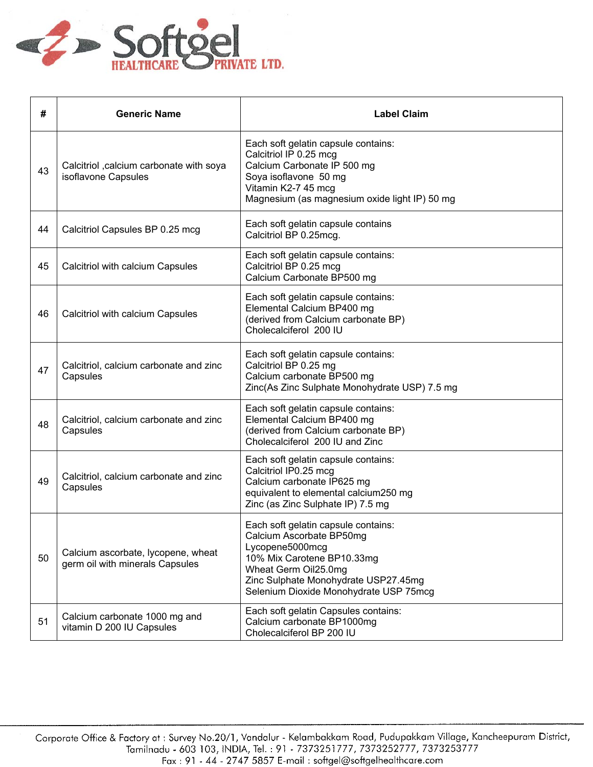| # | Generic Name | Label Claim |
|---|---|---|
| 43 | Calcitriol ,calcium carbonate with soya isoflavone Capsules | Each soft gelatin capsule contains:<br>Calcitriol IP 0.25 mcg<br>Calcium Carbonate IP 500 mg<br>Soya isoflavone 50 mg<br>Vitamin K2-7 45 mcg<br>Magnesium (as magnesium oxide light IP) 50 mg |
| 44 | Calcitriol Capsules BP 0.25 mcg | Each soft gelatin capsule contains<br>Calcitriol BP 0.25mcg. |
| 45 | Calcitriol with calcium Capsules | Each soft gelatin capsule contains:<br>Calcitriol BP 0.25 mcg<br>Calcium Carbonate BP500 mg |
| 46 | Calcitriol with calcium Capsules | Each soft gelatin capsule contains:<br>Elemental Calcium BP400 mg<br>(derived from Calcium carbonate BP)<br>Cholecalciferol 200 IU |
| 47 | Calcitriol, calcium carbonate and zinc Capsules | Each soft gelatin capsule contains:<br>Calcitriol BP 0.25 mg<br>Calcium carbonate BP500 mg<br>Zinc(As Zinc Sulphate Monohydrate USP) 7.5 mg |
| 48 | Calcitriol, calcium carbonate and zinc Capsules | Each soft gelatin capsule contains:<br>Elemental Calcium BP400 mg<br>(derived from Calcium carbonate BP)<br>Cholecalciferol 200 IU and Zinc |
| 49 | Calcitriol, calcium carbonate and zinc Capsules | Each soft gelatin capsule contains:<br>Calcitriol IP0.25 mcg<br>Calcium carbonate IP625 mg<br>equivalent to elemental calcium250 mg<br>Zinc (as Zinc Sulphate IP) 7.5 mg |
| 50 | Calcium ascorbate, lycopene, wheat germ oil with minerals Capsules | Each soft gelatin capsule contains:<br>Calcium Ascorbate BP50mg<br>Lycopene5000mcg<br>10% Mix Carotene BP10.33mg<br>Wheat Germ Oil25.0mg<br>Zinc Sulphate Monohydrate USP27.45mg<br>Selenium Dioxide Monohydrate USP 75mcg |
| 51 | Calcium carbonate 1000 mg and vitamin D 200 IU Capsules | Each soft gelatin Capsules contains:<br>Calcium carbonate BP1000mg<br>Cholecalciferol BP 200 IU |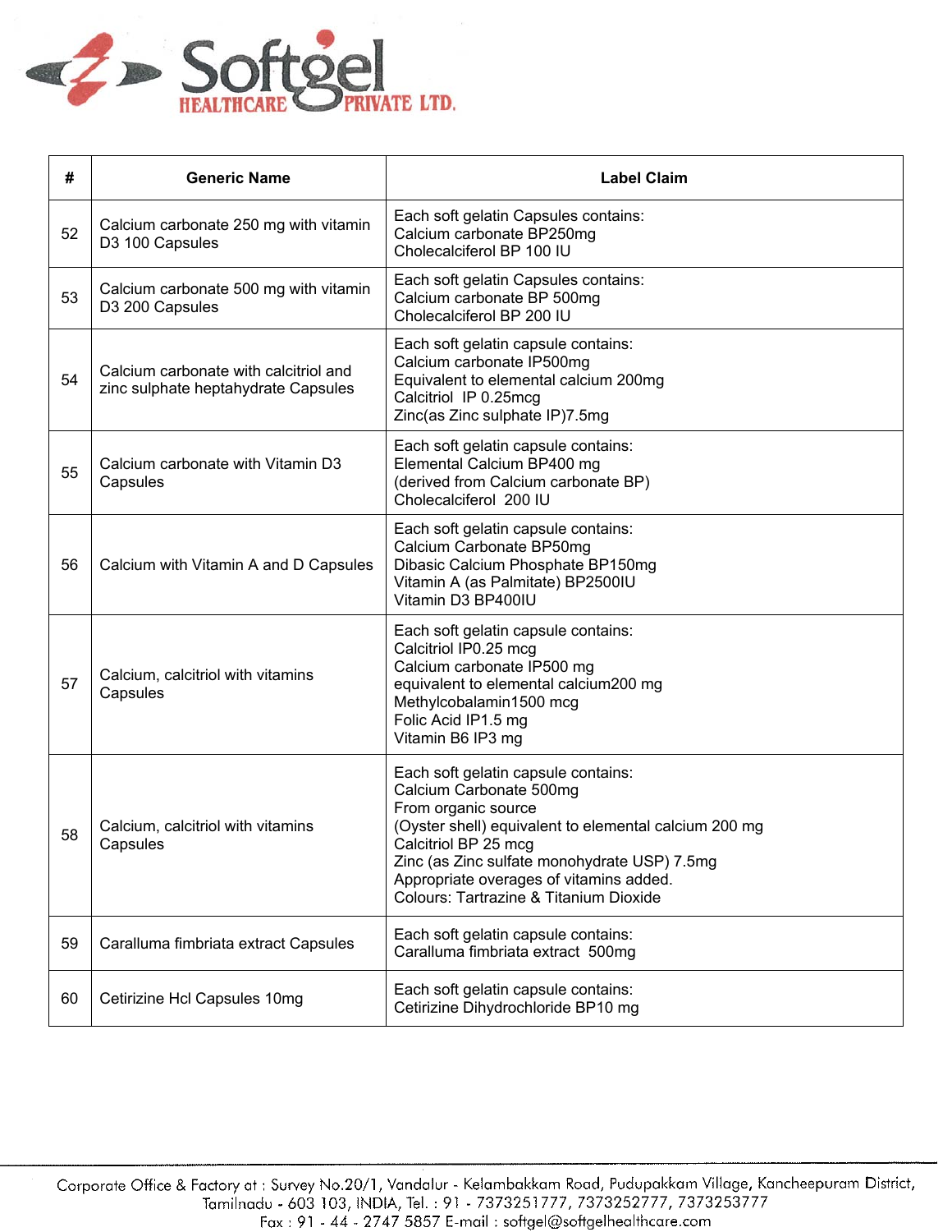| # | Generic Name | Label Claim |
|---|---|---|
| 52 | Calcium carbonate 250 mg with vitamin D3 100 Capsules | Each soft gelatin Capsules contains:<br>Calcium carbonate BP250mg<br>Cholecalciferol BP 100 IU |
| 53 | Calcium carbonate 500 mg with vitamin D3 200 Capsules | Each soft gelatin Capsules contains:<br>Calcium carbonate BP 500mg<br>Cholecalciferol BP 200 IU |
| 54 | Calcium carbonate with calcitriol and zinc sulphate heptahydrate Capsules | Each soft gelatin capsule contains:<br>Calcium carbonate IP500mg<br>Equivalent to elemental calcium 200mg<br>Calcitriol IP 0.25mcg<br>Zinc(as Zinc sulphate IP)7.5mg |
| 55 | Calcium carbonate with Vitamin D3 Capsules | Each soft gelatin capsule contains:<br>Elemental Calcium BP400 mg<br>(derived from Calcium carbonate BP)<br>Cholecalciferol 200 IU |
| 56 | Calcium with Vitamin A and D Capsules | Each soft gelatin capsule contains:<br>Calcium Carbonate BP50mg<br>Dibasic Calcium Phosphate BP150mg<br>Vitamin A (as Palmitate) BP2500IU<br>Vitamin D3 BP400IU |
| 57 | Calcium, calcitriol with vitamins Capsules | Each soft gelatin capsule contains:<br>Calcitriol IP0.25 mcg<br>Calcium carbonate IP500 mg<br>equivalent to elemental calcium200 mg<br>Methylcobalamin1500 mcg<br>Folic Acid IP1.5 mg<br>Vitamin B6 IP3 mg |
| 58 | Calcium, calcitriol with vitamins Capsules | Each soft gelatin capsule contains:<br>Calcium Carbonate 500mg<br>From organic source<br>(Oyster shell) equivalent to elemental calcium 200 mg<br>Calcitriol BP 25 mcg<br>Zinc (as Zinc sulfate monohydrate USP) 7.5mg<br>Appropriate overages of vitamins added.<br>Colours: Tartrazine & Titanium Dioxide |
| 59 | Caralluma fimbriata extract Capsules | Each soft gelatin capsule contains:<br>Caralluma fimbriata extract 500mg |
| 60 | Cetirizine Hcl Capsules 10mg | Each soft gelatin capsule contains:<br>Cetirizine Dihydrochloride BP10 mg |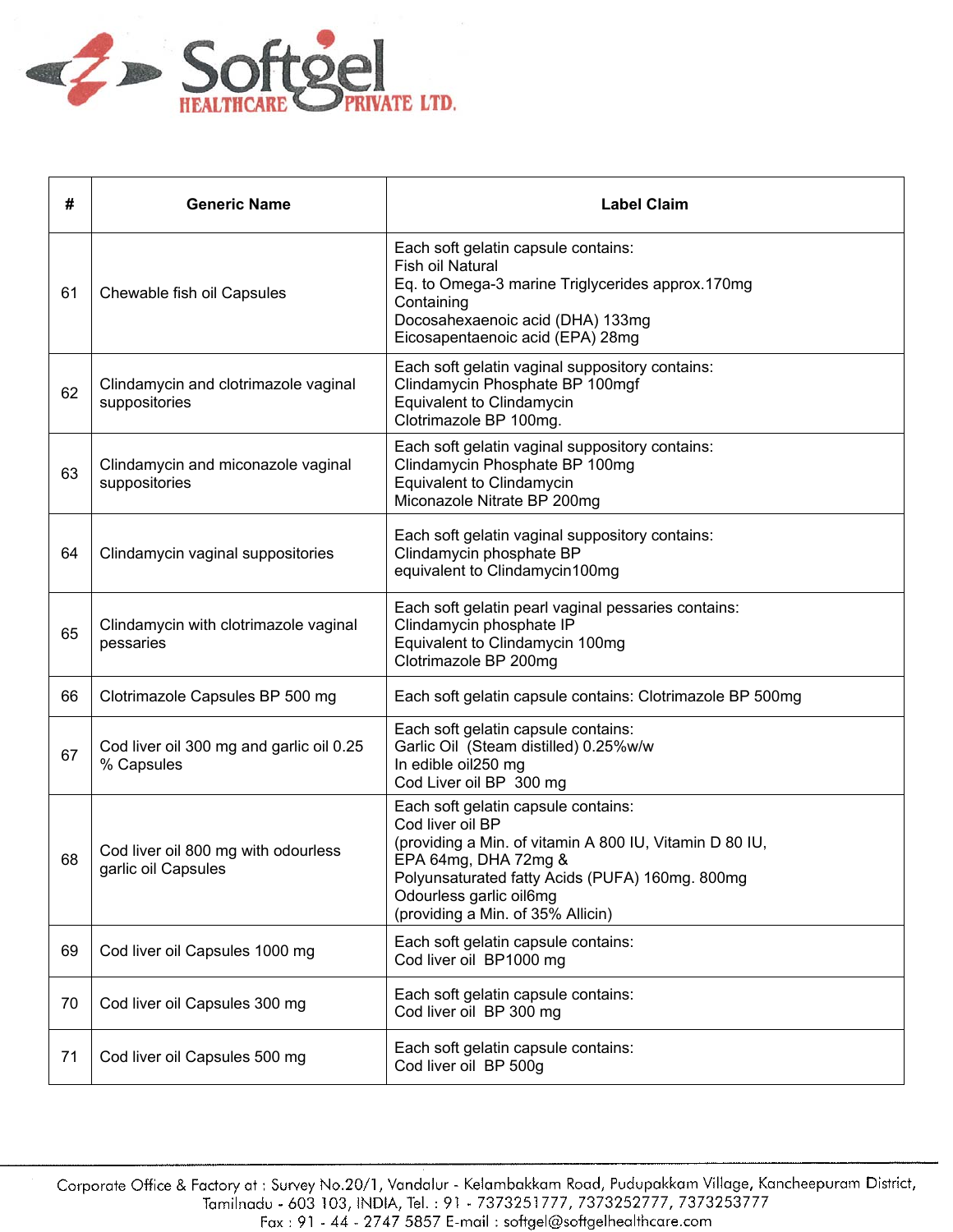| # | Generic Name | Label Claim |
|---|---|---|
| 61 | Chewable fish oil Capsules | Each soft gelatin capsule contains:<br>Fish oil Natural<br>Eq. to Omega-3 marine Triglycerides approx.170mg<br>Containing<br>Docosahexaenoic acid (DHA) 133mg<br>Eicosapentaenoic acid (EPA) 28mg |
| 62 | Clindamycin and clotrimazole vaginal suppositories | Each soft gelatin vaginal suppository contains:<br>Clindamycin Phosphate BP 100mgf<br>Equivalent to Clindamycin<br>Clotrimazole BP 100mg. |
| 63 | Clindamycin and miconazole vaginal suppositories | Each soft gelatin vaginal suppository contains:<br>Clindamycin Phosphate BP 100mg<br>Equivalent to Clindamycin<br>Miconazole Nitrate BP 200mg |
| 64 | Clindamycin vaginal suppositories | Each soft gelatin vaginal suppository contains:<br>Clindamycin phosphate BP<br>equivalent to Clindamycin100mg |
| 65 | Clindamycin with clotrimazole vaginal pessaries | Each soft gelatin pearl vaginal pessaries contains:<br>Clindamycin phosphate IP<br>Equivalent to Clindamycin 100mg<br>Clotrimazole BP 200mg |
| 66 | Clotrimazole Capsules BP 500 mg | Each soft gelatin capsule contains: Clotrimazole BP 500mg |
| 67 | Cod liver oil 300 mg and garlic oil 0.25 % Capsules | Each soft gelatin capsule contains:<br>Garlic Oil (Steam distilled) 0.25%w/w<br>In edible oil250 mg<br>Cod Liver oil BP 300 mg |
| 68 | Cod liver oil 800 mg with odourless garlic oil Capsules | Each soft gelatin capsule contains:<br>Cod liver oil BP<br>(providing a Min. of vitamin A 800 IU, Vitamin D 80 IU,<br>EPA 64mg, DHA 72mg &<br>Polyunsaturated fatty Acids (PUFA) 160mg. 800mg<br>Odourless garlic oil6mg<br>(providing a Min. of 35% Allicin) |
| 69 | Cod liver oil Capsules 1000 mg | Each soft gelatin capsule contains:<br>Cod liver oil BP1000 mg |
| 70 | Cod liver oil Capsules 300 mg | Each soft gelatin capsule contains:<br>Cod liver oil BP 300 mg |
| 71 | Cod liver oil Capsules 500 mg | Each soft gelatin capsule contains:<br>Cod liver oil BP 500g |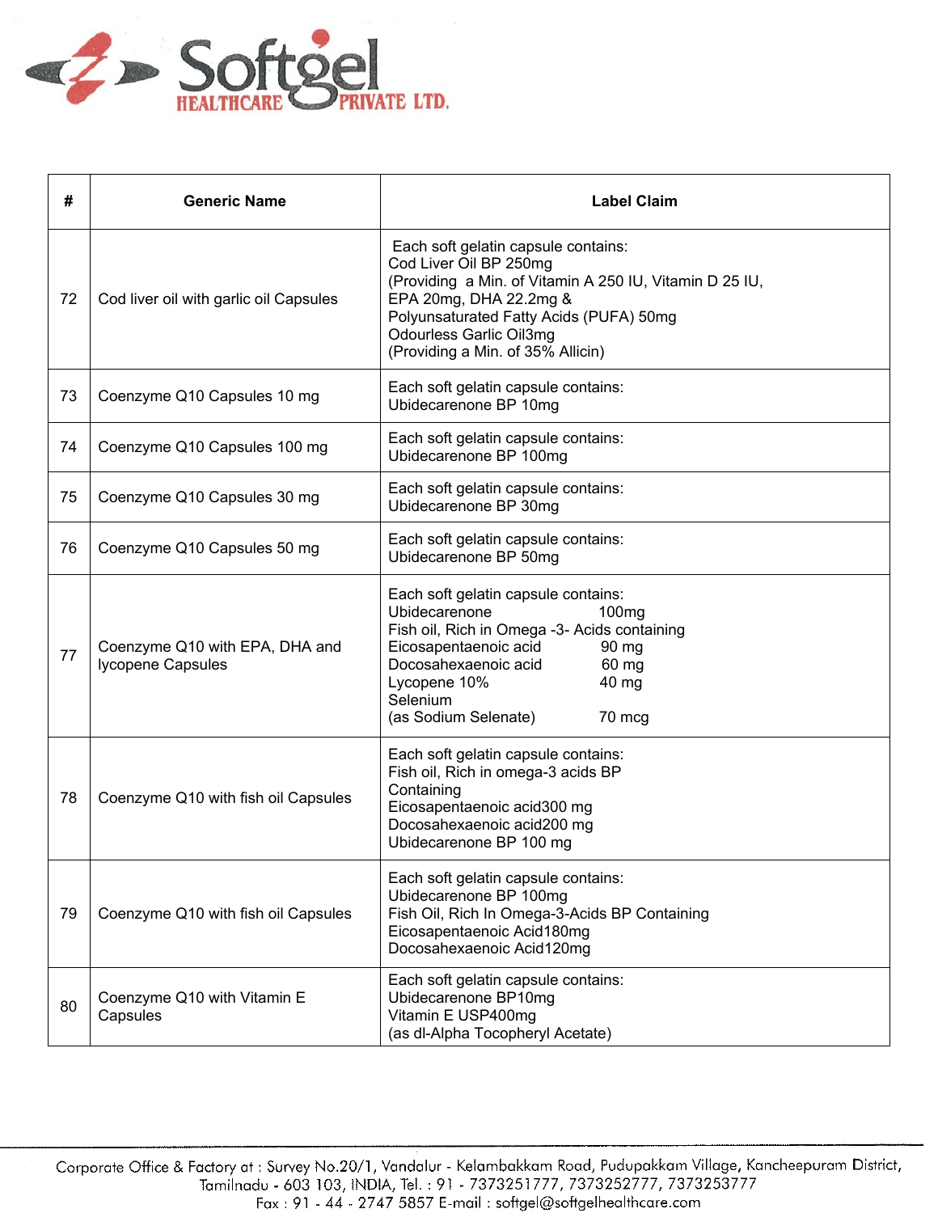| # | Generic Name | Label Claim |
|---|---|---|
| 72 | Cod liver oil with garlic oil Capsules | Each soft gelatin capsule contains:<br>Cod Liver Oil BP 250mg<br>(Providing a Min. of Vitamin A 250 IU, Vitamin D 25 IU,<br>EPA 20mg, DHA 22.2mg &<br>Polyunsaturated Fatty Acids (PUFA) 50mg<br>Odourless Garlic Oil3mg<br>(Providing a Min. of 35% Allicin) |
| 73 | Coenzyme Q10 Capsules 10 mg | Each soft gelatin capsule contains:<br>Ubidecarenone BP 10mg |
| 74 | Coenzyme Q10 Capsules 100 mg | Each soft gelatin capsule contains:<br>Ubidecarenone BP 100mg |
| 75 | Coenzyme Q10 Capsules 30 mg | Each soft gelatin capsule contains:<br>Ubidecarenone BP 30mg |
| 76 | Coenzyme Q10 Capsules 50 mg | Each soft gelatin capsule contains:<br>Ubidecarenone BP 50mg |
| 77 | Coenzyme Q10 with EPA, DHA and lycopene Capsules | Each soft gelatin capsule contains:<br>Ubidecarenone 100mg<br>Fish oil, Rich in Omega -3- Acids containing<br>Eicosapentaenoic acid 90 mg<br>Docosahexaenoic acid 60 mg<br>Lycopene 10% 40 mg<br>Selenium<br>(as Sodium Selenate) 70 mcg |
| 78 | Coenzyme Q10 with fish oil Capsules | Each soft gelatin capsule contains:<br>Fish oil, Rich in omega-3 acids BP<br>Containing<br>Eicosapentaenoic acid300 mg<br>Docosahexaenoic acid200 mg<br>Ubidecarenone BP 100 mg |
| 79 | Coenzyme Q10 with fish oil Capsules | Each soft gelatin capsule contains:<br>Ubidecarenone BP 100mg<br>Fish Oil, Rich In Omega-3-Acids BP Containing<br>Eicosapentaenoic Acid180mg<br>Docosahexaenoic Acid120mg |
| 80 | Coenzyme Q10 with Vitamin E Capsules | Each soft gelatin capsule contains:<br>Ubidecarenone BP10mg<br>Vitamin E USP400mg<br>(as dl-Alpha Tocopheryl Acetate) |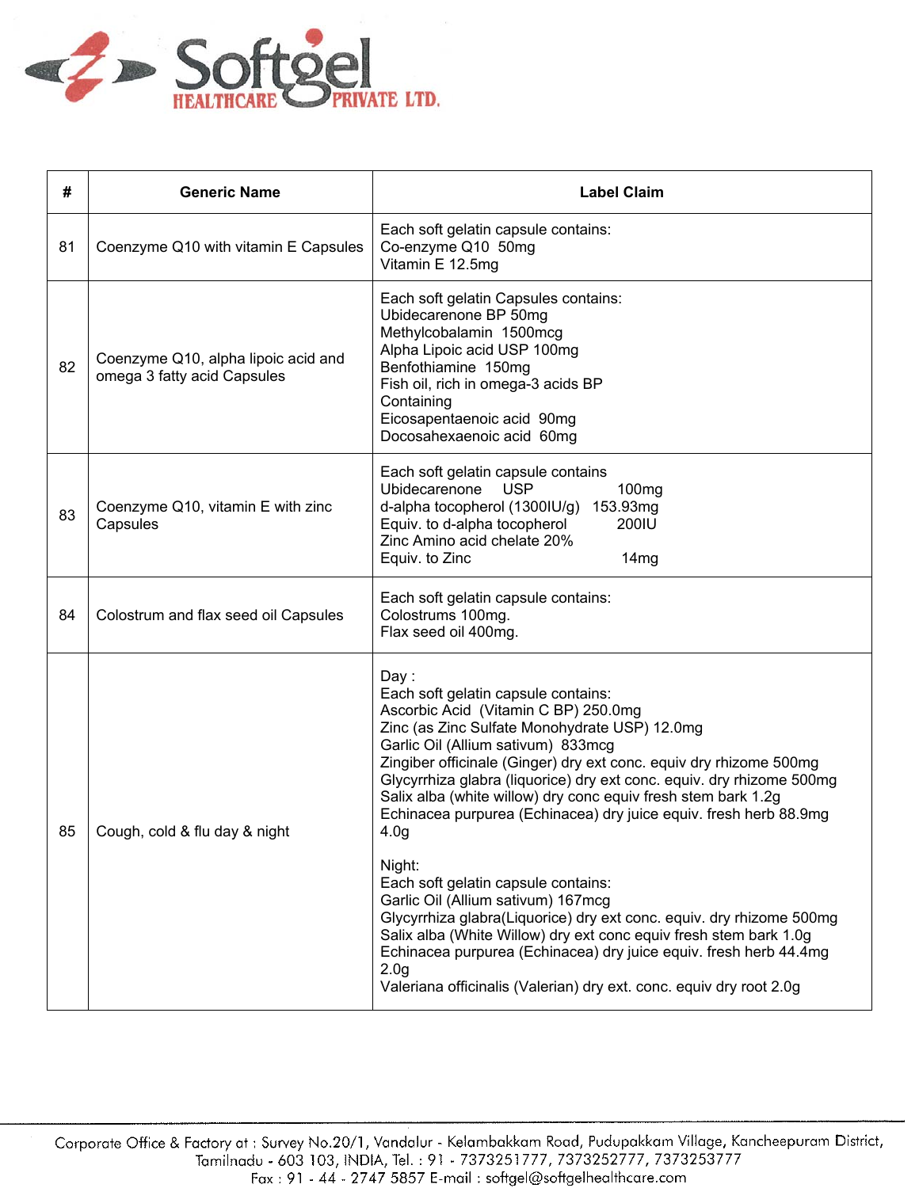| # | Generic Name | Label Claim |
|---|---|---|
| 81 | Coenzyme Q10 with vitamin E Capsules | Each soft gelatin capsule contains:<br>Co-enzyme Q10 50mg<br>Vitamin E 12.5mg |
| 82 | Coenzyme Q10, alpha lipoic acid and omega 3 fatty acid Capsules | Each soft gelatin Capsules contains:<br>Ubidecarenone BP 50mg<br>Methylcobalamin 1500mcg<br>Alpha Lipoic acid USP 100mg<br>Benfothiamine 150mg<br>Fish oil, rich in omega-3 acids BP<br>Containing<br>Eicosapentaenoic acid 90mg<br>Docosahexaenoic acid 60mg |
| 83 | Coenzyme Q10, vitamin E with zinc Capsules | Each soft gelatin capsule contains<br>Ubidecarenone USP 100mg<br>d-alpha tocopherol (1300IU/g) 153.93mg<br>Equiv. to d-alpha tocopherol 200IU<br>Zinc Amino acid chelate 20%<br>Equiv. to Zinc 14mg |
| 84 | Colostrum and flax seed oil Capsules | Each soft gelatin capsule contains:<br>Colostrums 100mg.<br>Flax seed oil 400mg. |
| 85 | Cough, cold & flu day & night | Day :<br>Each soft gelatin capsule contains:<br>Ascorbic Acid (Vitamin C BP) 250.0mg<br>Zinc (as Zinc Sulfate Monohydrate USP) 12.0mg<br>Garlic Oil (Allium sativum) 833mcg<br>Zingiber officinale (Ginger) dry ext conc. equiv dry rhizome 500mg<br>Glycyrrhiza glabra (liquorice) dry ext conc. equiv. dry rhizome 500mg<br>Salix alba (white willow) dry conc equiv fresh stem bark 1.2g<br>Echinacea purpurea (Echinacea) dry juice equiv. fresh herb 88.9mg 4.0g<br><br>Night:<br>Each soft gelatin capsule contains:<br>Garlic Oil (Allium sativum) 167mcg<br>Glycyrrhiza glabra(Liquorice) dry ext conc. equiv. dry rhizome 500mg<br>Salix alba (White Willow) dry ext conc equiv fresh stem bark 1.0g<br>Echinacea purpurea (Echinacea) dry juice equiv. fresh herb 44.4mg 2.0g<br>Valeriana officinalis (Valerian) dry ext. conc. equiv dry root 2.0g |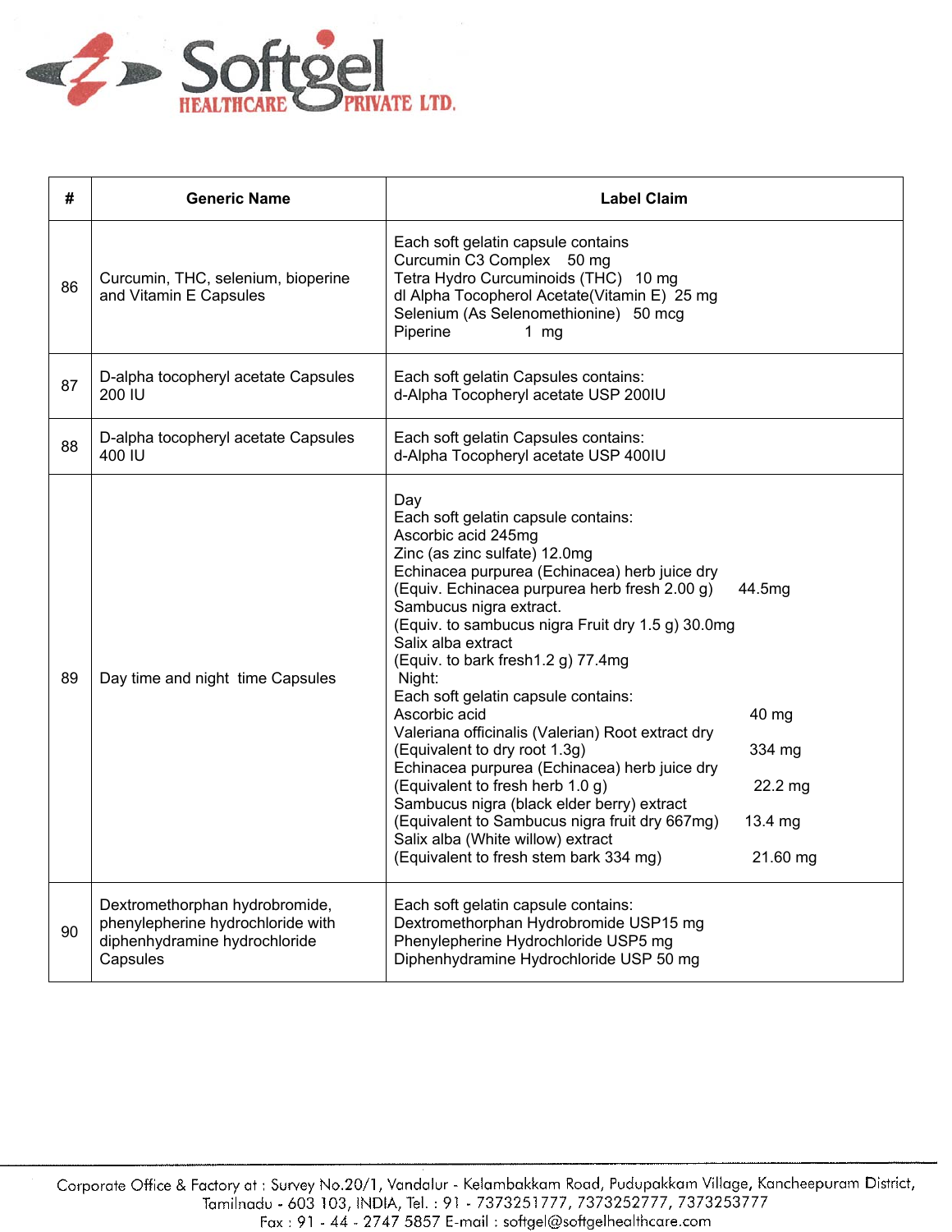| # | Generic Name | Label Claim |
|---|---|---|
| 86 | Curcumin, THC, selenium, bioperine and Vitamin E Capsules | Each soft gelatin capsule contains<br>Curcumin C3 Complex 50 mg<br>Tetra Hydro Curcuminoids (THC) 10 mg<br>dl Alpha Tocopherol Acetate(Vitamin E) 25 mg<br>Selenium (As Selenomethionine) 50 mcg<br>Piperine 1 mg |
| 87 | D-alpha tocopheryl acetate Capsules 200 IU | Each soft gelatin Capsules contains:<br>d-Alpha Tocopheryl acetate USP 200IU |
| 88 | D-alpha tocopheryl acetate Capsules 400 IU | Each soft gelatin Capsules contains:<br>d-Alpha Tocopheryl acetate USP 400IU |
| 89 | Day time and night time Capsules | Day<br>Each soft gelatin capsule contains:<br>Ascorbic acid 245mg<br>Zinc (as zinc sulfate) 12.0mg<br>Echinacea purpurea (Echinacea) herb juice dry<br>(Equiv. Echinacea purpurea herb fresh 2.00 g) 44.5mg<br>Sambucus nigra extract.<br>(Equiv. to sambucus nigra Fruit dry 1.5 g) 30.0mg<br>Salix alba extract<br>(Equiv. to bark fresh1.2 g) 77.4mg<br>Night:<br>Each soft gelatin capsule contains:<br>Ascorbic acid 40 mg<br>Valeriana officinalis (Valerian) Root extract dry<br>(Equivalent to dry root 1.3g) 334 mg<br>Echinacea purpurea (Echinacea) herb juice dry<br>(Equivalent to fresh herb 1.0 g) 22.2 mg<br>Sambucus nigra (black elder berry) extract<br>(Equivalent to Sambucus nigra fruit dry 667mg) 13.4 mg<br>Salix alba (White willow) extract<br>(Equivalent to fresh stem bark 334 mg) 21.60 mg |
| 90 | Dextromethorphan hydrobromide, phenylepherine hydrochloride with diphenhydramine hydrochloride Capsules | Each soft gelatin capsule contains:<br>Dextromethorphan Hydrobromide USP15 mg<br>Phenylepherine Hydrochloride USP5 mg<br>Diphenhydramine Hydrochloride USP 50 mg |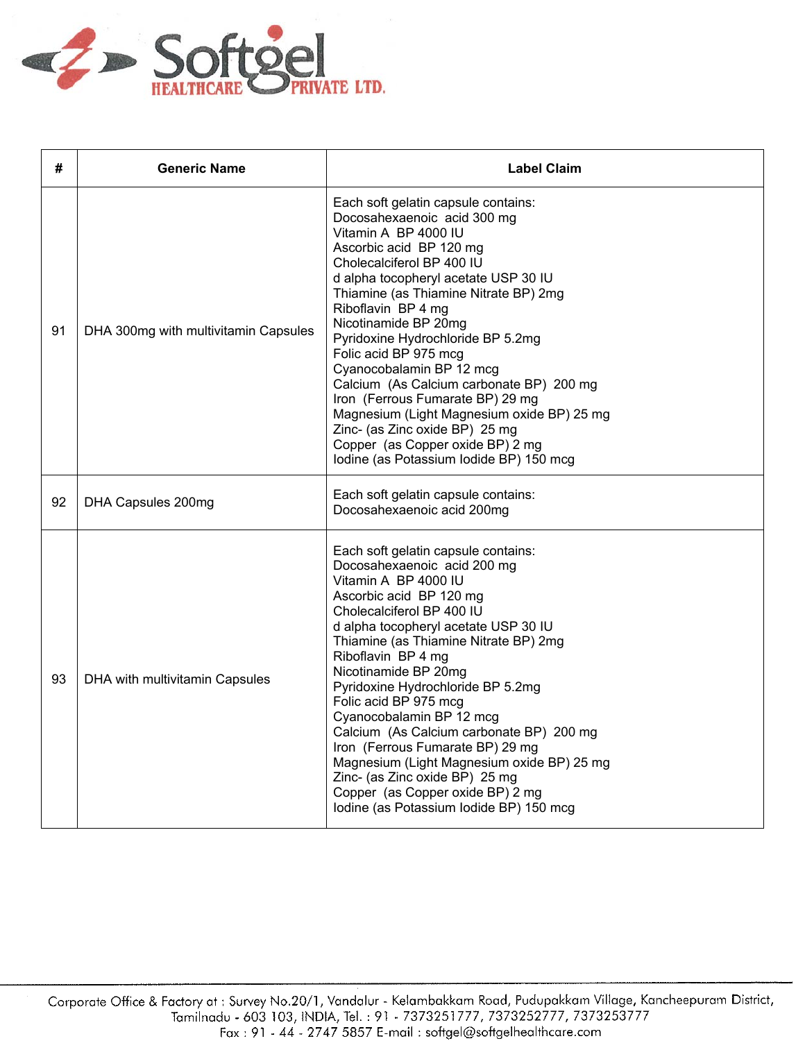| # | Generic Name | Label Claim |
|---|---|---|
| 91 | DHA 300mg with multivitamin Capsules | Each soft gelatin capsule contains:<br>Docosahexaenoic acid 300 mg<br>Vitamin A BP 4000 IU<br>Ascorbic acid BP 120 mg<br>Cholecalciferol BP 400 IU<br>d alpha tocopheryl acetate USP 30 IU<br>Thiamine (as Thiamine Nitrate BP) 2mg<br>Riboflavin BP 4 mg<br>Nicotinamide BP 20mg<br>Pyridoxine Hydrochloride BP 5.2mg<br>Folic acid BP 975 mcg<br>Cyanocobalamin BP 12 mcg<br>Calcium (As Calcium carbonate BP) 200 mg<br>Iron (Ferrous Fumarate BP) 29 mg<br>Magnesium (Light Magnesium oxide BP) 25 mg<br>Zinc- (as Zinc oxide BP) 25 mg<br>Copper (as Copper oxide BP) 2 mg<br>Iodine (as Potassium Iodide BP) 150 mcg |
| 92 | DHA Capsules 200mg | Each soft gelatin capsule contains:<br>Docosahexaenoic acid 200mg |
| 93 | DHA with multivitamin Capsules | Each soft gelatin capsule contains:<br>Docosahexaenoic acid 200 mg<br>Vitamin A BP 4000 IU<br>Ascorbic acid BP 120 mg<br>Cholecalciferol BP 400 IU<br>d alpha tocopheryl acetate USP 30 IU<br>Thiamine (as Thiamine Nitrate BP) 2mg<br>Riboflavin BP 4 mg<br>Nicotinamide BP 20mg<br>Pyridoxine Hydrochloride BP 5.2mg<br>Folic acid BP 975 mcg<br>Cyanocobalamin BP 12 mcg<br>Calcium (As Calcium carbonate BP) 200 mg<br>Iron (Ferrous Fumarate BP) 29 mg<br>Magnesium (Light Magnesium oxide BP) 25 mg<br>Zinc- (as Zinc oxide BP) 25 mg<br>Copper (as Copper oxide BP) 2 mg<br>Iodine (as Potassium Iodide BP) 150 mcg |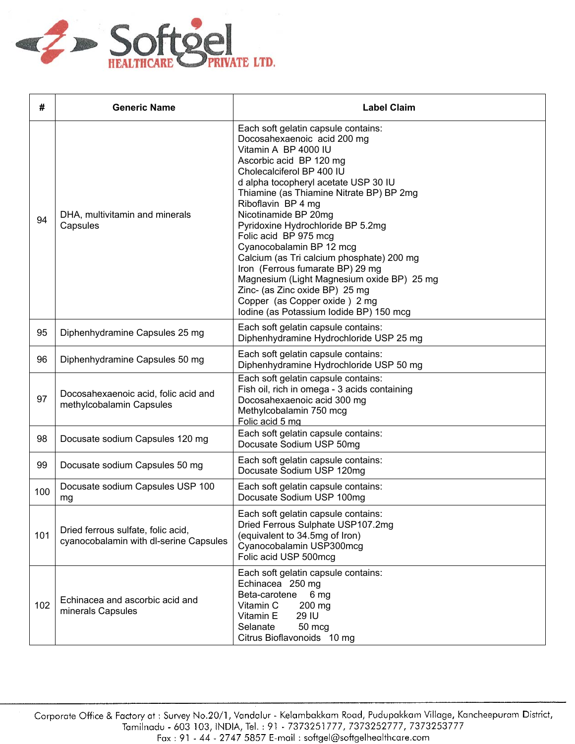Softgel HEALTHCARE PRIVATE LTD.

| # | Generic Name | Label Claim |
|---|---|---|
| 94 | DHA, multivitamin and minerals Capsules | Each soft gelatin capsule contains:<br>Docosahexaenoic acid 200 mg<br>Vitamin A BP 4000 IU<br>Ascorbic acid BP 120 mg<br>Cholecalciferol BP 400 IU<br>d alpha tocopheryl acetate USP 30 IU<br>Thiamine (as Thiamine Nitrate BP) BP 2mg<br>Riboflavin BP 4 mg<br>Nicotinamide BP 20mg<br>Pyridoxine Hydrochloride BP 5.2mg<br>Folic acid BP 975 mcg<br>Cyanocobalamin BP 12 mcg<br>Calcium (as Tri calcium phosphate) 200 mg<br>Iron (Ferrous fumarate BP) 29 mg<br>Magnesium (Light Magnesium oxide BP) 25 mg<br>Zinc- (as Zinc oxide BP) 25 mg<br>Copper (as Copper oxide ) 2 mg<br>Iodine (as Potassium Iodide BP) 150 mcg |
| 95 | Diphenhydramine Capsules 25 mg | Each soft gelatin capsule contains:<br>Diphenhydramine Hydrochloride USP 25 mg |
| 96 | Diphenhydramine Capsules 50 mg | Each soft gelatin capsule contains:<br>Diphenhydramine Hydrochloride USP 50 mg |
| 97 | Docosahexaenoic acid, folic acid and methylcobalamin Capsules | Each soft gelatin capsule contains:<br>Fish oil, rich in omega - 3 acids containing<br>Docosahexaenoic acid 300 mg<br>Methylcobalamin 750 mcg<br>Folic acid 5 mg |
| 98 | Docusate sodium Capsules 120 mg | Each soft gelatin capsule contains:<br>Docusate Sodium USP 50mg |
| 99 | Docusate sodium Capsules 50 mg | Each soft gelatin capsule contains:<br>Docusate Sodium USP 120mg |
| 100 | Docusate sodium Capsules USP 100 mg | Each soft gelatin capsule contains:<br>Docusate Sodium USP 100mg |
| 101 | Dried ferrous sulfate, folic acid, cyanocobalamin with dl-serine Capsules | Each soft gelatin capsule contains:<br>Dried Ferrous Sulphate USP107.2mg<br>(equivalent to 34.5mg of Iron)<br>Cyanocobalamin USP300mcg<br>Folic acid USP 500mcg |
| 102 | Echinacea and ascorbic acid and minerals Capsules | Each soft gelatin capsule contains:<br>Echinacea 250 mg<br>Beta-carotene 6 mg<br>Vitamin C 200 mg<br>Vitamin E 29 IU<br>Selanate 50 mcg<br>Citrus Bioflavonoids 10 mg |

Corporate Office & Factory at : Survey No.20/1, Vandalur - Kelambakkam Road, Pudupakkam Village, Kancheepuram District, Tamilnadu - 603 103, INDIA, Tel. : 91 - 7373251777, 7373252777, 7373253777
Fax : 91 - 44 - 2747 5857 E-mail : softgel@softgelhealthcare.com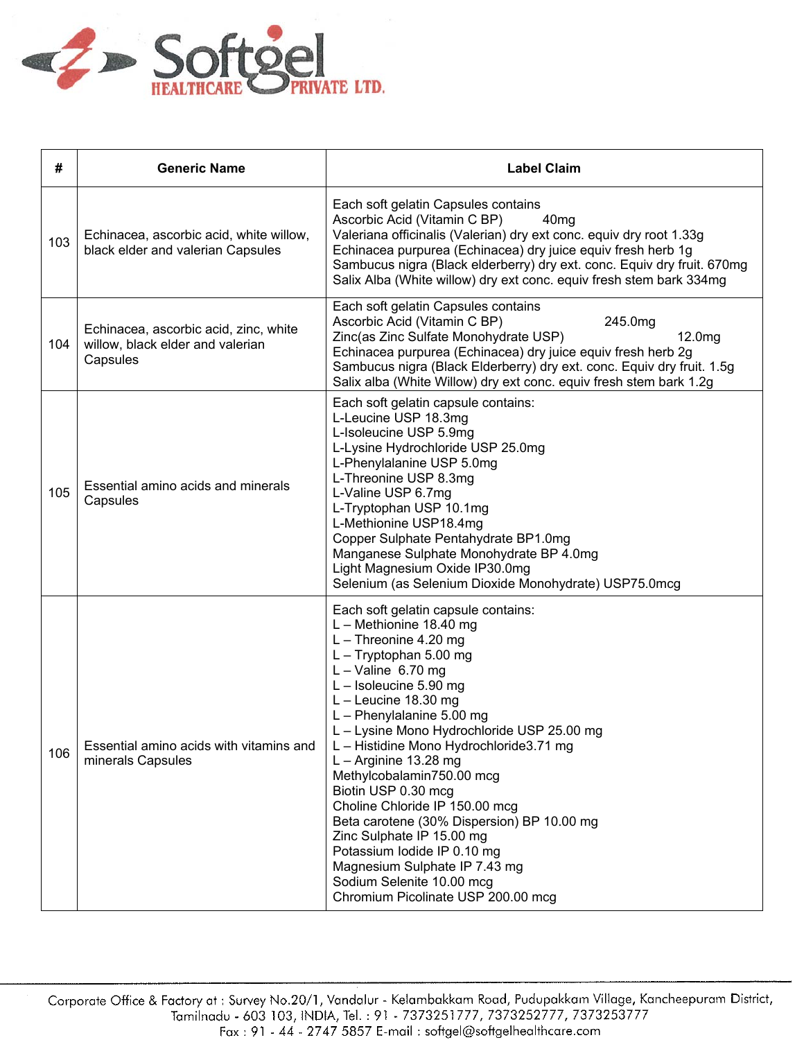| # | Generic Name | Label Claim |
|---|---|---|
| 103 | Echinacea, ascorbic acid, white willow, black elder and valerian Capsules | Each soft gelatin Capsules contains<br>Ascorbic Acid (Vitamin C BP) 40mg<br>Valeriana officinalis (Valerian) dry ext conc. equiv dry root 1.33g<br>Echinacea purpurea (Echinacea) dry juice equiv fresh herb 1g<br>Sambucus nigra (Black elderberry) dry ext. conc. Equiv dry fruit. 670mg<br>Salix Alba (White willow) dry ext conc. equiv fresh stem bark 334mg |
| 104 | Echinacea, ascorbic acid, zinc, white willow, black elder and valerian Capsules | Each soft gelatin Capsules contains<br>Ascorbic Acid (Vitamin C BP) 245.0mg<br>Zinc(as Zinc Sulfate Monohydrate USP) 12.0mg<br>Echinacea purpurea (Echinacea) dry juice equiv fresh herb 2g<br>Sambucus nigra (Black Elderberry) dry ext. conc. Equiv dry fruit. 1.5g<br>Salix alba (White Willow) dry ext conc. equiv fresh stem bark 1.2g |
| 105 | Essential amino acids and minerals Capsules | Each soft gelatin capsule contains:<br>L-Leucine USP 18.3mg<br>L-Isoleucine USP 5.9mg<br>L-Lysine Hydrochloride USP 25.0mg<br>L-Phenylalanine USP 5.0mg<br>L-Threonine USP 8.3mg<br>L-Valine USP 6.7mg<br>L-Tryptophan USP 10.1mg<br>L-Methionine USP18.4mg<br>Copper Sulphate Pentahydrate BP1.0mg<br>Manganese Sulphate Monohydrate BP 4.0mg<br>Light Magnesium Oxide IP30.0mg<br>Selenium (as Selenium Dioxide Monohydrate) USP75.0mcg |
| 106 | Essential amino acids with vitamins and minerals Capsules | Each soft gelatin capsule contains:<br>L – Methionine 18.40 mg<br>L – Threonine 4.20 mg<br>L – Tryptophan 5.00 mg<br>L – Valine 6.70 mg<br>L – Isoleucine 5.90 mg<br>L – Leucine 18.30 mg<br>L – Phenylalanine 5.00 mg<br>L – Lysine Mono Hydrochloride USP 25.00 mg<br>L – Histidine Mono Hydrochloride3.71 mg<br>L – Arginine 13.28 mg<br>Methylcobalamin750.00 mcg<br>Biotin USP 0.30 mcg<br>Choline Chloride IP 150.00 mcg<br>Beta carotene (30% Dispersion) BP 10.00 mg<br>Zinc Sulphate IP 15.00 mg<br>Potassium Iodide IP 0.10 mg<br>Magnesium Sulphate IP 7.43 mg<br>Sodium Selenite 10.00 mcg<br>Chromium Picolinate USP 200.00 mcg |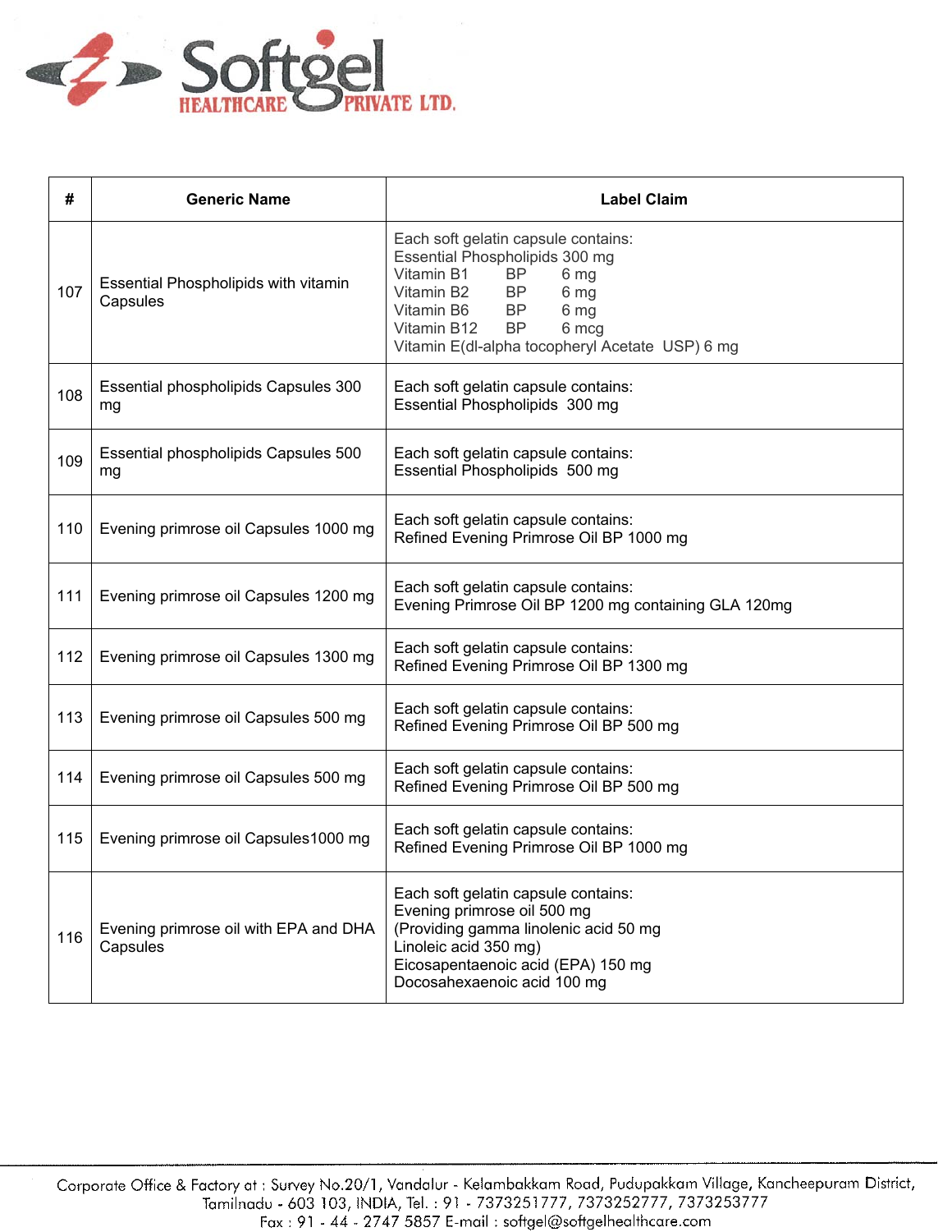| # | Generic Name | Label Claim |
|---|---|---|
| 107 | Essential Phospholipids with vitamin Capsules | Each soft gelatin capsule contains:<br>Essential Phospholipids 300 mg<br>Vitamin B1 BP 6 mg<br>Vitamin B2 BP 6 mg<br>Vitamin B6 BP 6 mg<br>Vitamin B12 BP 6 mcg<br>Vitamin E(dl-alpha tocopheryl Acetate USP) 6 mg |
| 108 | Essential phospholipids Capsules 300 mg | Each soft gelatin capsule contains:<br>Essential Phospholipids 300 mg |
| 109 | Essential phospholipids Capsules 500 mg | Each soft gelatin capsule contains:<br>Essential Phospholipids 500 mg |
| 110 | Evening primrose oil Capsules 1000 mg | Each soft gelatin capsule contains:<br>Refined Evening Primrose Oil BP 1000 mg |
| 111 | Evening primrose oil Capsules 1200 mg | Each soft gelatin capsule contains:<br>Evening Primrose Oil BP 1200 mg containing GLA 120mg |
| 112 | Evening primrose oil Capsules 1300 mg | Each soft gelatin capsule contains:<br>Refined Evening Primrose Oil BP 1300 mg |
| 113 | Evening primrose oil Capsules 500 mg | Each soft gelatin capsule contains:<br>Refined Evening Primrose Oil BP 500 mg |
| 114 | Evening primrose oil Capsules 500 mg | Each soft gelatin capsule contains:<br>Refined Evening Primrose Oil BP 500 mg |
| 115 | Evening primrose oil Capsules1000 mg | Each soft gelatin capsule contains:<br>Refined Evening Primrose Oil BP 1000 mg |
| 116 | Evening primrose oil with EPA and DHA Capsules | Each soft gelatin capsule contains:<br>Evening primrose oil 500 mg<br>(Providing gamma linolenic acid 50 mg<br>Linoleic acid 350 mg)<br>Eicosapentaenoic acid (EPA) 150 mg<br>Docosahexaenoic acid 100 mg |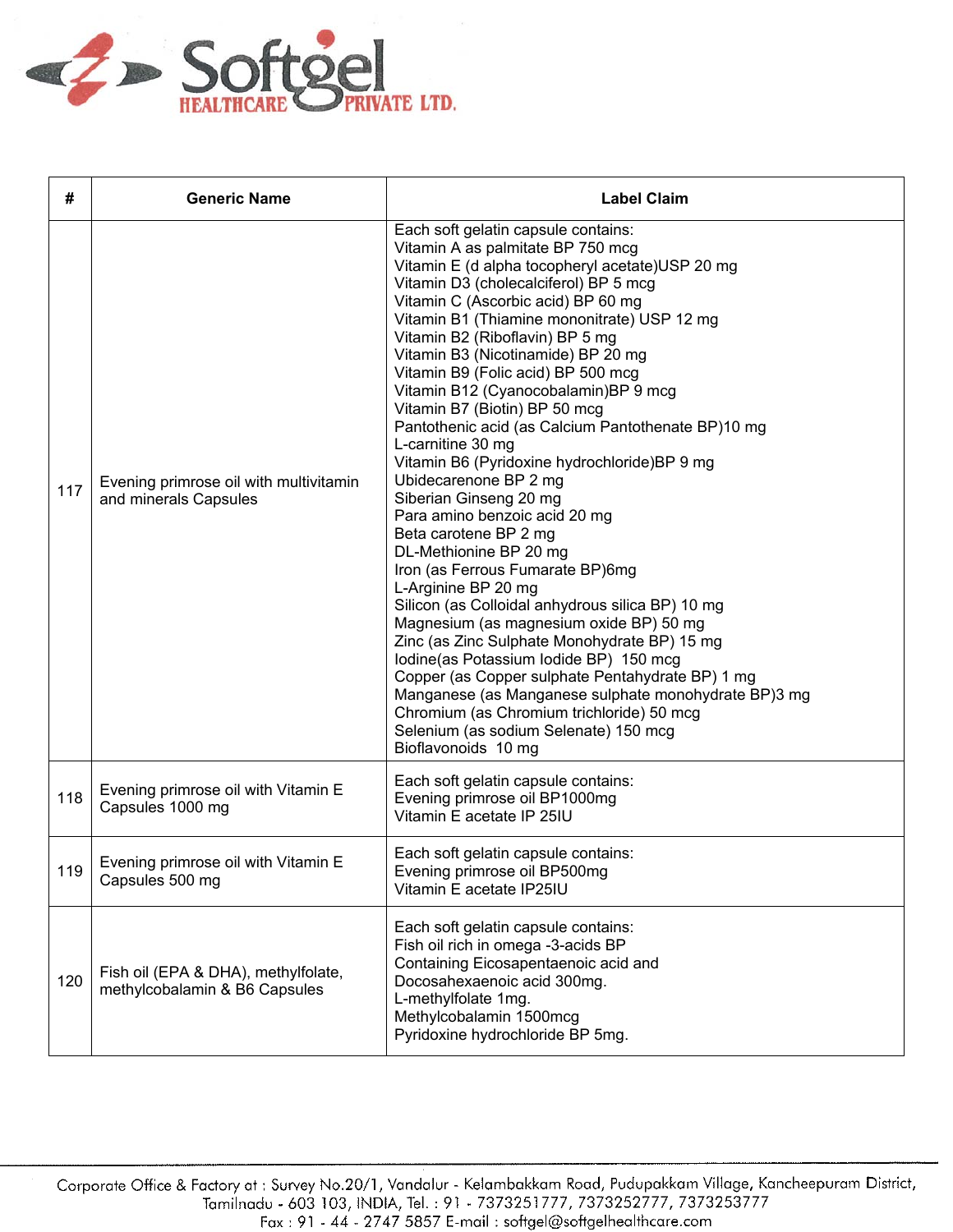| # | Generic Name | Label Claim |
|---|---|---|
| 117 | Evening primrose oil with multivitamin and minerals Capsules | Each soft gelatin capsule contains:<br>Vitamin A as palmitate BP 750 mcg<br>Vitamin E (d alpha tocopheryl acetate)USP 20 mg<br>Vitamin D3 (cholecalciferol) BP 5 mcg<br>Vitamin C (Ascorbic acid) BP 60 mg<br>Vitamin B1 (Thiamine mononitrate) USP 12 mg<br>Vitamin B2 (Riboflavin) BP 5 mg<br>Vitamin B3 (Nicotinamide) BP 20 mg<br>Vitamin B9 (Folic acid) BP 500 mcg<br>Vitamin B12 (Cyanocobalamin)BP 9 mcg<br>Vitamin B7 (Biotin) BP 50 mcg<br>Pantothenic acid (as Calcium Pantothenate BP)10 mg<br>L-carnitine 30 mg<br>Vitamin B6 (Pyridoxine hydrochloride)BP 9 mg<br>Ubidecarenone BP 2 mg<br>Siberian Ginseng 20 mg<br>Para amino benzoic acid 20 mg<br>Beta carotene BP 2 mg<br>DL-Methionine BP 20 mg<br>Iron (as Ferrous Fumarate BP)6mg<br>L-Arginine BP 20 mg<br>Silicon (as Colloidal anhydrous silica BP) 10 mg<br>Magnesium (as magnesium oxide BP) 50 mg<br>Zinc (as Zinc Sulphate Monohydrate BP) 15 mg<br>Iodine(as Potassium Iodide BP) 150 mcg<br>Copper (as Copper sulphate Pentahydrate BP) 1 mg<br>Manganese (as Manganese sulphate monohydrate BP)3 mg<br>Chromium (as Chromium trichloride) 50 mcg<br>Selenium (as sodium Selenate) 150 mcg<br>Bioflavonoids 10 mg |
| 118 | Evening primrose oil with Vitamin E Capsules 1000 mg | Each soft gelatin capsule contains:<br>Evening primrose oil BP1000mg<br>Vitamin E acetate IP 25IU |
| 119 | Evening primrose oil with Vitamin E Capsules 500 mg | Each soft gelatin capsule contains:<br>Evening primrose oil BP500mg<br>Vitamin E acetate IP25IU |
| 120 | Fish oil (EPA & DHA), methylfolate, methylcobalamin & B6 Capsules | Each soft gelatin capsule contains:<br>Fish oil rich in omega -3-acids BP<br>Containing Eicosapentaenoic acid and<br>Docosahexaenoic acid 300mg.<br>L-methylfolate 1mg.<br>Methylcobalamin 1500mcg<br>Pyridoxine hydrochloride BP 5mg. |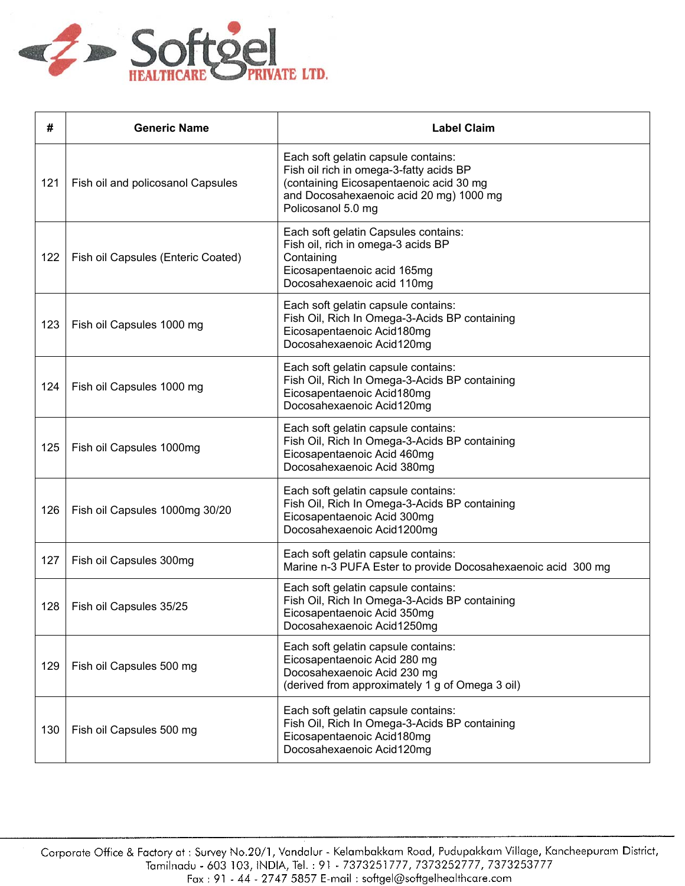# Softgel HEALTHCARE PRIVATE LTD.

| # | Generic Name | Label Claim |
|---|---|---|
| 121 | Fish oil and policosanol Capsules | Each soft gelatin capsule contains:<br>Fish oil rich in omega-3-fatty acids BP<br>(containing Eicosapentaenoic acid 30 mg<br>and Docosahexaenoic acid 20 mg) 1000 mg<br>Policosanol 5.0 mg |
| 122 | Fish oil Capsules (Enteric Coated) | Each soft gelatin Capsules contains:<br>Fish oil, rich in omega-3 acids BP<br>Containing<br>Eicosapentaenoic acid 165mg<br>Docosahexaenoic acid 110mg |
| 123 | Fish oil Capsules 1000 mg | Each soft gelatin capsule contains:<br>Fish Oil, Rich In Omega-3-Acids BP containing<br>Eicosapentaenoic Acid180mg<br>Docosahexaenoic Acid120mg |
| 124 | Fish oil Capsules 1000 mg | Each soft gelatin capsule contains:<br>Fish Oil, Rich In Omega-3-Acids BP containing<br>Eicosapentaenoic Acid180mg<br>Docosahexaenoic Acid120mg |
| 125 | Fish oil Capsules 1000mg | Each soft gelatin capsule contains:<br>Fish Oil, Rich In Omega-3-Acids BP containing<br>Eicosapentaenoic Acid 460mg<br>Docosahexaenoic Acid 380mg |
| 126 | Fish oil Capsules 1000mg 30/20 | Each soft gelatin capsule contains:<br>Fish Oil, Rich In Omega-3-Acids BP containing<br>Eicosapentaenoic Acid 300mg<br>Docosahexaenoic Acid1200mg |
| 127 | Fish oil Capsules 300mg | Each soft gelatin capsule contains:<br>Marine n-3 PUFA Ester to provide Docosahexaenoic acid 300 mg |
| 128 | Fish oil Capsules 35/25 | Each soft gelatin capsule contains:<br>Fish Oil, Rich In Omega-3-Acids BP containing<br>Eicosapentaenoic Acid 350mg<br>Docosahexaenoic Acid1250mg |
| 129 | Fish oil Capsules 500 mg | Each soft gelatin capsule contains:<br>Eicosapentaenoic Acid 280 mg<br>Docosahexaenoic Acid 230 mg<br>(derived from approximately 1 g of Omega 3 oil) |
| 130 | Fish oil Capsules 500 mg | Each soft gelatin capsule contains:<br>Fish Oil, Rich In Omega-3-Acids BP containing<br>Eicosapentaenoic Acid180mg<br>Docosahexaenoic Acid120mg |

Corporate Office & Factory at : Survey No.20/1, Vandalur - Kelambakkam Road, Pudupakkam Village, Kancheepuram District, Tamilnadu - 603 103, INDIA, Tel. : 91 - 7373251777, 7373252777, 7373253777
Fax : 91 - 44 - 2747 5857 E-mail : softgel@softgelhealthcare.com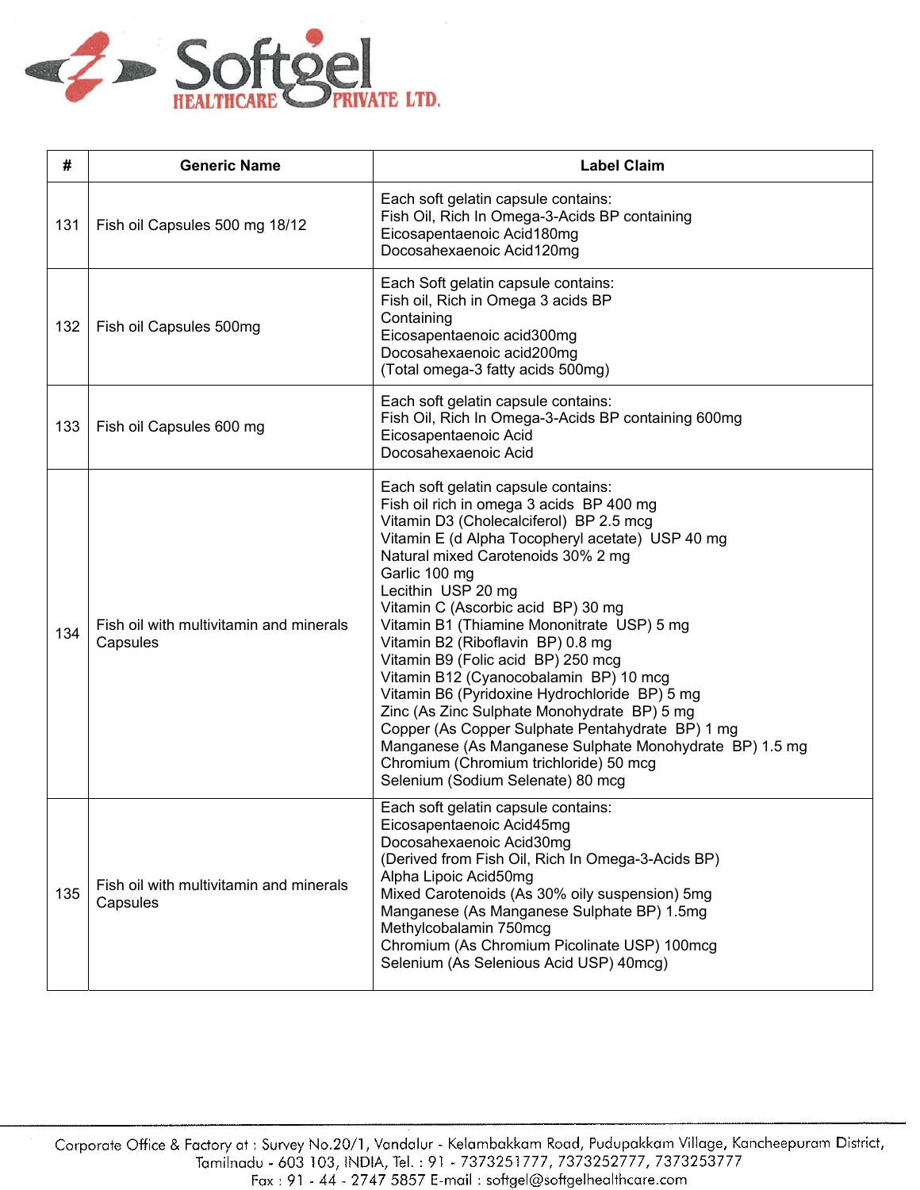| # | Generic Name | Label Claim |
|---|---|---|
| 131 | Fish oil Capsules 500 mg 18/12 | Each soft gelatin capsule contains:<br>Fish Oil, Rich In Omega-3-Acids BP containing<br>Eicosapentaenoic Acid180mg<br>Docosahexaenoic Acid120mg |
| 132 | Fish oil Capsules 500mg | Each Soft gelatin capsule contains:<br>Fish oil, Rich in Omega 3 acids BP<br>Containing<br>Eicosapentaenoic acid300mg<br>Docosahexaenoic acid200mg<br>(Total omega-3 fatty acids 500mg) |
| 133 | Fish oil Capsules 600 mg | Each soft gelatin capsule contains:<br>Fish Oil, Rich In Omega-3-Acids BP containing 600mg<br>Eicosapentaenoic Acid<br>Docosahexaenoic Acid |
| 134 | Fish oil with multivitamin and minerals Capsules | Each soft gelatin capsule contains:<br>Fish oil rich in omega 3 acids BP 400 mg<br>Vitamin D3 (Cholecalciferol) BP 2.5 mcg<br>Vitamin E (d Alpha Tocopheryl acetate) USP 40 mg<br>Natural mixed Carotenoids 30% 2 mg<br>Garlic 100 mg<br>Lecithin USP 20 mg<br>Vitamin C (Ascorbic acid BP) 30 mg<br>Vitamin B1 (Thiamine Mononitrate USP) 5 mg<br>Vitamin B2 (Riboflavin BP) 0.8 mg<br>Vitamin B9 (Folic acid BP) 250 mcg<br>Vitamin B12 (Cyanocobalamin BP) 10 mcg<br>Vitamin B6 (Pyridoxine Hydrochloride BP) 5 mg<br>Zinc (As Zinc Sulphate Monohydrate BP) 5 mg<br>Copper (As Copper Sulphate Pentahydrate BP) 1 mg<br>Manganese (As Manganese Sulphate Monohydrate BP) 1.5 mg<br>Chromium (Chromium trichloride) 50 mcg<br>Selenium (Sodium Selenate) 80 mcg |
| 135 | Fish oil with multivitamin and minerals Capsules | Each soft gelatin capsule contains:<br>Eicosapentaenoic Acid45mg<br>Docosahexaenoic Acid30mg<br>(Derived from Fish Oil, Rich In Omega-3-Acids BP)<br>Alpha Lipoic Acid50mg<br>Mixed Carotenoids (As 30% oily suspension) 5mg<br>Manganese (As Manganese Sulphate BP) 1.5mg<br>Methylcobalamin 750mcg<br>Chromium (As Chromium Picolinate USP) 100mcg<br>Selenium (As Selenious Acid USP) 40mcg) |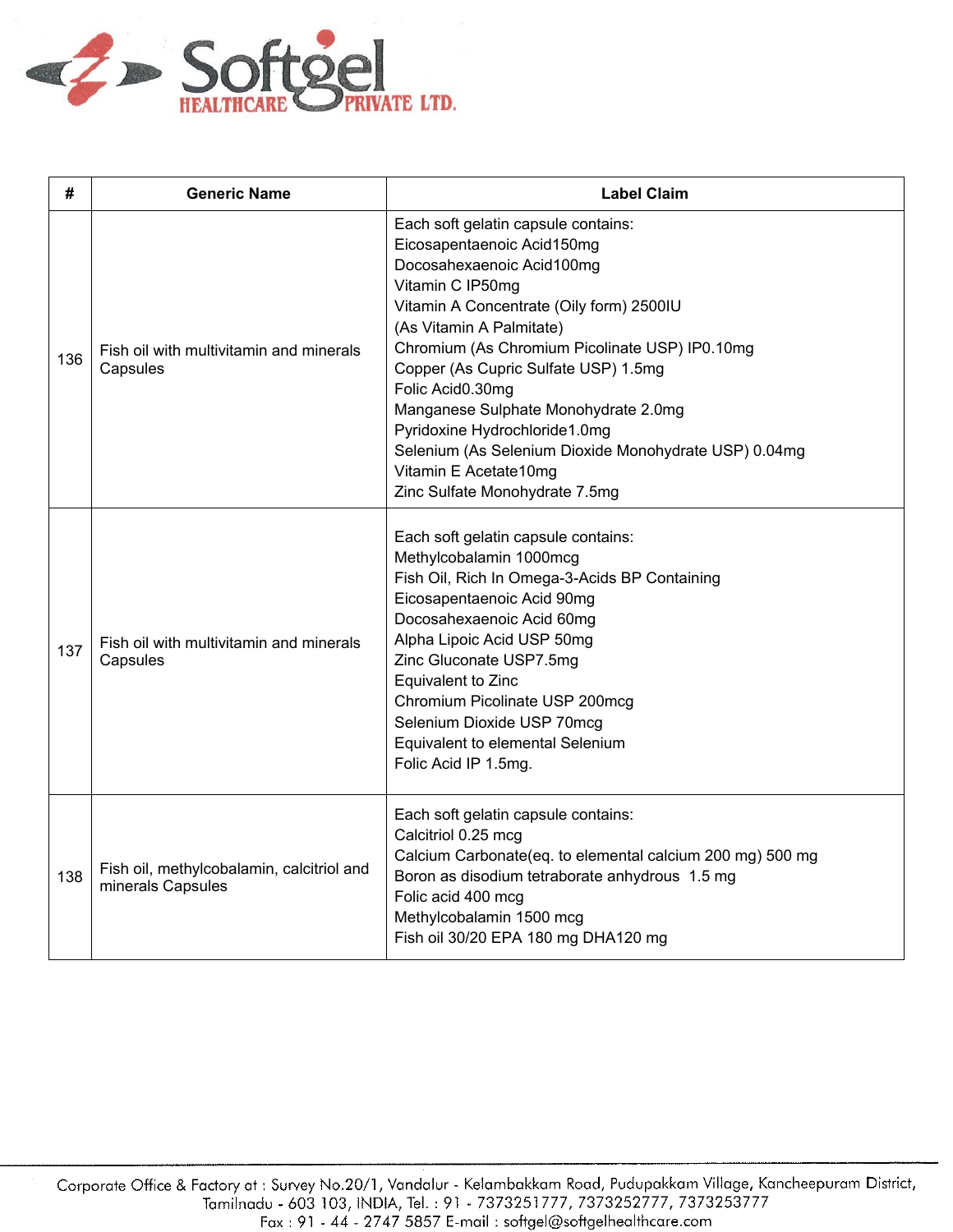| # | Generic Name | Label Claim |
|---|---|---|
| 136 | Fish oil with multivitamin and minerals Capsules | Each soft gelatin capsule contains:<br>Eicosapentaenoic Acid150mg<br>Docosahexaenoic Acid100mg<br>Vitamin C IP50mg<br>Vitamin A Concentrate (Oily form) 2500IU<br>(As Vitamin A Palmitate)<br>Chromium (As Chromium Picolinate USP) IP0.10mg<br>Copper (As Cupric Sulfate USP) 1.5mg<br>Folic Acid0.30mg<br>Manganese Sulphate Monohydrate 2.0mg<br>Pyridoxine Hydrochloride1.0mg<br>Selenium (As Selenium Dioxide Monohydrate USP) 0.04mg<br>Vitamin E Acetate10mg<br>Zinc Sulfate Monohydrate 7.5mg |
| 137 | Fish oil with multivitamin and minerals Capsules | Each soft gelatin capsule contains:<br>Methylcobalamin 1000mcg<br>Fish Oil, Rich In Omega-3-Acids BP Containing<br>Eicosapentaenoic Acid 90mg<br>Docosahexaenoic Acid 60mg<br>Alpha Lipoic Acid USP 50mg<br>Zinc Gluconate USP7.5mg<br>Equivalent to Zinc<br>Chromium Picolinate USP 200mcg<br>Selenium Dioxide USP 70mcg<br>Equivalent to elemental Selenium<br>Folic Acid IP 1.5mg. |
| 138 | Fish oil, methylcobalamin, calcitriol and minerals Capsules | Each soft gelatin capsule contains:<br>Calcitriol 0.25 mcg<br>Calcium Carbonate(eq. to elemental calcium 200 mg) 500 mg<br>Boron as disodium tetraborate anhydrous 1.5 mg<br>Folic acid 400 mcg<br>Methylcobalamin 1500 mcg<br>Fish oil 30/20 EPA 180 mg DHA120 mg |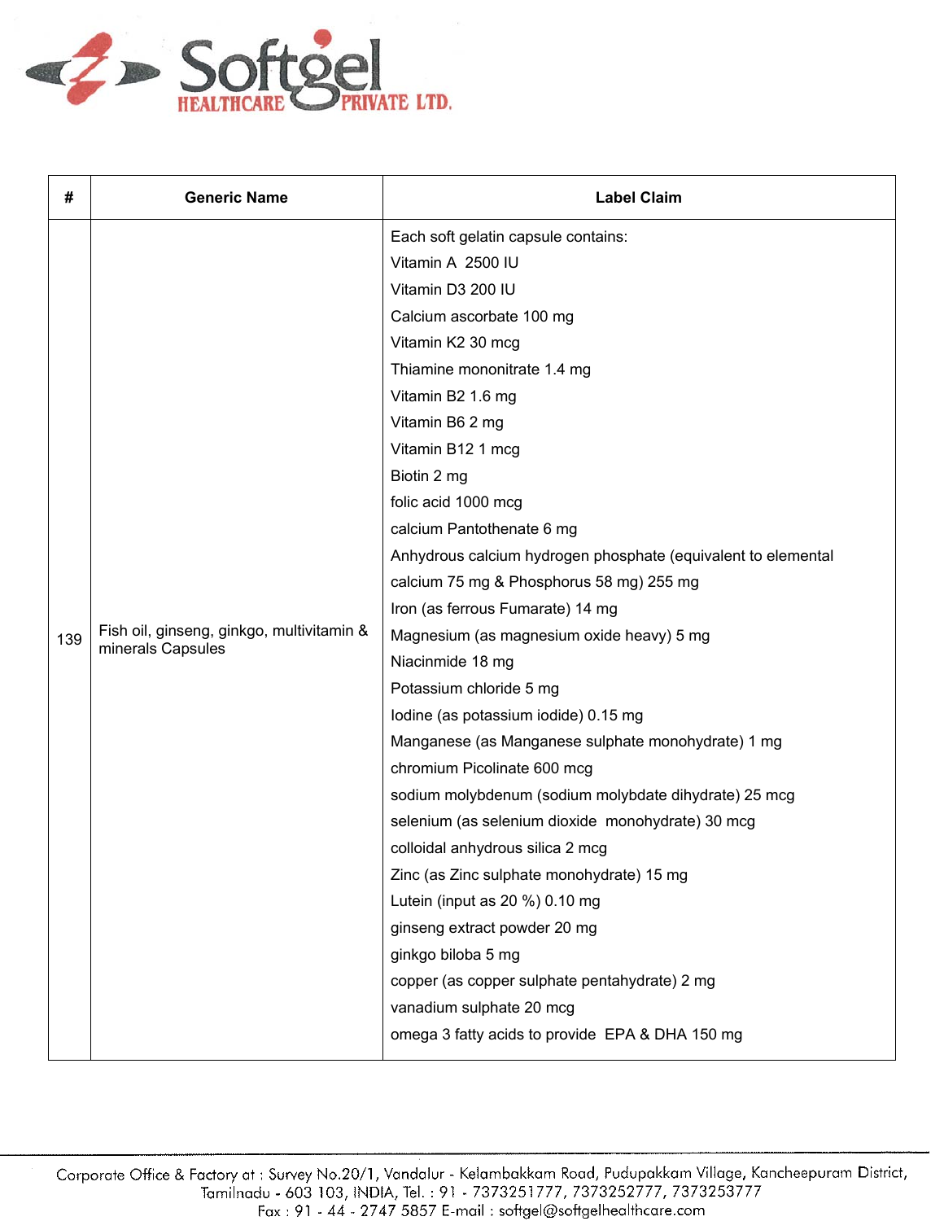| # | Generic Name | Label Claim |
|---|---|---|
| 139 | Fish oil, ginseng, ginkgo, multivitamin & minerals Capsules | Each soft gelatin capsule contains:<br>Vitamin A 2500 IU<br>Vitamin D3 200 IU<br>Calcium ascorbate 100 mg<br>Vitamin K2 30 mcg<br>Thiamine mononitrate 1.4 mg<br>Vitamin B2 1.6 mg<br>Vitamin B6 2 mg<br>Vitamin B12 1 mcg<br>Biotin 2 mg<br>folic acid 1000 mcg<br>calcium Pantothenate 6 mg<br>Anhydrous calcium hydrogen phosphate (equivalent to elemental calcium 75 mg & Phosphorus 58 mg) 255 mg<br>Iron (as ferrous Fumarate) 14 mg<br>Magnesium (as magnesium oxide heavy) 5 mg<br>Niacinmide 18 mg<br>Potassium chloride 5 mg<br>Iodine (as potassium iodide) 0.15 mg<br>Manganese (as Manganese sulphate monohydrate) 1 mg<br>chromium Picolinate 600 mcg<br>sodium molybdenum (sodium molybdate dihydrate) 25 mcg<br>selenium (as selenium dioxide monohydrate) 30 mcg<br>colloidal anhydrous silica 2 mcg<br>Zinc (as Zinc sulphate monohydrate) 15 mg<br>Lutein (input as 20 %) 0.10 mg<br>ginseng extract powder 20 mg<br>ginkgo biloba 5 mg<br>copper (as copper sulphate pentahydrate) 2 mg<br>vanadium sulphate 20 mcg<br>omega 3 fatty acids to provide EPA & DHA 150 mg |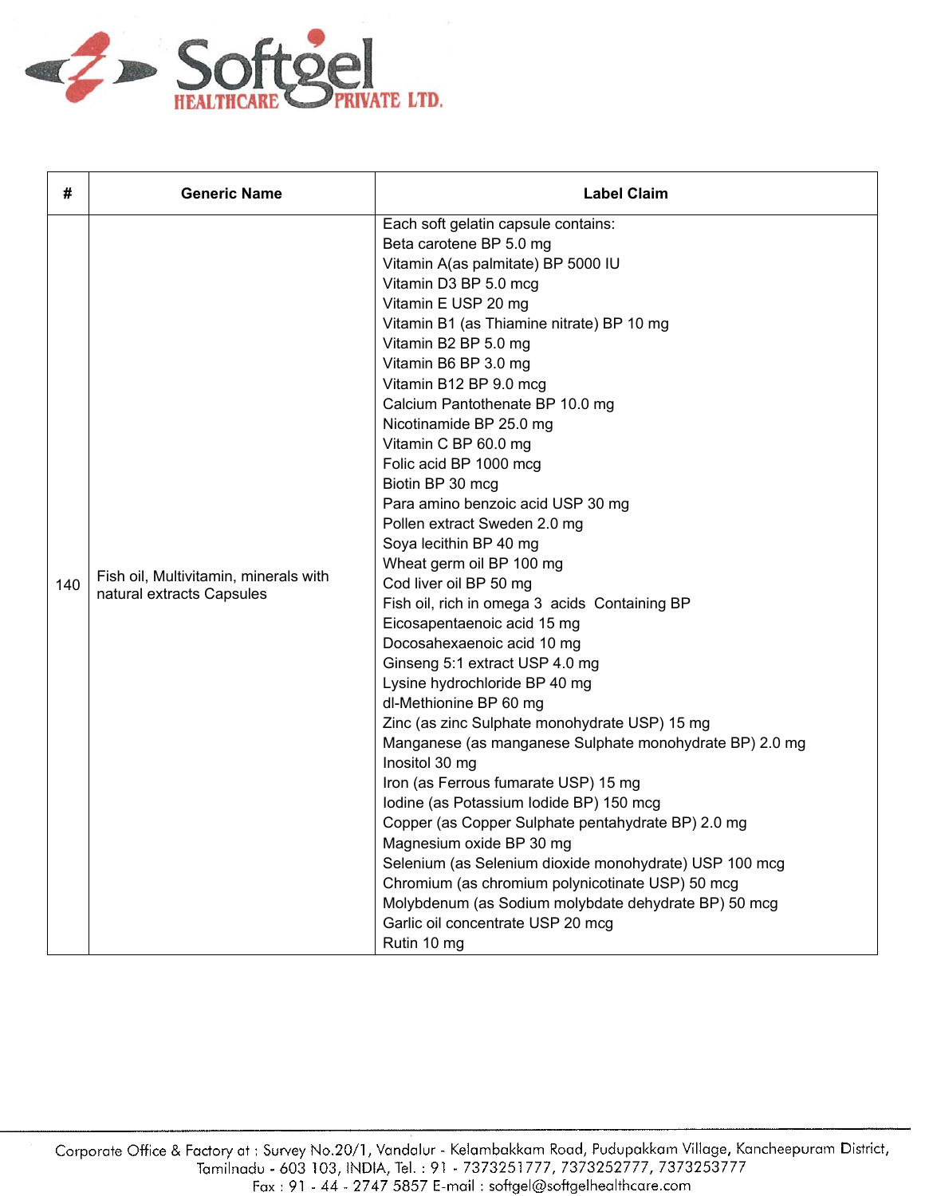| # | Generic Name | Label Claim |
|---|---|---|
| 140 | Fish oil, Multivitamin, minerals with natural extracts Capsules | Each soft gelatin capsule contains:<br>Beta carotene BP 5.0 mg<br>Vitamin A(as palmitate) BP 5000 IU<br>Vitamin D3 BP 5.0 mcg<br>Vitamin E USP 20 mg<br>Vitamin B1 (as Thiamine nitrate) BP 10 mg<br>Vitamin B2 BP 5.0 mg<br>Vitamin B6 BP 3.0 mg<br>Vitamin B12 BP 9.0 mcg<br>Calcium Pantothenate BP 10.0 mg<br>Nicotinamide BP 25.0 mg<br>Vitamin C BP 60.0 mg<br>Folic acid BP 1000 mcg<br>Biotin BP 30 mcg<br>Para amino benzoic acid USP 30 mg<br>Pollen extract Sweden 2.0 mg<br>Soya lecithin BP 40 mg<br>Wheat germ oil BP 100 mg<br>Cod liver oil BP 50 mg<br>Fish oil, rich in omega 3 acids Containing BP<br>Eicosapentaenoic acid 15 mg<br>Docosahexaenoic acid 10 mg<br>Ginseng 5:1 extract USP 4.0 mg<br>Lysine hydrochloride BP 40 mg<br>dl-Methionine BP 60 mg<br>Zinc (as zinc Sulphate monohydrate USP) 15 mg<br>Manganese (as manganese Sulphate monohydrate BP) 2.0 mg<br>Inositol 30 mg<br>Iron (as Ferrous fumarate USP) 15 mg<br>Iodine (as Potassium Iodide BP) 150 mcg<br>Copper (as Copper Sulphate pentahydrate BP) 2.0 mg<br>Magnesium oxide BP 30 mg<br>Selenium (as Selenium dioxide monohydrate) USP 100 mcg<br>Chromium (as chromium polynicotinate USP) 50 mcg<br>Molybdenum (as Sodium molybdate dehydrate BP) 50 mcg<br>Garlic oil concentrate USP 20 mcg<br>Rutin 10 mg |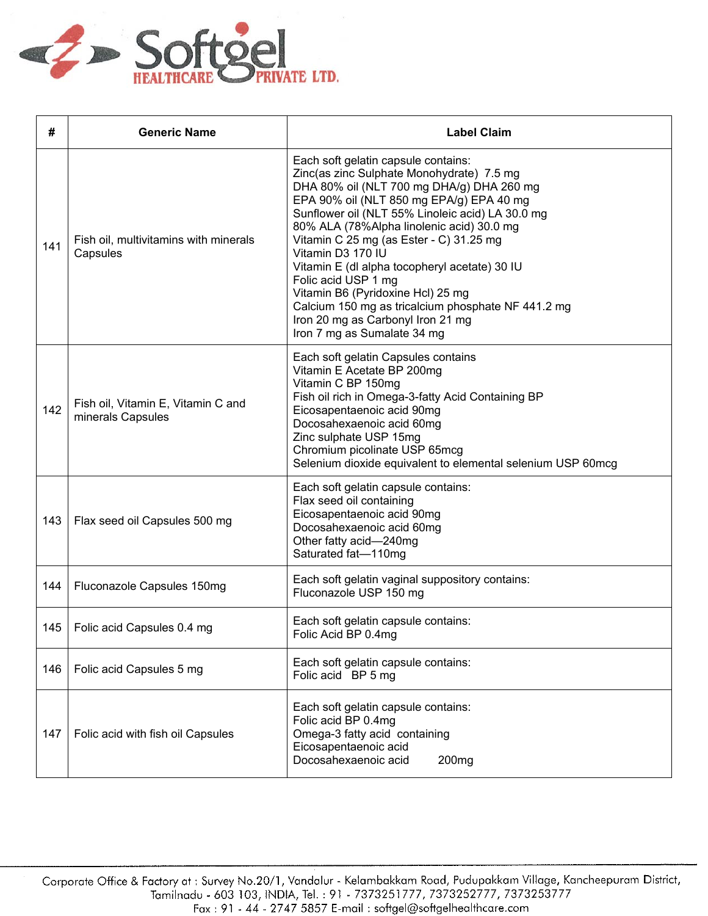| # | Generic Name | Label Claim |
|---|---|---|
| 141 | Fish oil, multivitamins with minerals Capsules | Each soft gelatin capsule contains:<br>Zinc(as zinc Sulphate Monohydrate) 7.5 mg<br>DHA 80% oil (NLT 700 mg DHA/g) DHA 260 mg<br>EPA 90% oil (NLT 850 mg EPA/g) EPA 40 mg<br>Sunflower oil (NLT 55% Linoleic acid) LA 30.0 mg<br>80% ALA (78%Alpha linolenic acid) 30.0 mg<br>Vitamin C 25 mg (as Ester - C) 31.25 mg<br>Vitamin D3 170 IU<br>Vitamin E (dl alpha tocopheryl acetate) 30 IU<br>Folic acid USP 1 mg<br>Vitamin B6 (Pyridoxine Hcl) 25 mg<br>Calcium 150 mg as tricalcium phosphate NF 441.2 mg<br>Iron 20 mg as Carbonyl Iron 21 mg<br>Iron 7 mg as Sumalate 34 mg |
| 142 | Fish oil, Vitamin E, Vitamin C and minerals Capsules | Each soft gelatin Capsules contains<br>Vitamin E Acetate BP 200mg<br>Vitamin C BP 150mg<br>Fish oil rich in Omega-3-fatty Acid Containing BP<br>Eicosapentaenoic acid 90mg<br>Docosahexaenoic acid 60mg<br>Zinc sulphate USP 15mg<br>Chromium picolinate USP 65mcg<br>Selenium dioxide equivalent to elemental selenium USP 60mcg |
| 143 | Flax seed oil Capsules 500 mg | Each soft gelatin capsule contains:<br>Flax seed oil containing<br>Eicosapentaenoic acid 90mg<br>Docosahexaenoic acid 60mg<br>Other fatty acid—240mg<br>Saturated fat—110mg |
| 144 | Fluconazole Capsules 150mg | Each soft gelatin vaginal suppository contains:<br>Fluconazole USP 150 mg |
| 145 | Folic acid Capsules 0.4 mg | Each soft gelatin capsule contains:<br>Folic Acid BP 0.4mg |
| 146 | Folic acid Capsules 5 mg | Each soft gelatin capsule contains:<br>Folic acid BP 5 mg |
| 147 | Folic acid with fish oil Capsules | Each soft gelatin capsule contains:<br>Folic acid BP 0.4mg<br>Omega-3 fatty acid containing<br>Eicosapentaenoic acid<br>Docosahexaenoic acid 200mg |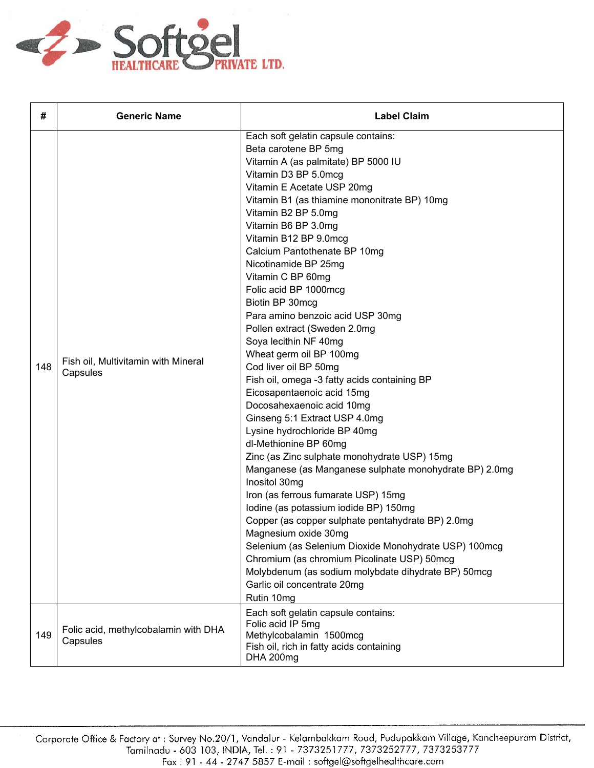| # | Generic Name | Label Claim |
|---|---|---|
| 148 | Fish oil, Multivitamin with Mineral Capsules | Each soft gelatin capsule contains:<br>Beta carotene BP 5mg<br>Vitamin A (as palmitate) BP 5000 IU<br>Vitamin D3 BP 5.0mcg<br>Vitamin E Acetate USP 20mg<br>Vitamin B1 (as thiamine mononitrate BP) 10mg<br>Vitamin B2 BP 5.0mg<br>Vitamin B6 BP 3.0mg<br>Vitamin B12 BP 9.0mcg<br>Calcium Pantothenate BP 10mg<br>Nicotinamide BP 25mg<br>Vitamin C BP 60mg<br>Folic acid BP 1000mcg<br>Biotin BP 30mcg<br>Para amino benzoic acid USP 30mg<br>Pollen extract (Sweden 2.0mg<br>Soya lecithin NF 40mg<br>Wheat germ oil BP 100mg<br>Cod liver oil BP 50mg<br>Fish oil, omega -3 fatty acids containing BP<br>Eicosapentaenoic acid 15mg<br>Docosahexaenoic acid 10mg<br>Ginseng 5:1 Extract USP 4.0mg<br>Lysine hydrochloride BP 40mg<br>dl-Methionine BP 60mg<br>Zinc (as Zinc sulphate monohydrate USP) 15mg<br>Manganese (as Manganese sulphate monohydrate BP) 2.0mg<br>Inositol 30mg<br>Iron (as ferrous fumarate USP) 15mg<br>Iodine (as potassium iodide BP) 150mg<br>Copper (as copper sulphate pentahydrate BP) 2.0mg<br>Magnesium oxide 30mg<br>Selenium (as Selenium Dioxide Monohydrate USP) 100mcg<br>Chromium (as chromium Picolinate USP) 50mcg<br>Molybdenum (as sodium molybdate dihydrate BP) 50mcg<br>Garlic oil concentrate 20mg<br>Rutin 10mg |
| 149 | Folic acid, methylcobalamin with DHA Capsules | Each soft gelatin capsule contains:<br>Folic acid IP 5mg<br>Methylcobalamin 1500mcg<br>Fish oil, rich in fatty acids containing<br>DHA 200mg |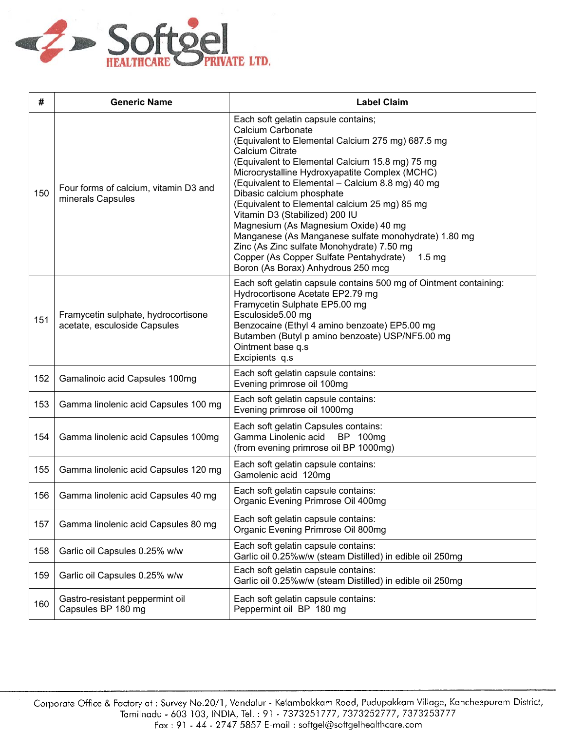| # | Generic Name | Label Claim |
|---|---|---|
| 150 | Four forms of calcium, vitamin D3 and minerals Capsules | Each soft gelatin capsule contains;<br>Calcium Carbonate<br>(Equivalent to Elemental Calcium 275 mg) 687.5 mg<br>Calcium Citrate<br>(Equivalent to Elemental Calcium 15.8 mg) 75 mg<br>Microcrystalline Hydroxyapatite Complex (MCHC)<br>(Equivalent to Elemental – Calcium 8.8 mg) 40 mg<br>Dibasic calcium phosphate<br>(Equivalent to Elemental calcium 25 mg) 85 mg<br>Vitamin D3 (Stabilized) 200 IU<br>Magnesium (As Magnesium Oxide) 40 mg<br>Manganese (As Manganese sulfate monohydrate) 1.80 mg<br>Zinc (As Zinc sulfate Monohydrate) 7.50 mg<br>Copper (As Copper Sulfate Pentahydrate) 1.5 mg<br>Boron (As Borax) Anhydrous 250 mcg |
| 151 | Framycetin sulphate, hydrocortisone acetate, esculoside Capsules | Each soft gelatin capsule contains 500 mg of Ointment containing:<br>Hydrocortisone Acetate EP2.79 mg<br>Framycetin Sulphate EP5.00 mg<br>Esculoside5.00 mg<br>Benzocaine (Ethyl 4 amino benzoate) EP5.00 mg<br>Butamben (Butyl p amino benzoate) USP/NF5.00 mg<br>Ointment base q.s<br>Excipients q.s |
| 152 | Gamalinoic acid Capsules 100mg | Each soft gelatin capsule contains:<br>Evening primrose oil 100mg |
| 153 | Gamma linolenic acid Capsules 100 mg | Each soft gelatin capsule contains:<br>Evening primrose oil 1000mg |
| 154 | Gamma linolenic acid Capsules 100mg | Each soft gelatin Capsules contains:<br>Gamma Linolenic acid BP 100mg<br>(from evening primrose oil BP 1000mg) |
| 155 | Gamma linolenic acid Capsules 120 mg | Each soft gelatin capsule contains:<br>Gamolenic acid 120mg |
| 156 | Gamma linolenic acid Capsules 40 mg | Each soft gelatin capsule contains:<br>Organic Evening Primrose Oil 400mg |
| 157 | Gamma linolenic acid Capsules 80 mg | Each soft gelatin capsule contains:<br>Organic Evening Primrose Oil 800mg |
| 158 | Garlic oil Capsules 0.25% w/w | Each soft gelatin capsule contains:<br>Garlic oil 0.25%w/w (steam Distilled) in edible oil 250mg |
| 159 | Garlic oil Capsules 0.25% w/w | Each soft gelatin capsule contains:<br>Garlic oil 0.25%w/w (steam Distilled) in edible oil 250mg |
| 160 | Gastro-resistant peppermint oil Capsules BP 180 mg | Each soft gelatin capsule contains:<br>Peppermint oil BP 180 mg |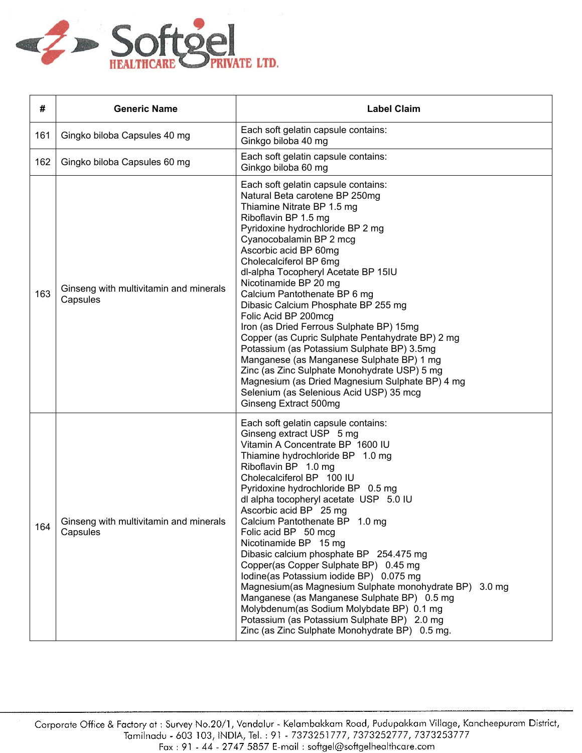| # | Generic Name | Label Claim |
|---|---|---|
| 161 | Gingko biloba Capsules 40 mg | Each soft gelatin capsule contains:<br>Ginkgo biloba 40 mg |
| 162 | Gingko biloba Capsules 60 mg | Each soft gelatin capsule contains:<br>Ginkgo biloba 60 mg |
| 163 | Ginseng with multivitamin and minerals Capsules | Each soft gelatin capsule contains:<br>Natural Beta carotene BP 250mg<br>Thiamine Nitrate BP 1.5 mg<br>Riboflavin BP 1.5 mg<br>Pyridoxine hydrochloride BP 2 mg<br>Cyanocobalamin BP 2 mcg<br>Ascorbic acid BP 60mg<br>Cholecalciferol BP 6mg<br>dl-alpha Tocopheryl Acetate BP 15IU<br>Nicotinamide BP 20 mg<br>Calcium Pantothenate BP 6 mg<br>Dibasic Calcium Phosphate BP 255 mg<br>Folic Acid BP 200mcg<br>Iron (as Dried Ferrous Sulphate BP) 15mg<br>Copper (as Cupric Sulphate Pentahydrate BP) 2 mg<br>Potassium (as Potassium Sulphate BP) 3.5mg<br>Manganese (as Manganese Sulphate BP) 1 mg<br>Zinc (as Zinc Sulphate Monohydrate USP) 5 mg<br>Magnesium (as Dried Magnesium Sulphate BP) 4 mg<br>Selenium (as Selenious Acid USP) 35 mcg<br>Ginseng Extract 500mg |
| 164 | Ginseng with multivitamin and minerals Capsules | Each soft gelatin capsule contains:<br>Ginseng extract USP 5 mg<br>Vitamin A Concentrate BP 1600 IU<br>Thiamine hydrochloride BP 1.0 mg<br>Riboflavin BP 1.0 mg<br>Cholecalciferol BP 100 IU<br>Pyridoxine hydrochloride BP 0.5 mg<br>dl alpha tocopheryl acetate USP 5.0 IU<br>Ascorbic acid BP 25 mg<br>Calcium Pantothenate BP 1.0 mg<br>Folic acid BP 50 mcg<br>Nicotinamide BP 15 mg<br>Dibasic calcium phosphate BP 254.475 mg<br>Copper(as Copper Sulphate BP) 0.45 mg<br>Iodine(as Potassium iodide BP) 0.075 mg<br>Magnesium(as Magnesium Sulphate monohydrate BP) 3.0 mg<br>Manganese (as Manganese Sulphate BP) 0.5 mg<br>Molybdenum(as Sodium Molybdate BP) 0.1 mg<br>Potassium (as Potassium Sulphate BP) 2.0 mg<br>Zinc (as Zinc Sulphate Monohydrate BP) 0.5 mg. |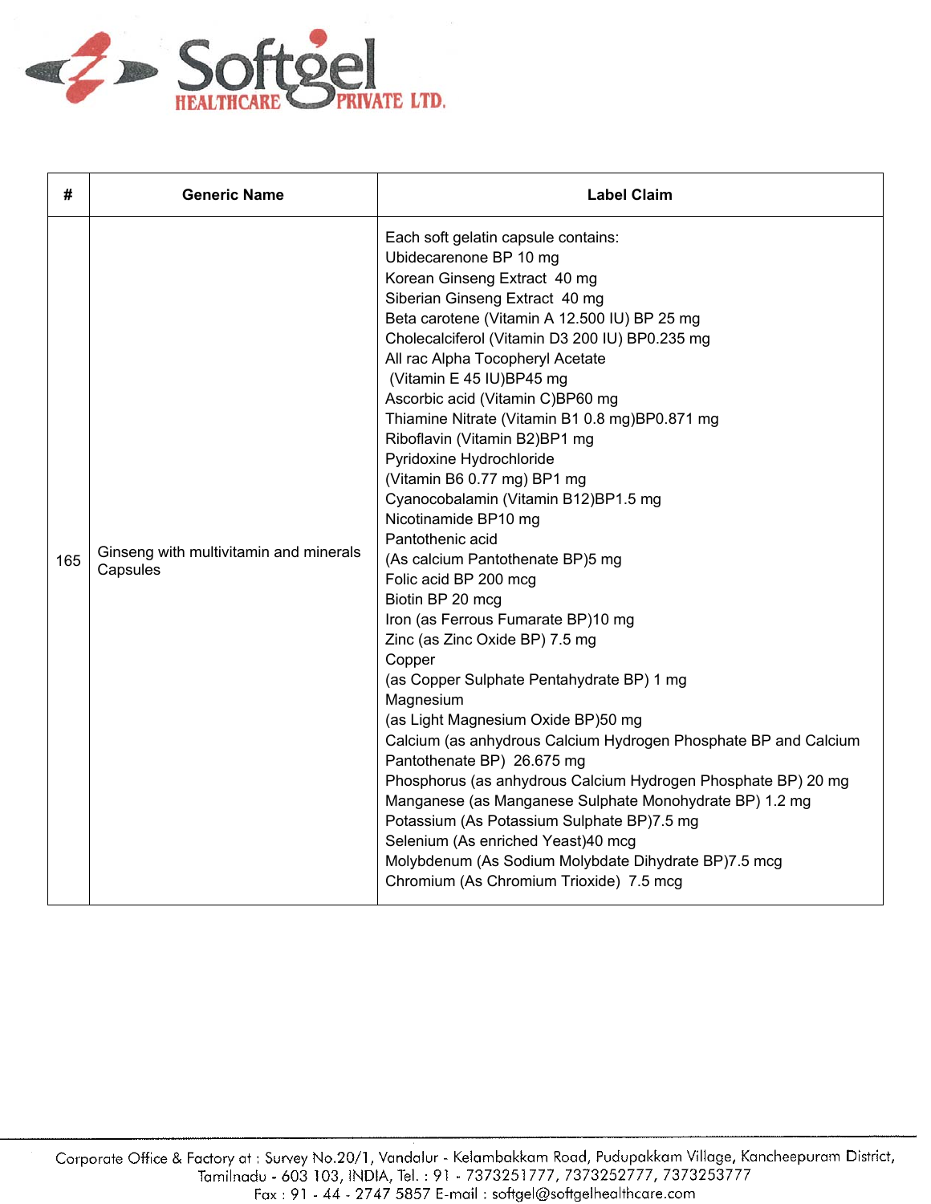| # | Generic Name | Label Claim |
|---|---|---|
| 165 | Ginseng with multivitamin and minerals Capsules | Each soft gelatin capsule contains:<br>Ubidecarenone BP 10 mg<br>Korean Ginseng Extract 40 mg<br>Siberian Ginseng Extract 40 mg<br>Beta carotene (Vitamin A 12.500 IU) BP 25 mg<br>Cholecalciferol (Vitamin D3 200 IU) BP0.235 mg<br>All rac Alpha Tocopheryl Acetate<br>(Vitamin E 45 IU)BP45 mg<br>Ascorbic acid (Vitamin C)BP60 mg<br>Thiamine Nitrate (Vitamin B1 0.8 mg)BP0.871 mg<br>Riboflavin (Vitamin B2)BP1 mg<br>Pyridoxine Hydrochloride<br>(Vitamin B6 0.77 mg) BP1 mg<br>Cyanocobalamin (Vitamin B12)BP1.5 mg<br>Nicotinamide BP10 mg<br>Pantothenic acid<br>(As calcium Pantothenate BP)5 mg<br>Folic acid BP 200 mcg<br>Biotin BP 20 mcg<br>Iron (as Ferrous Fumarate BP)10 mg<br>Zinc (as Zinc Oxide BP) 7.5 mg<br>Copper<br>(as Copper Sulphate Pentahydrate BP) 1 mg<br>Magnesium<br>(as Light Magnesium Oxide BP)50 mg<br>Calcium (as anhydrous Calcium Hydrogen Phosphate BP and Calcium Pantothenate BP) 26.675 mg<br>Phosphorus (as anhydrous Calcium Hydrogen Phosphate BP) 20 mg<br>Manganese (as Manganese Sulphate Monohydrate BP) 1.2 mg<br>Potassium (As Potassium Sulphate BP)7.5 mg<br>Selenium (As enriched Yeast)40 mcg<br>Molybdenum (As Sodium Molybdate Dihydrate BP)7.5 mcg<br>Chromium (As Chromium Trioxide) 7.5 mcg |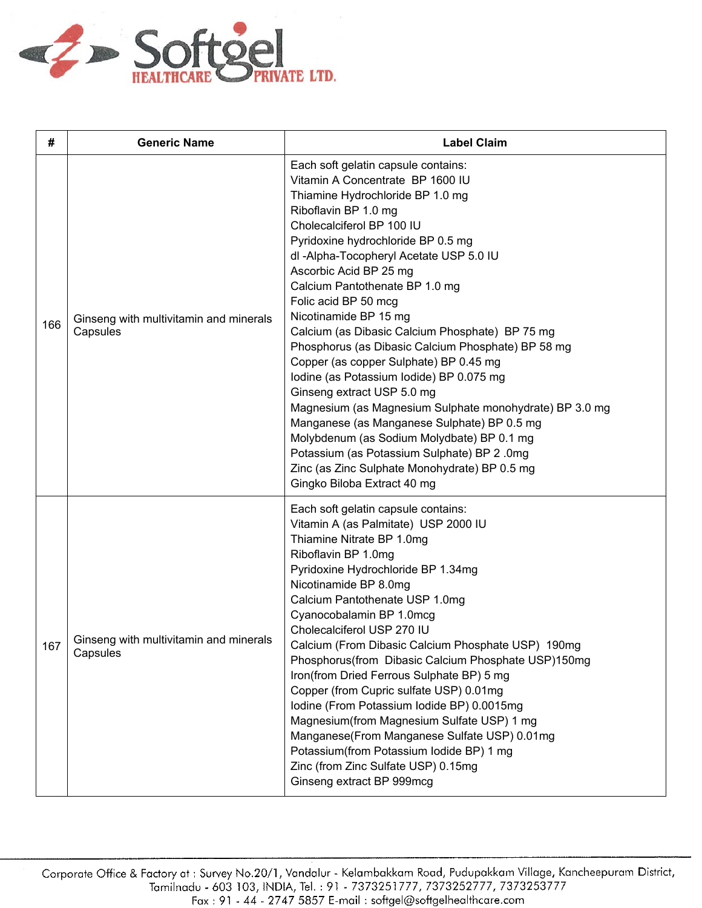| # | Generic Name | Label Claim |
|---|---|---|
| 166 | Ginseng with multivitamin and minerals Capsules | Each soft gelatin capsule contains:<br>Vitamin A Concentrate BP 1600 IU<br>Thiamine Hydrochloride BP 1.0 mg<br>Riboflavin BP 1.0 mg<br>Cholecalciferol BP 100 IU<br>Pyridoxine hydrochloride BP 0.5 mg<br>dl -Alpha-Tocopheryl Acetate USP 5.0 IU<br>Ascorbic Acid BP 25 mg<br>Calcium Pantothenate BP 1.0 mg<br>Folic acid BP 50 mcg<br>Nicotinamide BP 15 mg<br>Calcium (as Dibasic Calcium Phosphate) BP 75 mg<br>Phosphorus (as Dibasic Calcium Phosphate) BP 58 mg<br>Copper (as copper Sulphate) BP 0.45 mg<br>Iodine (as Potassium Iodide) BP 0.075 mg<br>Ginseng extract USP 5.0 mg<br>Magnesium (as Magnesium Sulphate monohydrate) BP 3.0 mg<br>Manganese (as Manganese Sulphate) BP 0.5 mg<br>Molybdenum (as Sodium Molydbate) BP 0.1 mg<br>Potassium (as Potassium Sulphate) BP 2 .0mg<br>Zinc (as Zinc Sulphate Monohydrate) BP 0.5 mg<br>Gingko Biloba Extract 40 mg |
| 167 | Ginseng with multivitamin and minerals Capsules | Each soft gelatin capsule contains:<br>Vitamin A (as Palmitate) USP 2000 IU<br>Thiamine Nitrate BP 1.0mg<br>Riboflavin BP 1.0mg<br>Pyridoxine Hydrochloride BP 1.34mg<br>Nicotinamide BP 8.0mg<br>Calcium Pantothenate USP 1.0mg<br>Cyanocobalamin BP 1.0mcg<br>Cholecalciferol USP 270 IU<br>Calcium (From Dibasic Calcium Phosphate USP) 190mg<br>Phosphorus(from Dibasic Calcium Phosphate USP)150mg<br>Iron(from Dried Ferrous Sulphate BP) 5 mg<br>Copper (from Cupric sulfate USP) 0.01mg<br>Iodine (From Potassium Iodide BP) 0.0015mg<br>Magnesium(from Magnesium Sulfate USP) 1 mg<br>Manganese(From Manganese Sulfate USP) 0.01mg<br>Potassium(from Potassium Iodide BP) 1 mg<br>Zinc (from Zinc Sulfate USP) 0.15mg<br>Ginseng extract BP 999mcg |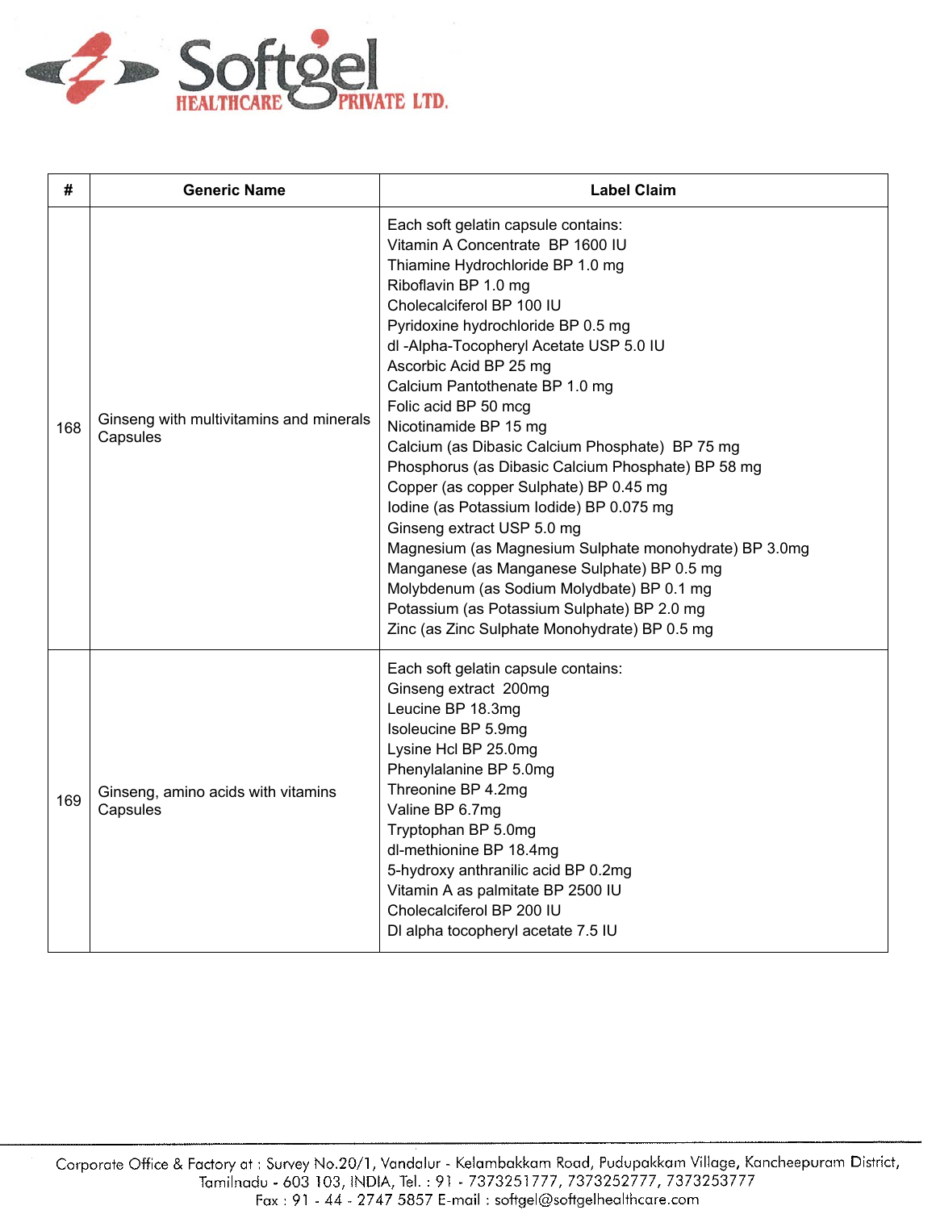| # | Generic Name | Label Claim |
|---|---|---|
| 168 | Ginseng with multivitamins and minerals Capsules | Each soft gelatin capsule contains:<br>Vitamin A Concentrate BP 1600 IU<br>Thiamine Hydrochloride BP 1.0 mg<br>Riboflavin BP 1.0 mg<br>Cholecalciferol BP 100 IU<br>Pyridoxine hydrochloride BP 0.5 mg<br>dl -Alpha-Tocopheryl Acetate USP 5.0 IU<br>Ascorbic Acid BP 25 mg<br>Calcium Pantothenate BP 1.0 mg<br>Folic acid BP 50 mcg<br>Nicotinamide BP 15 mg<br>Calcium (as Dibasic Calcium Phosphate) BP 75 mg<br>Phosphorus (as Dibasic Calcium Phosphate) BP 58 mg<br>Copper (as copper Sulphate) BP 0.45 mg<br>Iodine (as Potassium Iodide) BP 0.075 mg<br>Ginseng extract USP 5.0 mg<br>Magnesium (as Magnesium Sulphate monohydrate) BP 3.0mg<br>Manganese (as Manganese Sulphate) BP 0.5 mg<br>Molybdenum (as Sodium Molydbate) BP 0.1 mg<br>Potassium (as Potassium Sulphate) BP 2.0 mg<br>Zinc (as Zinc Sulphate Monohydrate) BP 0.5 mg |
| 169 | Ginseng, amino acids with vitamins Capsules | Each soft gelatin capsule contains:<br>Ginseng extract 200mg<br>Leucine BP 18.3mg<br>Isoleucine BP 5.9mg<br>Lysine Hcl BP 25.0mg<br>Phenylalanine BP 5.0mg<br>Threonine BP 4.2mg<br>Valine BP 6.7mg<br>Tryptophan BP 5.0mg<br>dl-methionine BP 18.4mg<br>5-hydroxy anthranilic acid BP 0.2mg<br>Vitamin A as palmitate BP 2500 IU<br>Cholecalciferol BP 200 IU<br>Dl alpha tocopheryl acetate 7.5 IU |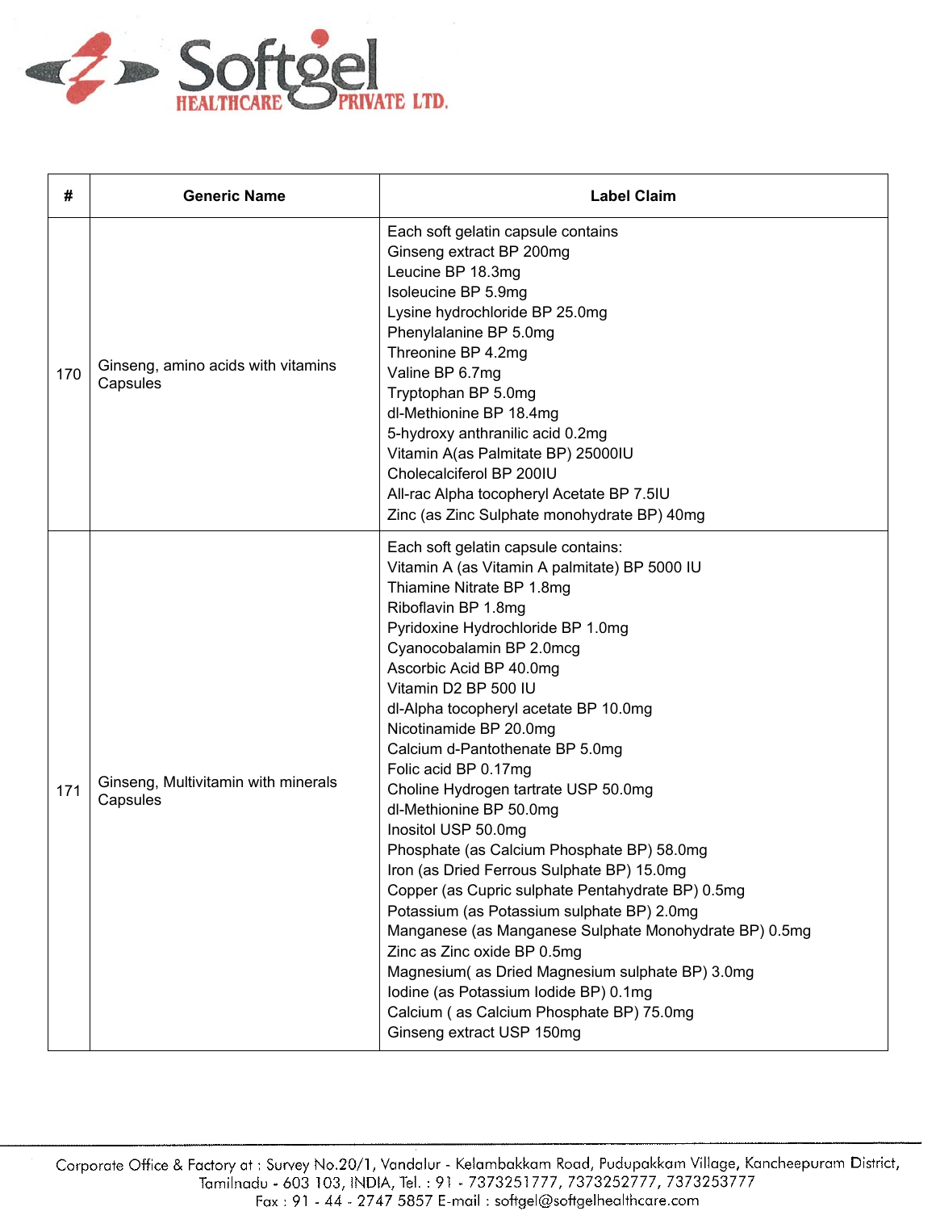| # | Generic Name | Label Claim |
|---|---|---|
| 170 | Ginseng, amino acids with vitamins Capsules | Each soft gelatin capsule contains<br>Ginseng extract BP 200mg<br>Leucine BP 18.3mg<br>Isoleucine BP 5.9mg<br>Lysine hydrochloride BP 25.0mg<br>Phenylalanine BP 5.0mg<br>Threonine BP 4.2mg<br>Valine BP 6.7mg<br>Tryptophan BP 5.0mg<br>dl-Methionine BP 18.4mg<br>5-hydroxy anthranilic acid 0.2mg<br>Vitamin A(as Palmitate BP) 25000IU<br>Cholecalciferol BP 200IU<br>All-rac Alpha tocopheryl Acetate BP 7.5IU<br>Zinc (as Zinc Sulphate monohydrate BP) 40mg |
| 171 | Ginseng, Multivitamin with minerals Capsules | Each soft gelatin capsule contains:<br>Vitamin A (as Vitamin A palmitate) BP 5000 IU<br>Thiamine Nitrate BP 1.8mg<br>Riboflavin BP 1.8mg<br>Pyridoxine Hydrochloride BP 1.0mg<br>Cyanocobalamin BP 2.0mcg<br>Ascorbic Acid BP 40.0mg<br>Vitamin D2 BP 500 IU<br>dl-Alpha tocopheryl acetate BP 10.0mg<br>Nicotinamide BP 20.0mg<br>Calcium d-Pantothenate BP 5.0mg<br>Folic acid BP 0.17mg<br>Choline Hydrogen tartrate USP 50.0mg<br>dl-Methionine BP 50.0mg<br>Inositol USP 50.0mg<br>Phosphate (as Calcium Phosphate BP) 58.0mg<br>Iron (as Dried Ferrous Sulphate BP) 15.0mg<br>Copper (as Cupric sulphate Pentahydrate BP) 0.5mg<br>Potassium (as Potassium sulphate BP) 2.0mg<br>Manganese (as Manganese Sulphate Monohydrate BP) 0.5mg<br>Zinc as Zinc oxide BP 0.5mg<br>Magnesium( as Dried Magnesium sulphate BP) 3.0mg<br>Iodine (as Potassium Iodide BP) 0.1mg<br>Calcium ( as Calcium Phosphate BP) 75.0mg<br>Ginseng extract USP 150mg |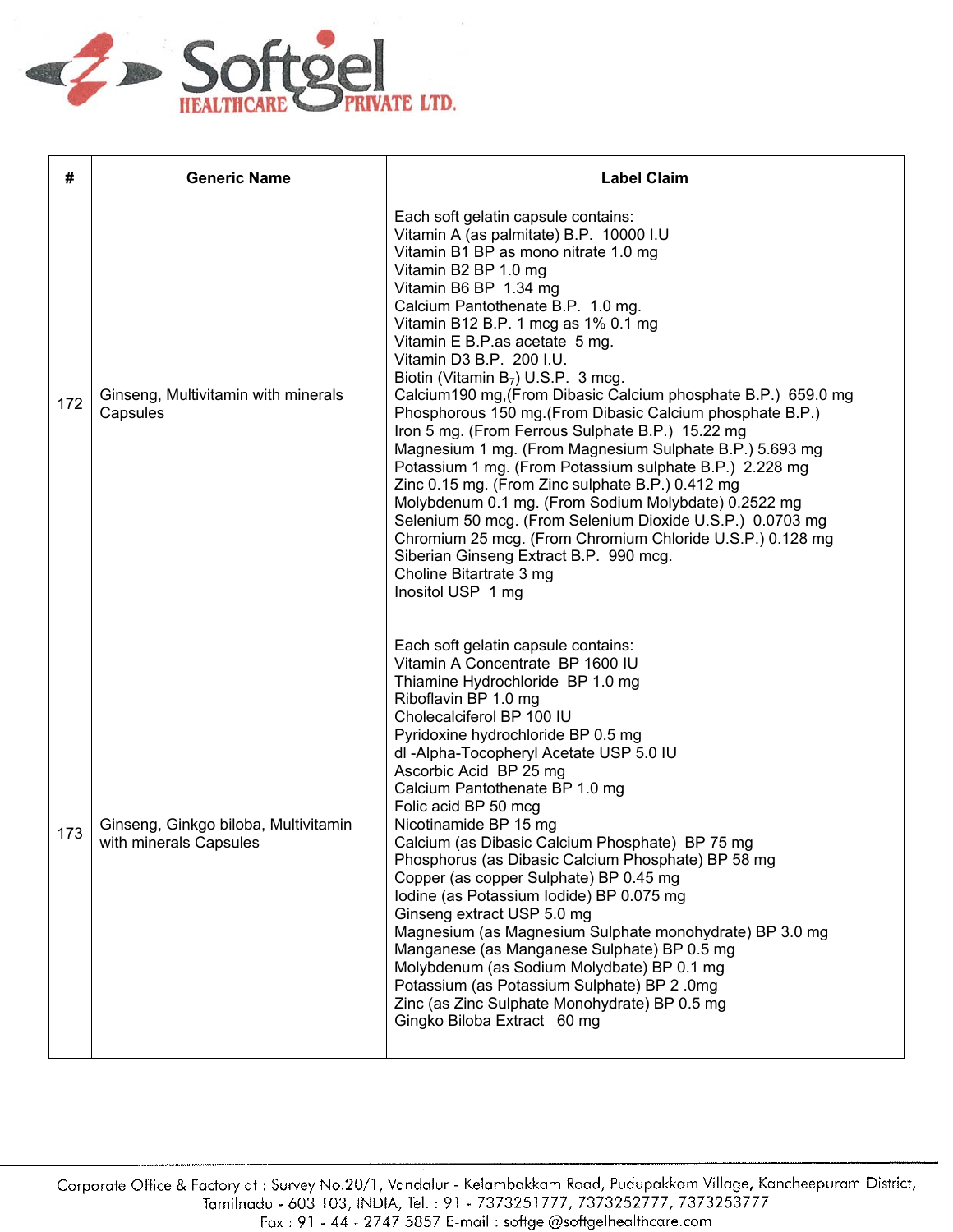| # | Generic Name | Label Claim |
|---|---|---|
| 172 | Ginseng, Multivitamin with minerals Capsules | Each soft gelatin capsule contains:<br>Vitamin A (as palmitate) B.P. 10000 I.U<br>Vitamin B1 BP as mono nitrate 1.0 mg<br>Vitamin B2 BP 1.0 mg<br>Vitamin B6 BP 1.34 mg<br>Calcium Pantothenate B.P. 1.0 mg.<br>Vitamin B12 B.P. 1 mcg as 1% 0.1 mg<br>Vitamin E B.P.as acetate 5 mg.<br>Vitamin D3 B.P. 200 I.U.<br>Biotin (Vitamin $B_7$) U.S.P. 3 mcg.<br>Calcium190 mg,(From Dibasic Calcium phosphate B.P.) 659.0 mg<br>Phosphorous 150 mg.(From Dibasic Calcium phosphate B.P.)<br>Iron 5 mg. (From Ferrous Sulphate B.P.) 15.22 mg<br>Magnesium 1 mg. (From Magnesium Sulphate B.P.) 5.693 mg<br>Potassium 1 mg. (From Potassium sulphate B.P.) 2.228 mg<br>Zinc 0.15 mg. (From Zinc sulphate B.P.) 0.412 mg<br>Molybdenum 0.1 mg. (From Sodium Molybdate) 0.2522 mg<br>Selenium 50 mcg. (From Selenium Dioxide U.S.P.) 0.0703 mg<br>Chromium 25 mcg. (From Chromium Chloride U.S.P.) 0.128 mg<br>Siberian Ginseng Extract B.P. 990 mcg.<br>Choline Bitartrate 3 mg<br>Inositol USP 1 mg |
| 173 | Ginseng, Ginkgo biloba, Multivitamin with minerals Capsules | Each soft gelatin capsule contains:<br>Vitamin A Concentrate BP 1600 IU<br>Thiamine Hydrochloride BP 1.0 mg<br>Riboflavin BP 1.0 mg<br>Cholecalciferol BP 100 IU<br>Pyridoxine hydrochloride BP 0.5 mg<br>dl -Alpha-Tocopheryl Acetate USP 5.0 IU<br>Ascorbic Acid BP 25 mg<br>Calcium Pantothenate BP 1.0 mg<br>Folic acid BP 50 mcg<br>Nicotinamide BP 15 mg<br>Calcium (as Dibasic Calcium Phosphate) BP 75 mg<br>Phosphorus (as Dibasic Calcium Phosphate) BP 58 mg<br>Copper (as copper Sulphate) BP 0.45 mg<br>Iodine (as Potassium Iodide) BP 0.075 mg<br>Ginseng extract USP 5.0 mg<br>Magnesium (as Magnesium Sulphate monohydrate) BP 3.0 mg<br>Manganese (as Manganese Sulphate) BP 0.5 mg<br>Molybdenum (as Sodium Molydbate) BP 0.1 mg<br>Potassium (as Potassium Sulphate) BP 2 .0mg<br>Zinc (as Zinc Sulphate Monohydrate) BP 0.5 mg<br>Gingko Biloba Extract 60 mg |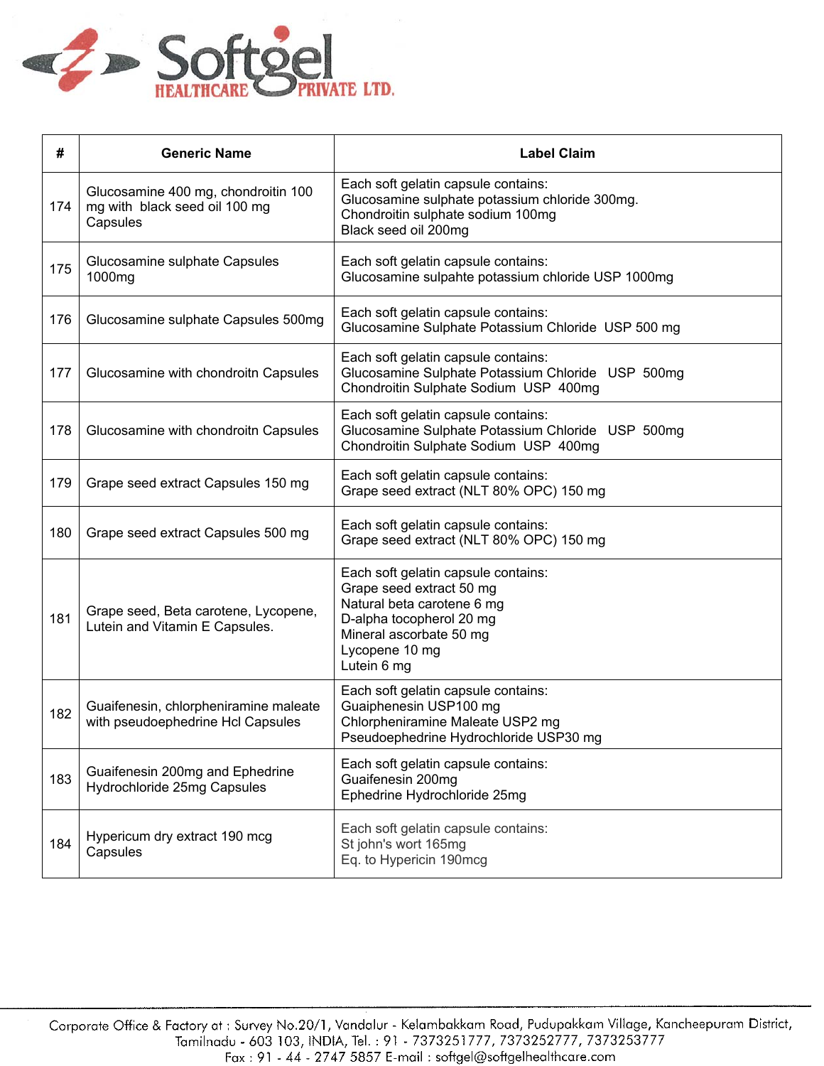| # | Generic Name | Label Claim |
|---|---|---|
| 174 | Glucosamine 400 mg, chondroitin 100 mg with black seed oil 100 mg Capsules | Each soft gelatin capsule contains:<br>Glucosamine sulphate potassium chloride 300mg.<br>Chondroitin sulphate sodium 100mg<br>Black seed oil 200mg |
| 175 | Glucosamine sulphate Capsules 1000mg | Each soft gelatin capsule contains:<br>Glucosamine sulpahte potassium chloride USP 1000mg |
| 176 | Glucosamine sulphate Capsules 500mg | Each soft gelatin capsule contains:<br>Glucosamine Sulphate Potassium Chloride USP 500 mg |
| 177 | Glucosamine with chondroitn Capsules | Each soft gelatin capsule contains:<br>Glucosamine Sulphate Potassium Chloride USP 500mg<br>Chondroitin Sulphate Sodium USP 400mg |
| 178 | Glucosamine with chondroitn Capsules | Each soft gelatin capsule contains:<br>Glucosamine Sulphate Potassium Chloride USP 500mg<br>Chondroitin Sulphate Sodium USP 400mg |
| 179 | Grape seed extract Capsules 150 mg | Each soft gelatin capsule contains:<br>Grape seed extract (NLT 80% OPC) 150 mg |
| 180 | Grape seed extract Capsules 500 mg | Each soft gelatin capsule contains:<br>Grape seed extract (NLT 80% OPC) 150 mg |
| 181 | Grape seed, Beta carotene, Lycopene, Lutein and Vitamin E Capsules. | Each soft gelatin capsule contains:<br>Grape seed extract 50 mg<br>Natural beta carotene 6 mg<br>D-alpha tocopherol 20 mg<br>Mineral ascorbate 50 mg<br>Lycopene 10 mg<br>Lutein 6 mg |
| 182 | Guaifenesin, chlorpheniramine maleate with pseudoephedrine Hcl Capsules | Each soft gelatin capsule contains:<br>Guaiphenesin USP100 mg<br>Chlorpheniramine Maleate USP2 mg<br>Pseudoephedrine Hydrochloride USP30 mg |
| 183 | Guaifenesin 200mg and Ephedrine Hydrochloride 25mg Capsules | Each soft gelatin capsule contains:<br>Guaifenesin 200mg<br>Ephedrine Hydrochloride 25mg |
| 184 | Hypericum dry extract 190 mcg Capsules | Each soft gelatin capsule contains:<br>St john's wort 165mg<br>Eq. to Hypericin 190mcg |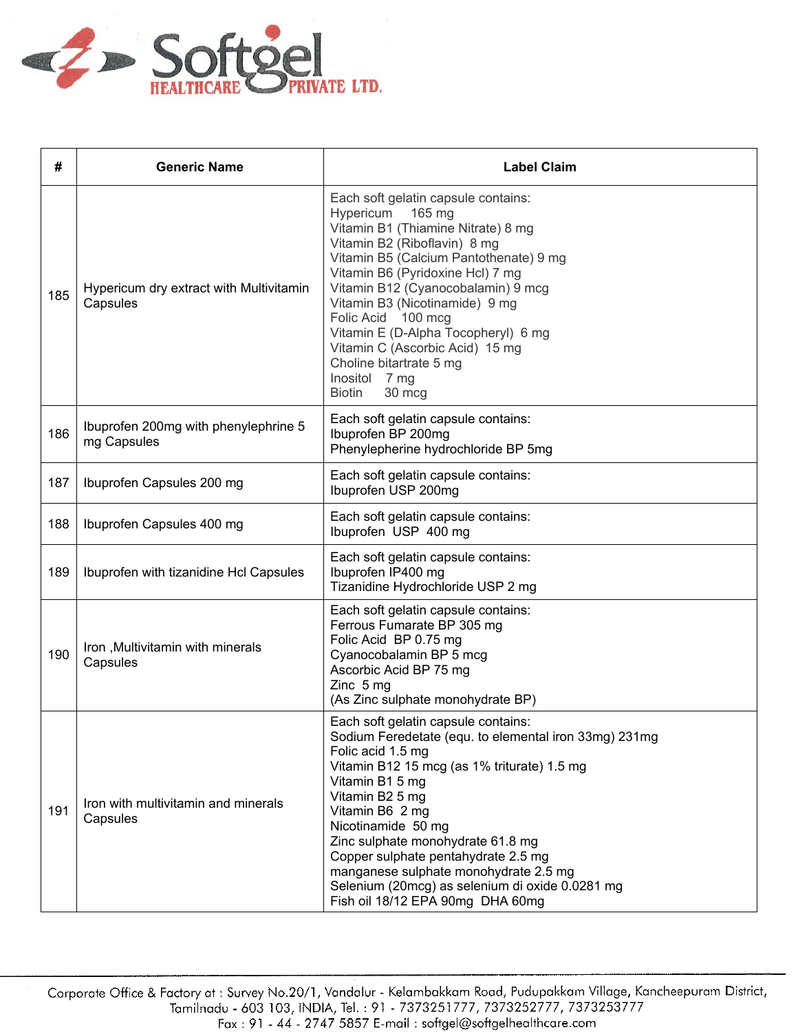| # | Generic Name | Label Claim |
|---|---|---|
| 185 | Hypericum dry extract with Multivitamin Capsules | Each soft gelatin capsule contains:<br>Hypericum 165 mg<br>Vitamin B1 (Thiamine Nitrate) 8 mg<br>Vitamin B2 (Riboflavin) 8 mg<br>Vitamin B5 (Calcium Pantothenate) 9 mg<br>Vitamin B6 (Pyridoxine Hcl) 7 mg<br>Vitamin B12 (Cyanocobalamin) 9 mcg<br>Vitamin B3 (Nicotinamide) 9 mg<br>Folic Acid 100 mcg<br>Vitamin E (D-Alpha Tocopheryl) 6 mg<br>Vitamin C (Ascorbic Acid) 15 mg<br>Choline bitartrate 5 mg<br>Inositol 7 mg<br>Biotin 30 mcg |
| 186 | Ibuprofen 200mg with phenylephrine 5 mg Capsules | Each soft gelatin capsule contains:<br>Ibuprofen BP 200mg<br>Phenylepherine hydrochloride BP 5mg |
| 187 | Ibuprofen Capsules 200 mg | Each soft gelatin capsule contains:<br>Ibuprofen USP 200mg |
| 188 | Ibuprofen Capsules 400 mg | Each soft gelatin capsule contains:<br>Ibuprofen USP 400 mg |
| 189 | Ibuprofen with tizanidine Hcl Capsules | Each soft gelatin capsule contains:<br>Ibuprofen IP400 mg<br>Tizanidine Hydrochloride USP 2 mg |
| 190 | Iron ,Multivitamin with minerals Capsules | Each soft gelatin capsule contains:<br>Ferrous Fumarate BP 305 mg<br>Folic Acid BP 0.75 mg<br>Cyanocobalamin BP 5 mcg<br>Ascorbic Acid BP 75 mg<br>Zinc 5 mg<br>(As Zinc sulphate monohydrate BP) |
| 191 | Iron with multivitamin and minerals Capsules | Each soft gelatin capsule contains:<br>Sodium Feredetate (equ. to elemental iron 33mg) 231mg<br>Folic acid 1.5 mg<br>Vitamin B12 15 mcg (as 1% triturate) 1.5 mg<br>Vitamin B1 5 mg<br>Vitamin B2 5 mg<br>Vitamin B6 2 mg<br>Nicotinamide 50 mg<br>Zinc sulphate monohydrate 61.8 mg<br>Copper sulphate pentahydrate 2.5 mg<br>manganese sulphate monohydrate 2.5 mg<br>Selenium (20mcg) as selenium di oxide 0.0281 mg<br>Fish oil 18/12 EPA 90mg DHA 60mg |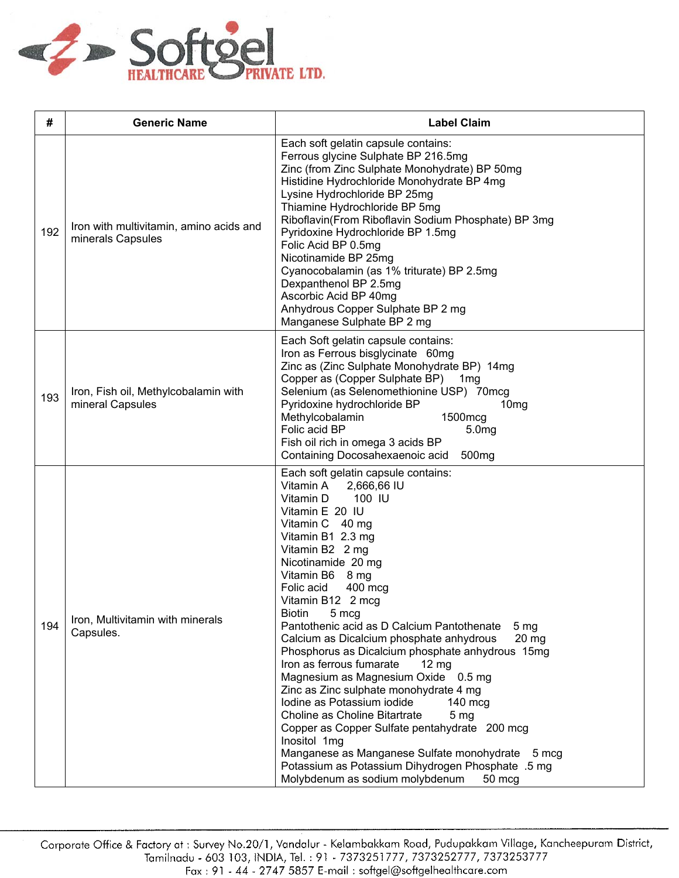| # | Generic Name | Label Claim |
|---|---|---|
| 192 | Iron with multivitamin, amino acids and minerals Capsules | Each soft gelatin capsule contains:<br>Ferrous glycine Sulphate BP 216.5mg<br>Zinc (from Zinc Sulphate Monohydrate) BP 50mg<br>Histidine Hydrochloride Monohydrate BP 4mg<br>Lysine Hydrochloride BP 25mg<br>Thiamine Hydrochloride BP 5mg<br>Riboflavin(From Riboflavin Sodium Phosphate) BP 3mg<br>Pyridoxine Hydrochloride BP 1.5mg<br>Folic Acid BP 0.5mg<br>Nicotinamide BP 25mg<br>Cyanocobalamin (as 1% triturate) BP 2.5mg<br>Dexpanthenol BP 2.5mg<br>Ascorbic Acid BP 40mg<br>Anhydrous Copper Sulphate BP 2 mg<br>Manganese Sulphate BP 2 mg |
| 193 | Iron, Fish oil, Methylcobalamin with mineral Capsules | Each Soft gelatin capsule contains:<br>Iron as Ferrous bisglycinate 60mg<br>Zinc as (Zinc Sulphate Monohydrate BP) 14mg<br>Copper as (Copper Sulphate BP) 1mg<br>Selenium (as Selenomethionine USP) 70mcg<br>Pyridoxine hydrochloride BP 10mg<br>Methylcobalamin 1500mcg<br>Folic acid BP 5.0mg<br>Fish oil rich in omega 3 acids BP<br>Containing Docosahexaenoic acid 500mg |
| 194 | Iron, Multivitamin with minerals Capsules. | Each soft gelatin capsule contains:<br>Vitamin A 2,666,66 IU<br>Vitamin D 100 IU<br>Vitamin E 20 IU<br>Vitamin C 40 mg<br>Vitamin B1 2.3 mg<br>Vitamin B2 2 mg<br>Nicotinamide 20 mg<br>Vitamin B6 8 mg<br>Folic acid 400 mcg<br>Vitamin B12 2 mcg<br>Biotin 5 mcg<br>Pantothenic acid as D Calcium Pantothenate 5 mg<br>Calcium as Dicalcium phosphate anhydrous 20 mg<br>Phosphorus as Dicalcium phosphate anhydrous 15mg<br>Iron as ferrous fumarate 12 mg<br>Magnesium as Magnesium Oxide 0.5 mg<br>Zinc as Zinc sulphate monohydrate 4 mg<br>Iodine as Potassium iodide 140 mcg<br>Choline as Choline Bitartrate 5 mg<br>Copper as Copper Sulfate pentahydrate 200 mcg<br>Inositol 1mg<br>Manganese as Manganese Sulfate monohydrate 5 mcg<br>Potassium as Potassium Dihydrogen Phosphate .5 mg<br>Molybdenum as sodium molybdenum 50 mcg |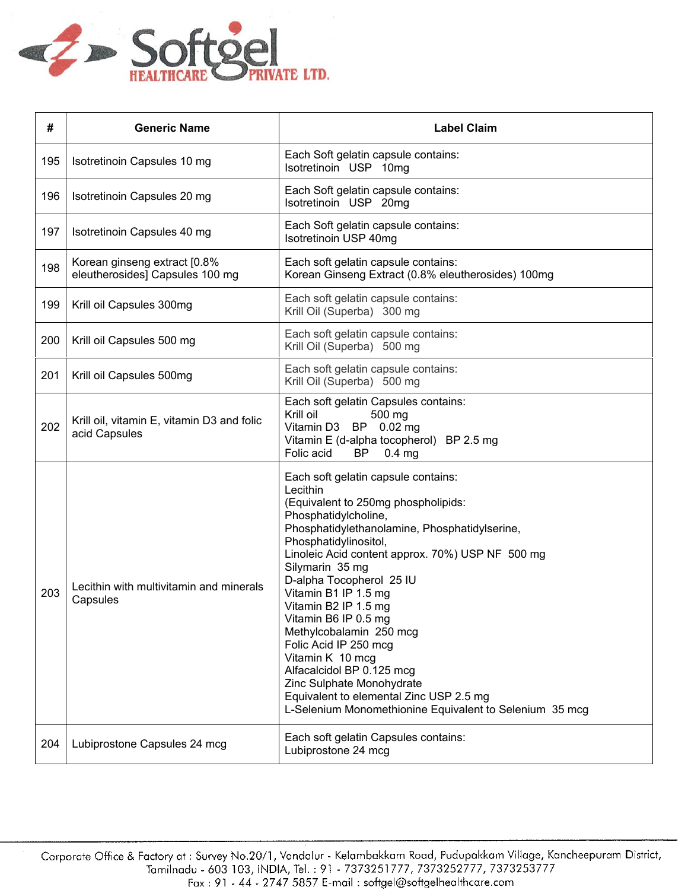| # | Generic Name | Label Claim |
|---|---|---|
| 195 | Isotretinoin Capsules 10 mg | Each Soft gelatin capsule contains:<br>Isotretinoin USP 10mg |
| 196 | Isotretinoin Capsules 20 mg | Each Soft gelatin capsule contains:<br>Isotretinoin USP 20mg |
| 197 | Isotretinoin Capsules 40 mg | Each Soft gelatin capsule contains:<br>Isotretinoin USP 40mg |
| 198 | Korean ginseng extract [0.8% eleutherosides] Capsules 100 mg | Each soft gelatin capsule contains:<br>Korean Ginseng Extract (0.8% eleutherosides) 100mg |
| 199 | Krill oil Capsules 300mg | Each soft gelatin capsule contains:<br>Krill Oil (Superba) 300 mg |
| 200 | Krill oil Capsules 500 mg | Each soft gelatin capsule contains:<br>Krill Oil (Superba) 500 mg |
| 201 | Krill oil Capsules 500mg | Each soft gelatin capsule contains:<br>Krill Oil (Superba) 500 mg |
| 202 | Krill oil, vitamin E, vitamin D3 and folic acid Capsules | Each soft gelatin Capsules contains:<br>Krill oil 500 mg<br>Vitamin D3 BP 0.02 mg<br>Vitamin E (d-alpha tocopherol) BP 2.5 mg<br>Folic acid BP 0.4 mg |
| 203 | Lecithin with multivitamin and minerals Capsules | Each soft gelatin capsule contains:<br>Lecithin<br>(Equivalent to 250mg phospholipids:<br>Phosphatidylcholine,<br>Phosphatidylethanolamine, Phosphatidylserine,<br>Phosphatidylinositol,<br>Linoleic Acid content approx. 70%) USP NF 500 mg<br>Silymarin 35 mg<br>D-alpha Tocopherol 25 IU<br>Vitamin B1 IP 1.5 mg<br>Vitamin B2 IP 1.5 mg<br>Vitamin B6 IP 0.5 mg<br>Methylcobalamin 250 mcg<br>Folic Acid IP 250 mcg<br>Vitamin K 10 mcg<br>Alfacalcidol BP 0.125 mcg<br>Zinc Sulphate Monohydrate<br>Equivalent to elemental Zinc USP 2.5 mg<br>L-Selenium Monomethionine Equivalent to Selenium 35 mcg |
| 204 | Lubiprostone Capsules 24 mcg | Each soft gelatin Capsules contains:<br>Lubiprostone 24 mcg |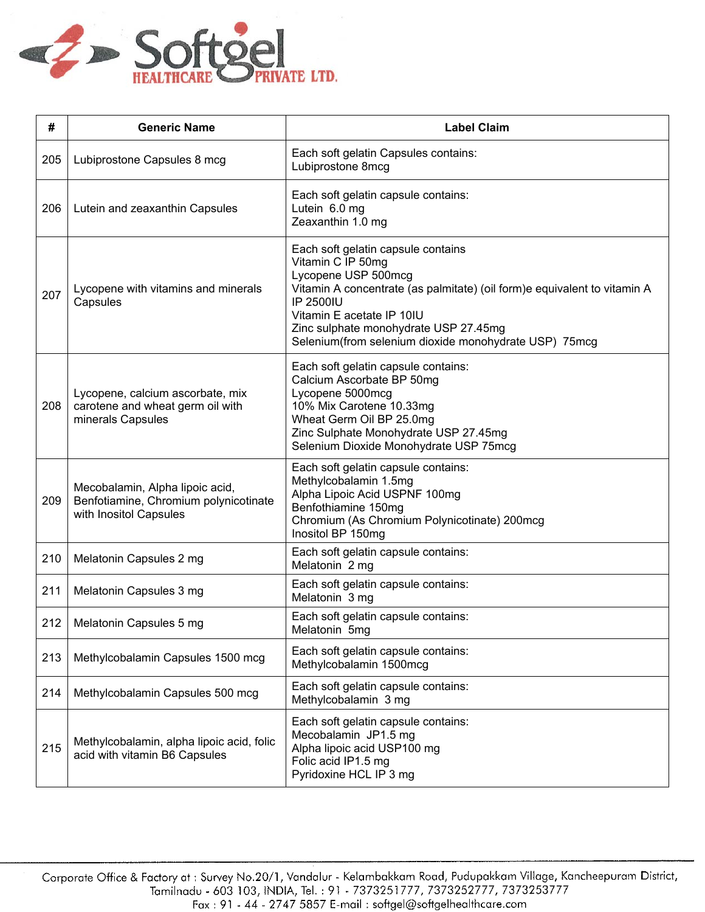| # | Generic Name | Label Claim |
|---|---|---|
| 205 | Lubiprostone Capsules 8 mcg | Each soft gelatin Capsules contains:<br>Lubiprostone 8mcg |
| 206 | Lutein and zeaxanthin Capsules | Each soft gelatin capsule contains:<br>Lutein 6.0 mg<br>Zeaxanthin 1.0 mg |
| 207 | Lycopene with vitamins and minerals Capsules | Each soft gelatin capsule contains<br>Vitamin C IP 50mg<br>Lycopene USP 500mcg<br>Vitamin A concentrate (as palmitate) (oil form)e equivalent to vitamin A IP 2500IU<br>Vitamin E acetate IP 10IU<br>Zinc sulphate monohydrate USP 27.45mg<br>Selenium(from selenium dioxide monohydrate USP) 75mcg |
| 208 | Lycopene, calcium ascorbate, mix carotene and wheat germ oil with minerals Capsules | Each soft gelatin capsule contains:<br>Calcium Ascorbate BP 50mg<br>Lycopene 5000mcg<br>10% Mix Carotene 10.33mg<br>Wheat Germ Oil BP 25.0mg<br>Zinc Sulphate Monohydrate USP 27.45mg<br>Selenium Dioxide Monohydrate USP 75mcg |
| 209 | Mecobalamin, Alpha lipoic acid, Benfotiamine, Chromium polynicotinate with Inositol Capsules | Each soft gelatin capsule contains:<br>Methylcobalamin 1.5mg<br>Alpha Lipoic Acid USPNF 100mg<br>Benfothiamine 150mg<br>Chromium (As Chromium Polynicotinate) 200mcg<br>Inositol BP 150mg |
| 210 | Melatonin Capsules 2 mg | Each soft gelatin capsule contains:<br>Melatonin 2 mg |
| 211 | Melatonin Capsules 3 mg | Each soft gelatin capsule contains:<br>Melatonin 3 mg |
| 212 | Melatonin Capsules 5 mg | Each soft gelatin capsule contains:<br>Melatonin 5mg |
| 213 | Methylcobalamin Capsules 1500 mcg | Each soft gelatin capsule contains:<br>Methylcobalamin 1500mcg |
| 214 | Methylcobalamin Capsules 500 mcg | Each soft gelatin capsule contains:<br>Methylcobalamin 3 mg |
| 215 | Methylcobalamin, alpha lipoic acid, folic acid with vitamin B6 Capsules | Each soft gelatin capsule contains:<br>Mecobalamin JP1.5 mg<br>Alpha lipoic acid USP100 mg<br>Folic acid IP1.5 mg<br>Pyridoxine HCL IP 3 mg |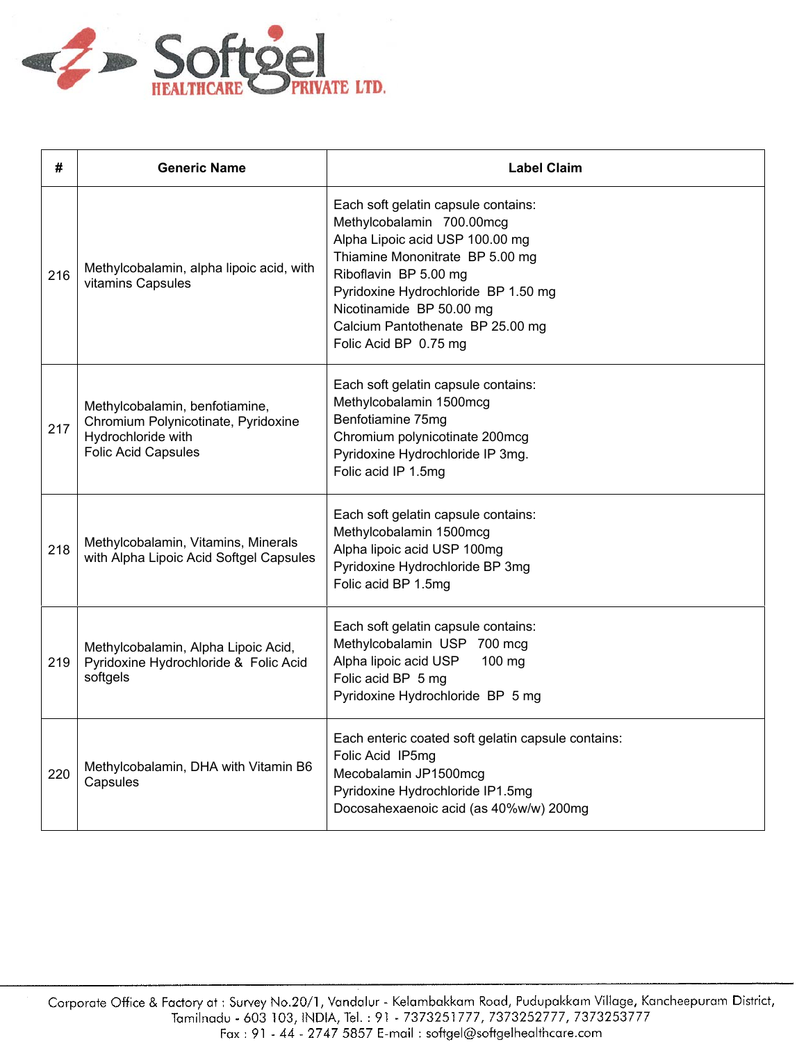| # | Generic Name | Label Claim |
|---|---|---|
| 216 | Methylcobalamin, alpha lipoic acid, with vitamins Capsules | Each soft gelatin capsule contains:<br>Methylcobalamin 700.00mcg<br>Alpha Lipoic acid USP 100.00 mg<br>Thiamine Mononitrate BP 5.00 mg<br>Riboflavin BP 5.00 mg<br>Pyridoxine Hydrochloride BP 1.50 mg<br>Nicotinamide BP 50.00 mg<br>Calcium Pantothenate BP 25.00 mg<br>Folic Acid BP 0.75 mg |
| 217 | Methylcobalamin, benfotiamine, Chromium Polynicotinate, Pyridoxine Hydrochloride with Folic Acid Capsules | Each soft gelatin capsule contains:<br>Methylcobalamin 1500mcg<br>Benfotiamine 75mg<br>Chromium polynicotinate 200mcg<br>Pyridoxine Hydrochloride IP 3mg.<br>Folic acid IP 1.5mg |
| 218 | Methylcobalamin, Vitamins, Minerals with Alpha Lipoic Acid Softgel Capsules | Each soft gelatin capsule contains:<br>Methylcobalamin 1500mcg<br>Alpha lipoic acid USP 100mg<br>Pyridoxine Hydrochloride BP 3mg<br>Folic acid BP 1.5mg |
| 219 | Methylcobalamin, Alpha Lipoic Acid, Pyridoxine Hydrochloride & Folic Acid softgels | Each soft gelatin capsule contains:<br>Methylcobalamin USP 700 mcg<br>Alpha lipoic acid USP 100 mg<br>Folic acid BP 5 mg<br>Pyridoxine Hydrochloride BP 5 mg |
| 220 | Methylcobalamin, DHA with Vitamin B6 Capsules | Each enteric coated soft gelatin capsule contains:<br>Folic Acid IP5mg<br>Mecobalamin JP1500mcg<br>Pyridoxine Hydrochloride IP1.5mg<br>Docosahexaenoic acid (as 40%w/w) 200mg |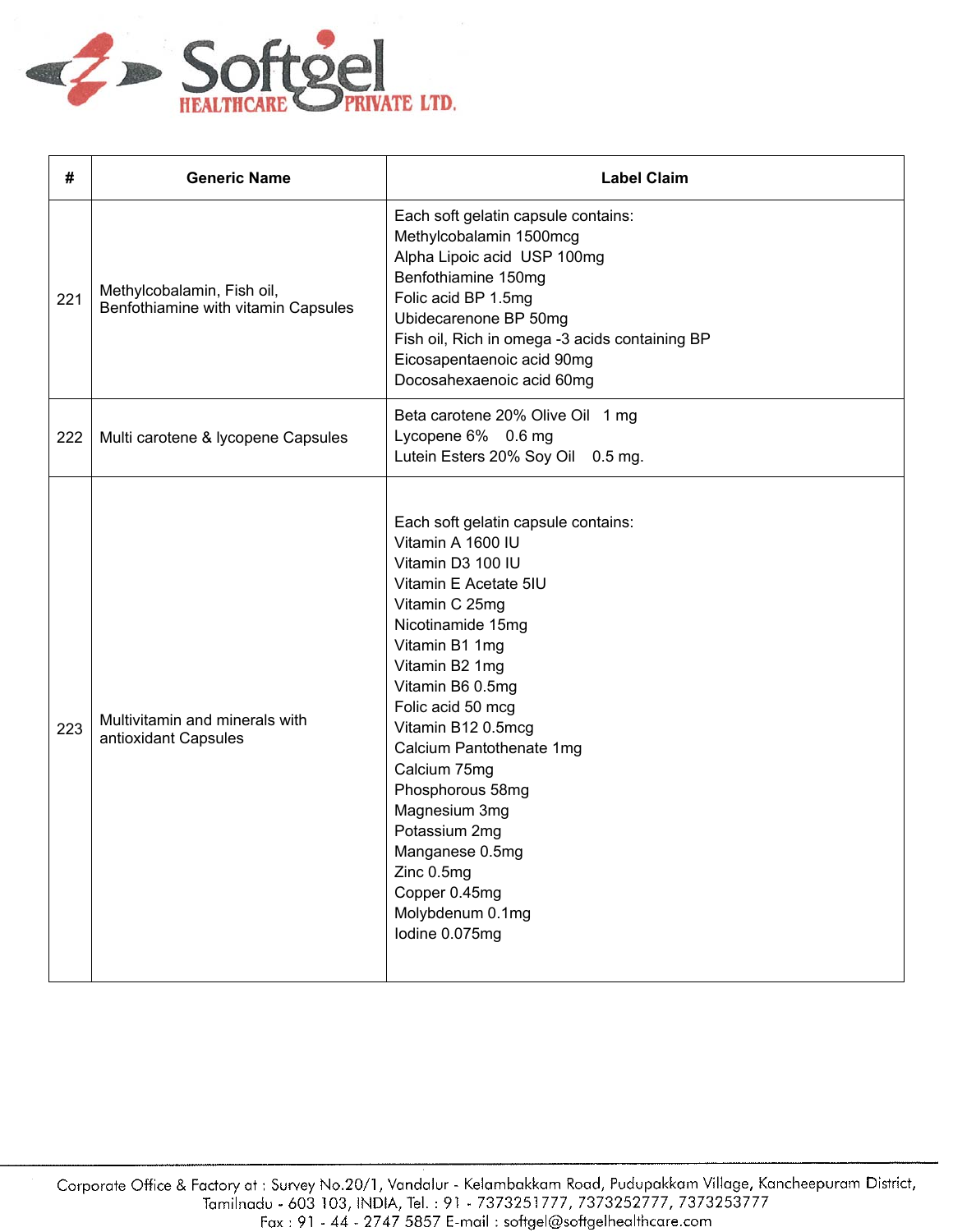| # | Generic Name | Label Claim |
|---|---|---|
| 221 | Methylcobalamin, Fish oil, Benfothiamine with vitamin Capsules | Each soft gelatin capsule contains:<br>Methylcobalamin 1500mcg<br>Alpha Lipoic acid USP 100mg<br>Benfothiamine 150mg<br>Folic acid BP 1.5mg<br>Ubidecarenone BP 50mg<br>Fish oil, Rich in omega -3 acids containing BP<br>Eicosapentaenoic acid 90mg<br>Docosahexaenoic acid 60mg |
| 222 | Multi carotene & lycopene Capsules | Beta carotene 20% Olive Oil 1 mg<br>Lycopene 6% 0.6 mg<br>Lutein Esters 20% Soy Oil 0.5 mg. |
| 223 | Multivitamin and minerals with antioxidant Capsules | Each soft gelatin capsule contains:<br>Vitamin A 1600 IU<br>Vitamin D3 100 IU<br>Vitamin E Acetate 5IU<br>Vitamin C 25mg<br>Nicotinamide 15mg<br>Vitamin B1 1mg<br>Vitamin B2 1mg<br>Vitamin B6 0.5mg<br>Folic acid 50 mcg<br>Vitamin B12 0.5mcg<br>Calcium Pantothenate 1mg<br>Calcium 75mg<br>Phosphorous 58mg<br>Magnesium 3mg<br>Potassium 2mg<br>Manganese 0.5mg<br>Zinc 0.5mg<br>Copper 0.45mg<br>Molybdenum 0.1mg<br>Iodine 0.075mg |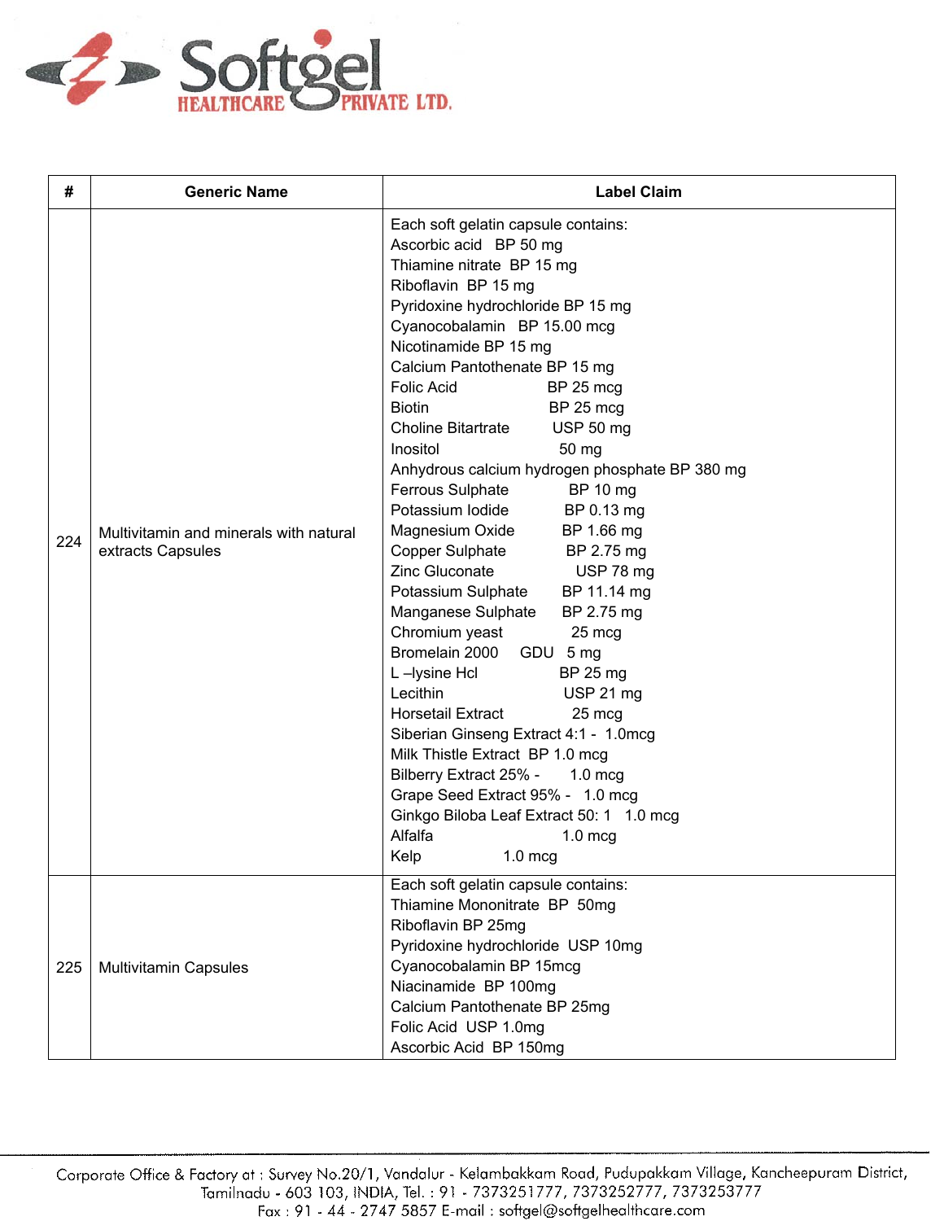| # | Generic Name | Label Claim |
|---|---|---|
| 224 | Multivitamin and minerals with natural extracts Capsules | Each soft gelatin capsule contains:<br>Ascorbic acid BP 50 mg<br>Thiamine nitrate BP 15 mg<br>Riboflavin BP 15 mg<br>Pyridoxine hydrochloride BP 15 mg<br>Cyanocobalamin BP 15.00 mcg<br>Nicotinamide BP 15 mg<br>Calcium Pantothenate BP 15 mg<br>Folic Acid BP 25 mcg<br>Biotin BP 25 mcg<br>Choline Bitartrate USP 50 mg<br>Inositol 50 mg<br>Anhydrous calcium hydrogen phosphate BP 380 mg<br>Ferrous Sulphate BP 10 mg<br>Potassium Iodide BP 0.13 mg<br>Magnesium Oxide BP 1.66 mg<br>Copper Sulphate BP 2.75 mg<br>Zinc Gluconate USP 78 mg<br>Potassium Sulphate BP 11.14 mg<br>Manganese Sulphate BP 2.75 mg<br>Chromium yeast 25 mcg<br>Bromelain 2000 GDU 5 mg<br>L –lysine Hcl BP 25 mg<br>Lecithin USP 21 mg<br>Horsetail Extract 25 mcg<br>Siberian Ginseng Extract 4:1 - 1.0mcg<br>Milk Thistle Extract BP 1.0 mcg<br>Bilberry Extract 25% - 1.0 mcg<br>Grape Seed Extract 95% - 1.0 mcg<br>Ginkgo Biloba Leaf Extract 50: 1 1.0 mcg<br>Alfalfa 1.0 mcg<br>Kelp 1.0 mcg |
| 225 | Multivitamin Capsules | Each soft gelatin capsule contains:<br>Thiamine Mononitrate BP 50mg<br>Riboflavin BP 25mg<br>Pyridoxine hydrochloride USP 10mg<br>Cyanocobalamin BP 15mcg<br>Niacinamide BP 100mg<br>Calcium Pantothenate BP 25mg<br>Folic Acid USP 1.0mg<br>Ascorbic Acid BP 150mg |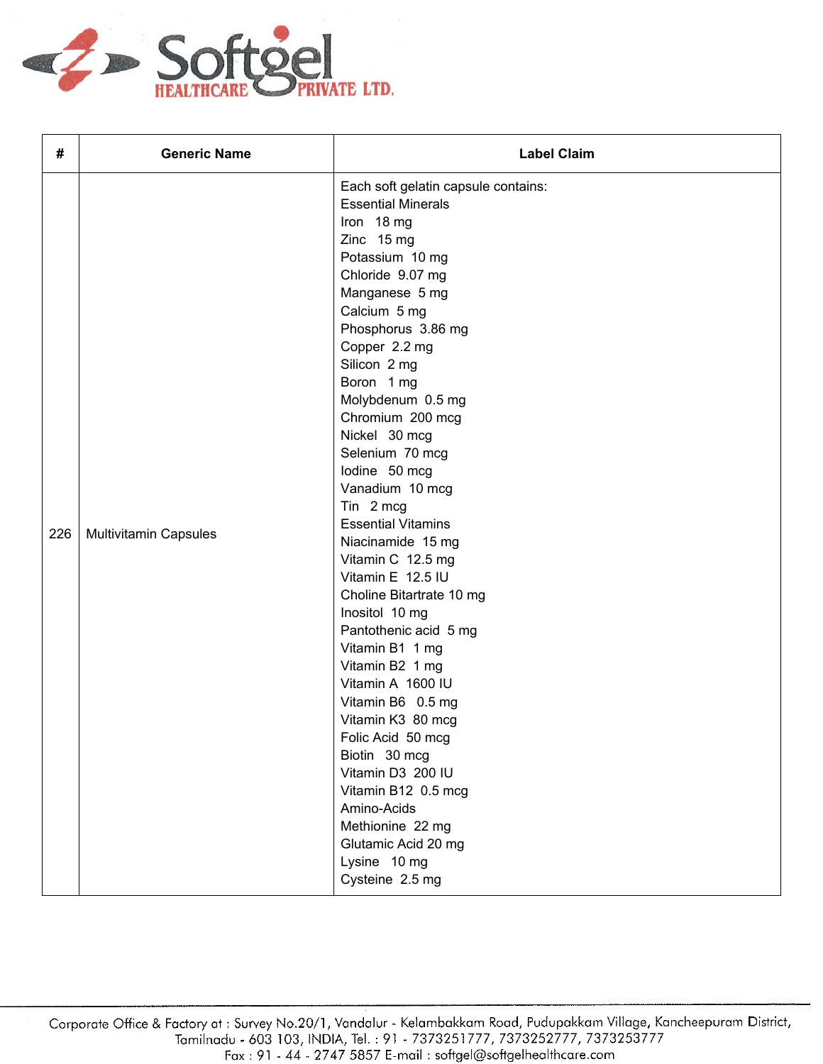**Softgel HEALTHCARE PRIVATE LTD.**

| # | Generic Name | Label Claim |
|---|---|---|
| 226 | Multivitamin Capsules | Each soft gelatin capsule contains:<br>Essential Minerals<br>Iron 18 mg<br>Zinc 15 mg<br>Potassium 10 mg<br>Chloride 9.07 mg<br>Manganese 5 mg<br>Calcium 5 mg<br>Phosphorus 3.86 mg<br>Copper 2.2 mg<br>Silicon 2 mg<br>Boron 1 mg<br>Molybdenum 0.5 mg<br>Chromium 200 mcg<br>Nickel 30 mcg<br>Selenium 70 mcg<br>Iodine 50 mcg<br>Vanadium 10 mcg<br>Tin 2 mcg<br>Essential Vitamins<br>Niacinamide 15 mg<br>Vitamin C 12.5 mg<br>Vitamin E 12.5 IU<br>Choline Bitartrate 10 mg<br>Inositol 10 mg<br>Pantothenic acid 5 mg<br>Vitamin B1 1 mg<br>Vitamin B2 1 mg<br>Vitamin A 1600 IU<br>Vitamin B6 0.5 mg<br>Vitamin K3 80 mcg<br>Folic Acid 50 mcg<br>Biotin 30 mcg<br>Vitamin D3 200 IU<br>Vitamin B12 0.5 mcg<br>Amino-Acids<br>Methionine 22 mg<br>Glutamic Acid 20 mg<br>Lysine 10 mg<br>Cysteine 2.5 mg |

Corporate Office & Factory at : Survey No.20/1, Vandalur - Kelambakkam Road, Pudupakkam Village, Kancheepuram District, Tamilnadu - 603 103, INDIA, Tel. : 91 - 7373251777, 7373252777, 7373253777
Fax : 91 - 44 - 2747 5857 E-mail : softgel@softgelhealthcare.com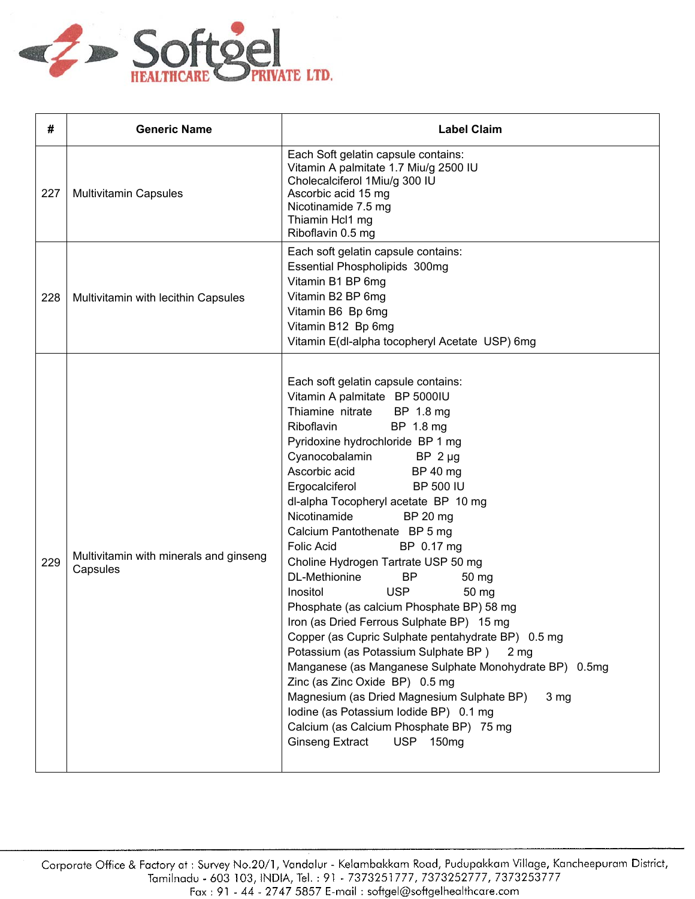Softgel HEALTHCARE PRIVATE LTD.

| # | Generic Name | Label Claim |
|---|---|---|
| 227 | Multivitamin Capsules | Each Soft gelatin capsule contains:<br>Vitamin A palmitate 1.7 Miu/g 2500 IU<br>Cholecalciferol 1Miu/g 300 IU<br>Ascorbic acid 15 mg<br>Nicotinamide 7.5 mg<br>Thiamin Hcl1 mg<br>Riboflavin 0.5 mg |
| 228 | Multivitamin with lecithin Capsules | Each soft gelatin capsule contains:<br>Essential Phospholipids 300mg<br>Vitamin B1 BP 6mg<br>Vitamin B2 BP 6mg<br>Vitamin B6 Bp 6mg<br>Vitamin B12 Bp 6mg<br>Vitamin E(dl-alpha tocopheryl Acetate USP) 6mg |
| 229 | Multivitamin with minerals and ginseng Capsules | Each soft gelatin capsule contains:<br>Vitamin A palmitate BP 5000IU<br>Thiamine nitrate BP 1.8 mg<br>Riboflavin BP 1.8 mg<br>Pyridoxine hydrochloride BP 1 mg<br>Cyanocobalamin BP 2 µg<br>Ascorbic acid BP 40 mg<br>Ergocalciferol BP 500 IU<br>dl-alpha Tocopheryl acetate BP 10 mg<br>Nicotinamide BP 20 mg<br>Calcium Pantothenate BP 5 mg<br>Folic Acid BP 0.17 mg<br>Choline Hydrogen Tartrate USP 50 mg<br>DL-Methionine BP 50 mg<br>Inositol USP 50 mg<br>Phosphate (as calcium Phosphate BP) 58 mg<br>Iron (as Dried Ferrous Sulphate BP) 15 mg<br>Copper (as Cupric Sulphate pentahydrate BP) 0.5 mg<br>Potassium (as Potassium Sulphate BP ) 2 mg<br>Manganese (as Manganese Sulphate Monohydrate BP) 0.5mg<br>Zinc (as Zinc Oxide BP) 0.5 mg<br>Magnesium (as Dried Magnesium Sulphate BP) 3 mg<br>Iodine (as Potassium Iodide BP) 0.1 mg<br>Calcium (as Calcium Phosphate BP) 75 mg<br>Ginseng Extract USP 150mg |

Corporate Office & Factory at : Survey No.20/1, Vandalur - Kelambakkam Road, Pudupakkam Village, Kancheepuram District, Tamilnadu - 603 103, INDIA, Tel. : 91 - 7373251777, 7373252777, 7373253777
Fax : 91 - 44 - 2747 5857 E-mail : softgel@softgelhealthcare.com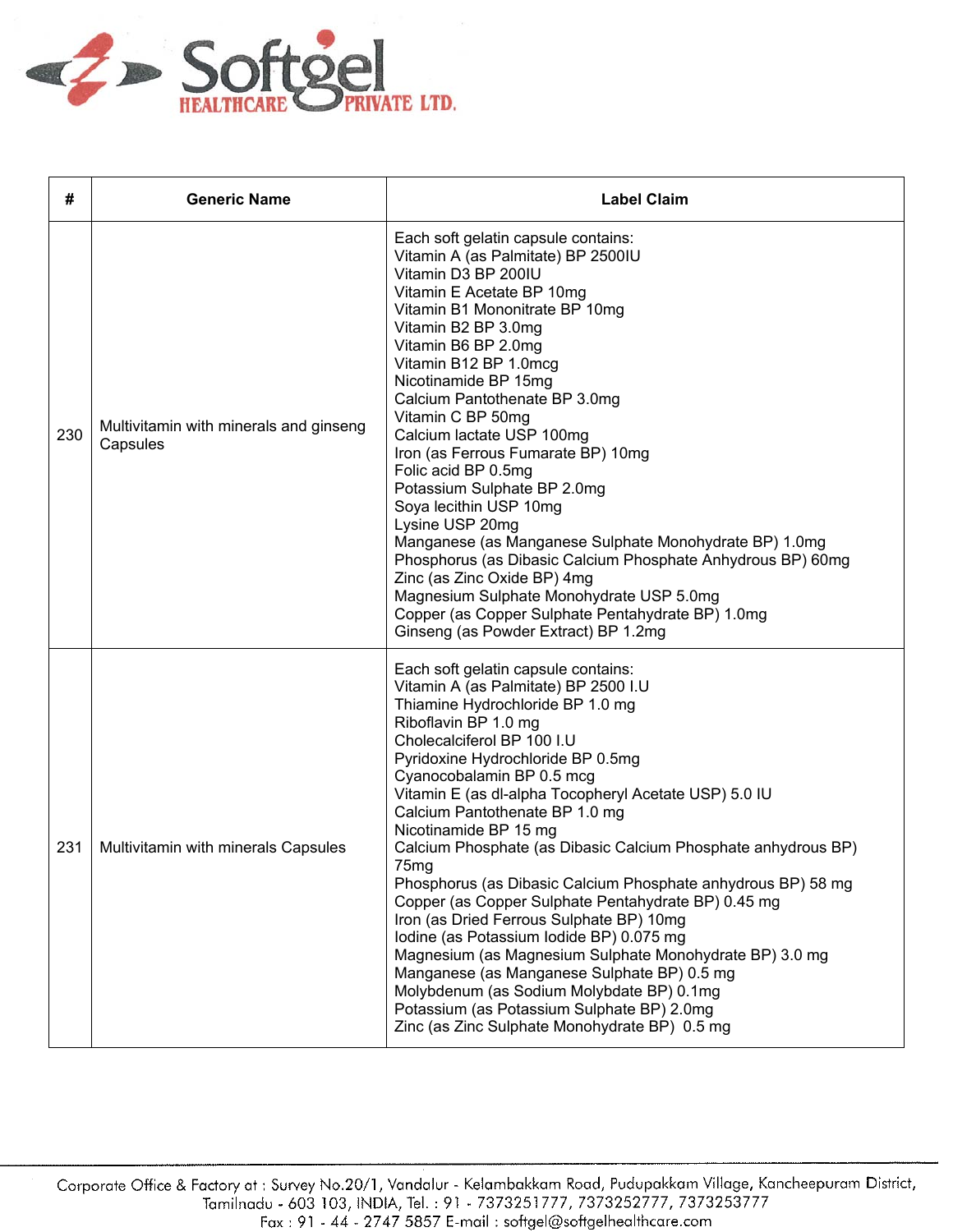Softgel HEALTHCARE PRIVATE LTD.

| # | Generic Name | Label Claim |
|---|---|---|
| 230 | Multivitamin with minerals and ginseng Capsules | Each soft gelatin capsule contains:<br>Vitamin A (as Palmitate) BP 2500IU<br>Vitamin D3 BP 200IU<br>Vitamin E Acetate BP 10mg<br>Vitamin B1 Mononitrate BP 10mg<br>Vitamin B2 BP 3.0mg<br>Vitamin B6 BP 2.0mg<br>Vitamin B12 BP 1.0mcg<br>Nicotinamide BP 15mg<br>Calcium Pantothenate BP 3.0mg<br>Vitamin C BP 50mg<br>Calcium lactate USP 100mg<br>Iron (as Ferrous Fumarate BP) 10mg<br>Folic acid BP 0.5mg<br>Potassium Sulphate BP 2.0mg<br>Soya lecithin USP 10mg<br>Lysine USP 20mg<br>Manganese (as Manganese Sulphate Monohydrate BP) 1.0mg<br>Phosphorus (as Dibasic Calcium Phosphate Anhydrous BP) 60mg<br>Zinc (as Zinc Oxide BP) 4mg<br>Magnesium Sulphate Monohydrate USP 5.0mg<br>Copper (as Copper Sulphate Pentahydrate BP) 1.0mg<br>Ginseng (as Powder Extract) BP 1.2mg |
| 231 | Multivitamin with minerals Capsules | Each soft gelatin capsule contains:<br>Vitamin A (as Palmitate) BP 2500 I.U<br>Thiamine Hydrochloride BP 1.0 mg<br>Riboflavin BP 1.0 mg<br>Cholecalciferol BP 100 I.U<br>Pyridoxine Hydrochloride BP 0.5mg<br>Cyanocobalamin BP 0.5 mcg<br>Vitamin E (as dl-alpha Tocopheryl Acetate USP) 5.0 IU<br>Calcium Pantothenate BP 1.0 mg<br>Nicotinamide BP 15 mg<br>Calcium Phosphate (as Dibasic Calcium Phosphate anhydrous BP) 75mg<br>Phosphorus (as Dibasic Calcium Phosphate anhydrous BP) 58 mg<br>Copper (as Copper Sulphate Pentahydrate BP) 0.45 mg<br>Iron (as Dried Ferrous Sulphate BP) 10mg<br>Iodine (as Potassium Iodide BP) 0.075 mg<br>Magnesium (as Magnesium Sulphate Monohydrate BP) 3.0 mg<br>Manganese (as Manganese Sulphate BP) 0.5 mg<br>Molybdenum (as Sodium Molybdate BP) 0.1mg<br>Potassium (as Potassium Sulphate BP) 2.0mg<br>Zinc (as Zinc Sulphate Monohydrate BP) 0.5 mg |

Corporate Office & Factory at : Survey No.20/1, Vandalur - Kelambakkam Road, Pudupakkam Village, Kancheepuram District, Tamilnadu - 603 103, INDIA, Tel. : 91 - 7373251777, 7373252777, 7373253777
Fax : 91 - 44 - 2747 5857 E-mail : softgel@softgelhealthcare.com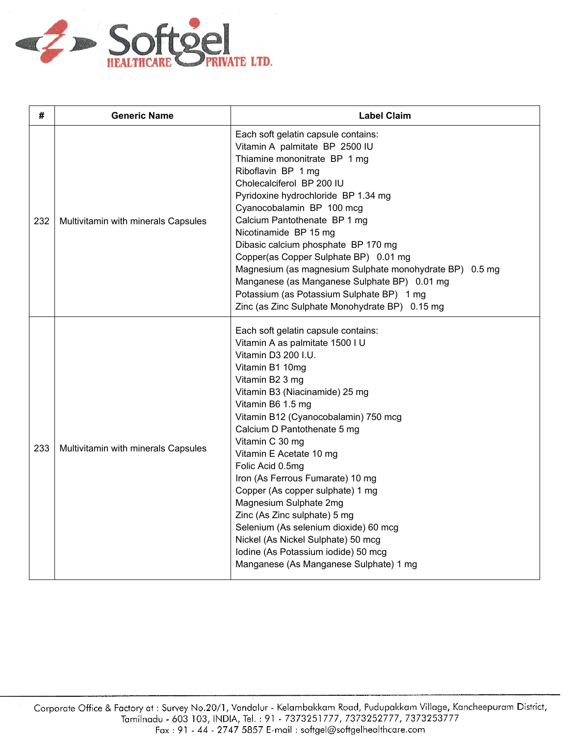| # | Generic Name | Label Claim |
|---|---|---|
| 232 | Multivitamin with minerals Capsules | Each soft gelatin capsule contains:<br>Vitamin A palmitate BP 2500 IU<br>Thiamine mononitrate BP 1 mg<br>Riboflavin BP 1 mg<br>Cholecalciferol BP 200 IU<br>Pyridoxine hydrochloride BP 1.34 mg<br>Cyanocobalamin BP 100 mcg<br>Calcium Pantothenate BP 1 mg<br>Nicotinamide BP 15 mg<br>Dibasic calcium phosphate BP 170 mg<br>Copper(as Copper Sulphate BP) 0.01 mg<br>Magnesium (as magnesium Sulphate monohydrate BP) 0.5 mg<br>Manganese (as Manganese Sulphate BP) 0.01 mg<br>Potassium (as Potassium Sulphate BP) 1 mg<br>Zinc (as Zinc Sulphate Monohydrate BP) 0.15 mg |
| 233 | Multivitamin with minerals Capsules | Each soft gelatin capsule contains:<br>Vitamin A as palmitate 1500 I U<br>Vitamin D3 200 I.U.<br>Vitamin B1 10mg<br>Vitamin B2 3 mg<br>Vitamin B3 (Niacinamide) 25 mg<br>Vitamin B6 1.5 mg<br>Vitamin B12 (Cyanocobalamin) 750 mcg<br>Calcium D Pantothenate 5 mg<br>Vitamin C 30 mg<br>Vitamin E Acetate 10 mg<br>Folic Acid 0.5mg<br>Iron (As Ferrous Fumarate) 10 mg<br>Copper (As copper sulphate) 1 mg<br>Magnesium Sulphate 2mg<br>Zinc (As Zinc sulphate) 5 mg<br>Selenium (As selenium dioxide) 60 mcg<br>Nickel (As Nickel Sulphate) 50 mcg<br>Iodine (As Potassium iodide) 50 mcg<br>Manganese (As Manganese Sulphate) 1 mg |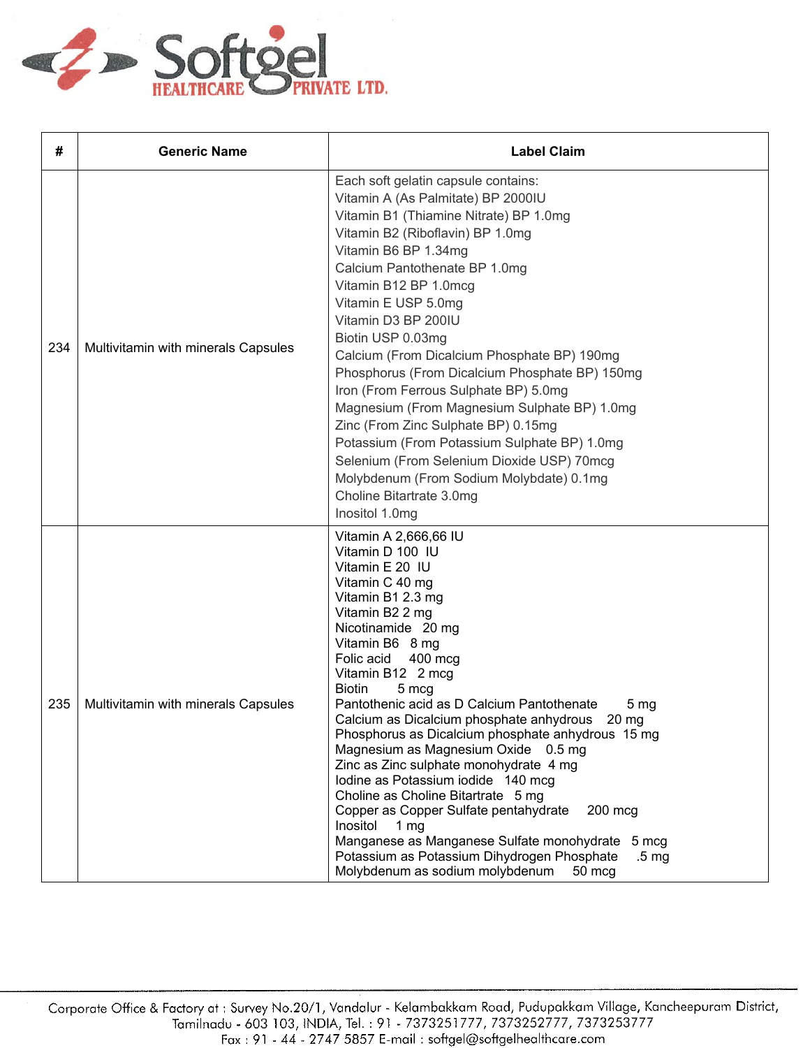**Softgel HEALTHCARE PRIVATE LTD.**

| # | Generic Name | Label Claim |
|---|---|---|
| 234 | Multivitamin with minerals Capsules | Each soft gelatin capsule contains:<br>Vitamin A (As Palmitate) BP 2000IU<br>Vitamin B1 (Thiamine Nitrate) BP 1.0mg<br>Vitamin B2 (Riboflavin) BP 1.0mg<br>Vitamin B6 BP 1.34mg<br>Calcium Pantothenate BP 1.0mg<br>Vitamin B12 BP 1.0mcg<br>Vitamin E USP 5.0mg<br>Vitamin D3 BP 200IU<br>Biotin USP 0.03mg<br>Calcium (From Dicalcium Phosphate BP) 190mg<br>Phosphorus (From Dicalcium Phosphate BP) 150mg<br>Iron (From Ferrous Sulphate BP) 5.0mg<br>Magnesium (From Magnesium Sulphate BP) 1.0mg<br>Zinc (From Zinc Sulphate BP) 0.15mg<br>Potassium (From Potassium Sulphate BP) 1.0mg<br>Selenium (From Selenium Dioxide USP) 70mcg<br>Molybdenum (From Sodium Molybdate) 0.1mg<br>Choline Bitartrate 3.0mg<br>Inositol 1.0mg |
| 235 | Multivitamin with minerals Capsules | Vitamin A 2,666,66 IU<br>Vitamin D 100 IU<br>Vitamin E 20 IU<br>Vitamin C 40 mg<br>Vitamin B1 2.3 mg<br>Vitamin B2 2 mg<br>Nicotinamide 20 mg<br>Vitamin B6 8 mg<br>Folic acid 400 mcg<br>Vitamin B12 2 mcg<br>Biotin 5 mcg<br>Pantothenic acid as D Calcium Pantothenate 5 mg<br>Calcium as Dicalcium phosphate anhydrous 20 mg<br>Phosphorus as Dicalcium phosphate anhydrous 15 mg<br>Magnesium as Magnesium Oxide 0.5 mg<br>Zinc as Zinc sulphate monohydrate 4 mg<br>Iodine as Potassium iodide 140 mcg<br>Choline as Choline Bitartrate 5 mg<br>Copper as Copper Sulfate pentahydrate 200 mcg<br>Inositol 1 mg<br>Manganese as Manganese Sulfate monohydrate 5 mcg<br>Potassium as Potassium Dihydrogen Phosphate .5 mg<br>Molybdenum as sodium molybdenum 50 mcg |

Corporate Office & Factory at : Survey No.20/1, Vandalur - Kelambakkam Road, Pudupakkam Village, Kancheepuram District, Tamilnadu - 603 103, INDIA, Tel. : 91 - 7373251777, 7373252777, 7373253777
Fax : 91 - 44 - 2747 5857 E-mail : softgel@softgelhealthcare.com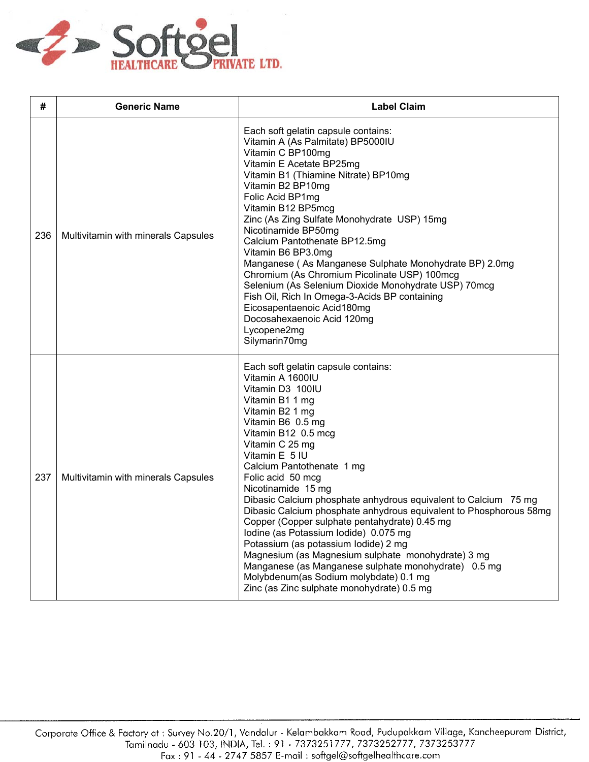| # | Generic Name | Label Claim |
|---|---|---|
| 236 | Multivitamin with minerals Capsules | Each soft gelatin capsule contains:<br>Vitamin A (As Palmitate) BP5000IU<br>Vitamin C BP100mg<br>Vitamin E Acetate BP25mg<br>Vitamin B1 (Thiamine Nitrate) BP10mg<br>Vitamin B2 BP10mg<br>Folic Acid BP1mg<br>Vitamin B12 BP5mcg<br>Zinc (As Zing Sulfate Monohydrate USP) 15mg<br>Nicotinamide BP50mg<br>Calcium Pantothenate BP12.5mg<br>Vitamin B6 BP3.0mg<br>Manganese ( As Manganese Sulphate Monohydrate BP) 2.0mg<br>Chromium (As Chromium Picolinate USP) 100mcg<br>Selenium (As Selenium Dioxide Monohydrate USP) 70mcg<br>Fish Oil, Rich In Omega-3-Acids BP containing<br>Eicosapentaenoic Acid180mg<br>Docosahexaenoic Acid 120mg<br>Lycopene2mg<br>Silymarin70mg |
| 237 | Multivitamin with minerals Capsules | Each soft gelatin capsule contains:<br>Vitamin A 1600IU<br>Vitamin D3 100IU<br>Vitamin B1 1 mg<br>Vitamin B2 1 mg<br>Vitamin B6 0.5 mg<br>Vitamin B12 0.5 mcg<br>Vitamin C 25 mg<br>Vitamin E 5 IU<br>Calcium Pantothenate 1 mg<br>Folic acid 50 mcg<br>Nicotinamide 15 mg<br>Dibasic Calcium phosphate anhydrous equivalent to Calcium 75 mg<br>Dibasic Calcium phosphate anhydrous equivalent to Phosphorous 58mg<br>Copper (Copper sulphate pentahydrate) 0.45 mg<br>Iodine (as Potassium Iodide) 0.075 mg<br>Potassium (as potassium Iodide) 2 mg<br>Magnesium (as Magnesium sulphate monohydrate) 3 mg<br>Manganese (as Manganese sulphate monohydrate) 0.5 mg<br>Molybdenum(as Sodium molybdate) 0.1 mg<br>Zinc (as Zinc sulphate monohydrate) 0.5 mg |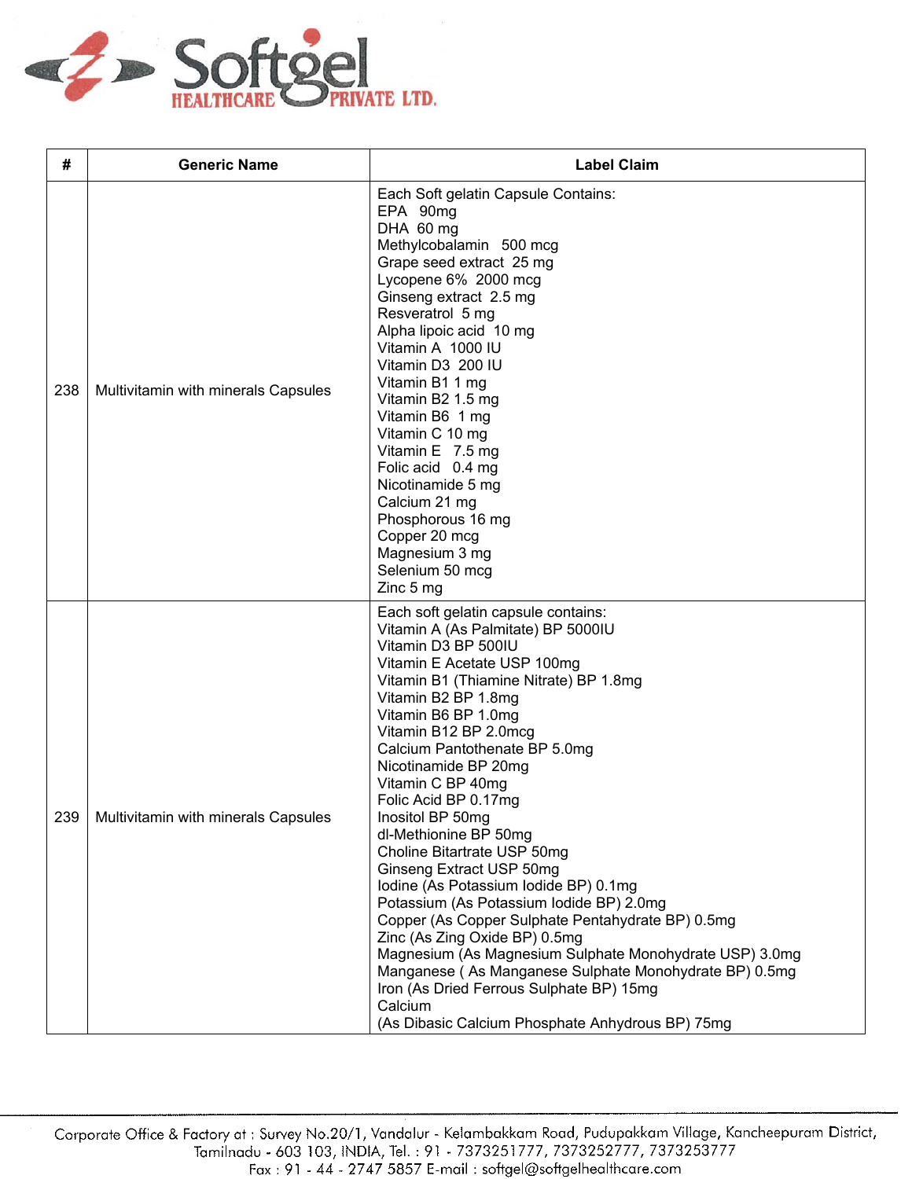| # | Generic Name | Label Claim |
|---|---|---|
| 238 | Multivitamin with minerals Capsules | Each Soft gelatin Capsule Contains:<br>EPA 90mg<br>DHA 60 mg<br>Methylcobalamin 500 mcg<br>Grape seed extract 25 mg<br>Lycopene 6% 2000 mcg<br>Ginseng extract 2.5 mg<br>Resveratrol 5 mg<br>Alpha lipoic acid 10 mg<br>Vitamin A 1000 IU<br>Vitamin D3 200 IU<br>Vitamin B1 1 mg<br>Vitamin B2 1.5 mg<br>Vitamin B6 1 mg<br>Vitamin C 10 mg<br>Vitamin E 7.5 mg<br>Folic acid 0.4 mg<br>Nicotinamide 5 mg<br>Calcium 21 mg<br>Phosphorous 16 mg<br>Copper 20 mcg<br>Magnesium 3 mg<br>Selenium 50 mcg<br>Zinc 5 mg |
| 239 | Multivitamin with minerals Capsules | Each soft gelatin capsule contains:<br>Vitamin A (As Palmitate) BP 5000IU<br>Vitamin D3 BP 500IU<br>Vitamin E Acetate USP 100mg<br>Vitamin B1 (Thiamine Nitrate) BP 1.8mg<br>Vitamin B2 BP 1.8mg<br>Vitamin B6 BP 1.0mg<br>Vitamin B12 BP 2.0mcg<br>Calcium Pantothenate BP 5.0mg<br>Nicotinamide BP 20mg<br>Vitamin C BP 40mg<br>Folic Acid BP 0.17mg<br>Inositol BP 50mg<br>dl-Methionine BP 50mg<br>Choline Bitartrate USP 50mg<br>Ginseng Extract USP 50mg<br>Iodine (As Potassium Iodide BP) 0.1mg<br>Potassium (As Potassium Iodide BP) 2.0mg<br>Copper (As Copper Sulphate Pentahydrate BP) 0.5mg<br>Zinc (As Zing Oxide BP) 0.5mg<br>Magnesium (As Magnesium Sulphate Monohydrate USP) 3.0mg<br>Manganese ( As Manganese Sulphate Monohydrate BP) 0.5mg<br>Iron (As Dried Ferrous Sulphate BP) 15mg<br>Calcium<br>(As Dibasic Calcium Phosphate Anhydrous BP) 75mg |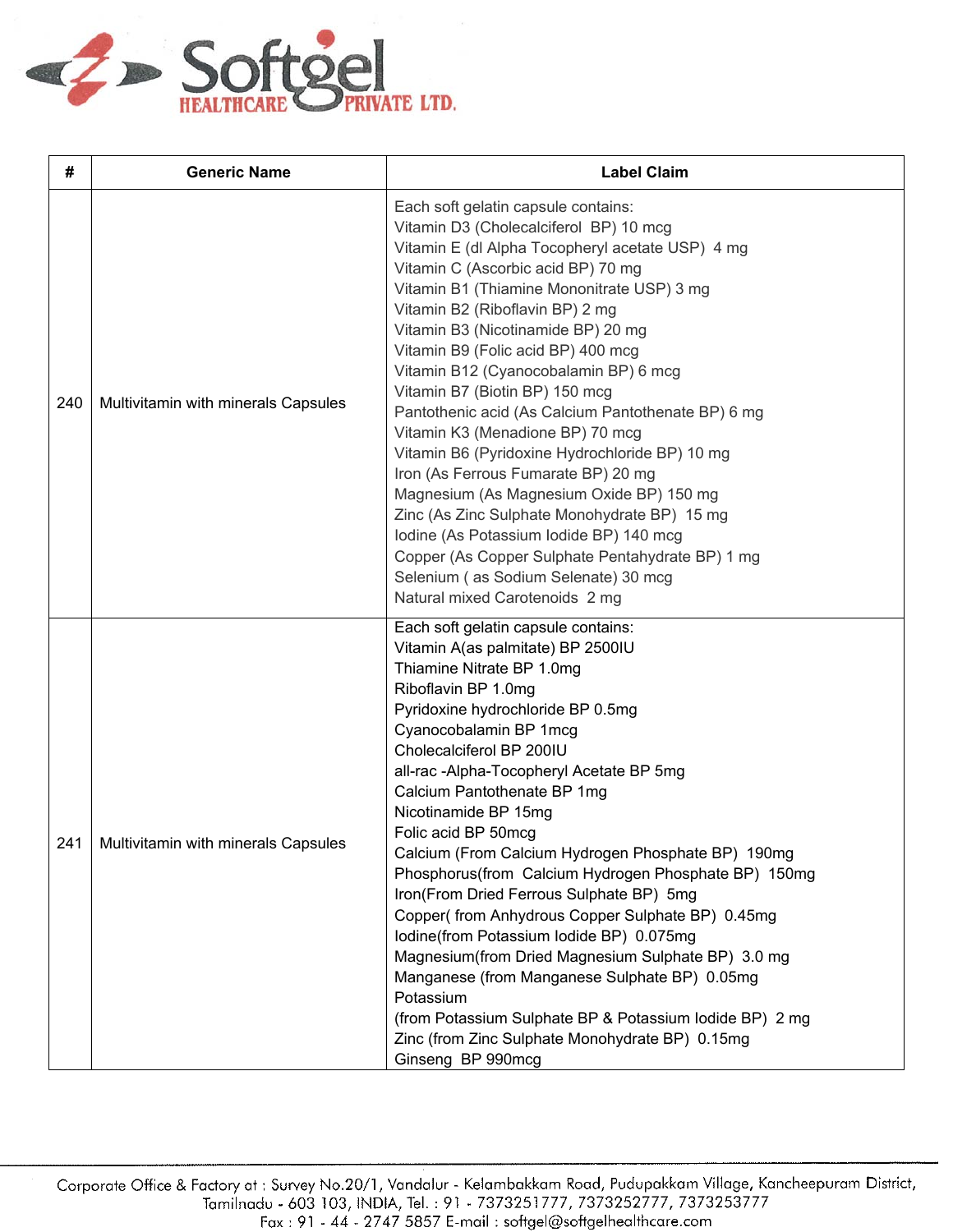Softgel HEALTHCARE PRIVATE LTD.

| # | Generic Name | Label Claim |
|---|---|---|
| 240 | Multivitamin with minerals Capsules | Each soft gelatin capsule contains:<br>Vitamin D3 (Cholecalciferol BP) 10 mcg<br>Vitamin E (dl Alpha Tocopheryl acetate USP) 4 mg<br>Vitamin C (Ascorbic acid BP) 70 mg<br>Vitamin B1 (Thiamine Mononitrate USP) 3 mg<br>Vitamin B2 (Riboflavin BP) 2 mg<br>Vitamin B3 (Nicotinamide BP) 20 mg<br>Vitamin B9 (Folic acid BP) 400 mcg<br>Vitamin B12 (Cyanocobalamin BP) 6 mcg<br>Vitamin B7 (Biotin BP) 150 mcg<br>Pantothenic acid (As Calcium Pantothenate BP) 6 mg<br>Vitamin K3 (Menadione BP) 70 mcg<br>Vitamin B6 (Pyridoxine Hydrochloride BP) 10 mg<br>Iron (As Ferrous Fumarate BP) 20 mg<br>Magnesium (As Magnesium Oxide BP) 150 mg<br>Zinc (As Zinc Sulphate Monohydrate BP) 15 mg<br>Iodine (As Potassium Iodide BP) 140 mcg<br>Copper (As Copper Sulphate Pentahydrate BP) 1 mg<br>Selenium ( as Sodium Selenate) 30 mcg<br>Natural mixed Carotenoids 2 mg |
| 241 | Multivitamin with minerals Capsules | Each soft gelatin capsule contains:<br>Vitamin A(as palmitate) BP 2500IU<br>Thiamine Nitrate BP 1.0mg<br>Riboflavin BP 1.0mg<br>Pyridoxine hydrochloride BP 0.5mg<br>Cyanocobalamin BP 1mcg<br>Cholecalciferol BP 200IU<br>all-rac -Alpha-Tocopheryl Acetate BP 5mg<br>Calcium Pantothenate BP 1mg<br>Nicotinamide BP 15mg<br>Folic acid BP 50mcg<br>Calcium (From Calcium Hydrogen Phosphate BP) 190mg<br>Phosphorus(from Calcium Hydrogen Phosphate BP) 150mg<br>Iron(From Dried Ferrous Sulphate BP) 5mg<br>Copper( from Anhydrous Copper Sulphate BP) 0.45mg<br>Iodine(from Potassium Iodide BP) 0.075mg<br>Magnesium(from Dried Magnesium Sulphate BP) 3.0 mg<br>Manganese (from Manganese Sulphate BP) 0.05mg<br>Potassium<br>(from Potassium Sulphate BP & Potassium Iodide BP) 2 mg<br>Zinc (from Zinc Sulphate Monohydrate BP) 0.15mg<br>Ginseng BP 990mcg |

Corporate Office & Factory at : Survey No.20/1, Vandalur - Kelambakkam Road, Pudupakkam Village, Kancheepuram District, Tamilnadu - 603 103, INDIA, Tel. : 91 - 7373251777, 7373252777, 7373253777
Fax : 91 - 44 - 2747 5857 E-mail : softgel@softgelhealthcare.com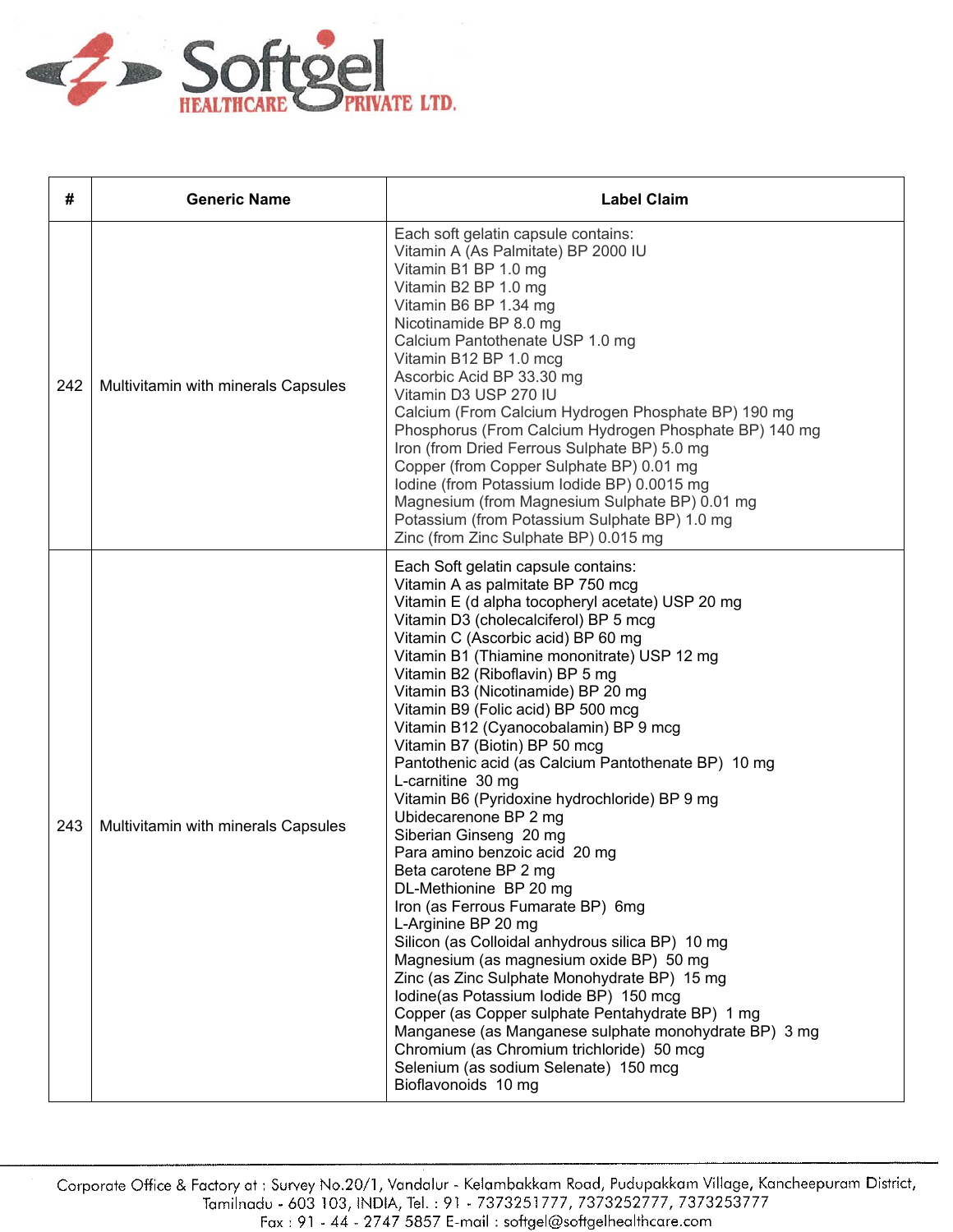| # | Generic Name | Label Claim |
|---|---|---|
| 242 | Multivitamin with minerals Capsules | Each soft gelatin capsule contains:<br>Vitamin A (As Palmitate) BP 2000 IU<br>Vitamin B1 BP 1.0 mg<br>Vitamin B2 BP 1.0 mg<br>Vitamin B6 BP 1.34 mg<br>Nicotinamide BP 8.0 mg<br>Calcium Pantothenate USP 1.0 mg<br>Vitamin B12 BP 1.0 mcg<br>Ascorbic Acid BP 33.30 mg<br>Vitamin D3 USP 270 IU<br>Calcium (From Calcium Hydrogen Phosphate BP) 190 mg<br>Phosphorus (From Calcium Hydrogen Phosphate BP) 140 mg<br>Iron (from Dried Ferrous Sulphate BP) 5.0 mg<br>Copper (from Copper Sulphate BP) 0.01 mg<br>Iodine (from Potassium Iodide BP) 0.0015 mg<br>Magnesium (from Magnesium Sulphate BP) 0.01 mg<br>Potassium (from Potassium Sulphate BP) 1.0 mg<br>Zinc (from Zinc Sulphate BP) 0.015 mg |
| 243 | Multivitamin with minerals Capsules | Each Soft gelatin capsule contains:<br>Vitamin A as palmitate BP 750 mcg<br>Vitamin E (d alpha tocopheryl acetate) USP 20 mg<br>Vitamin D3 (cholecalciferol) BP 5 mcg<br>Vitamin C (Ascorbic acid) BP 60 mg<br>Vitamin B1 (Thiamine mononitrate) USP 12 mg<br>Vitamin B2 (Riboflavin) BP 5 mg<br>Vitamin B3 (Nicotinamide) BP 20 mg<br>Vitamin B9 (Folic acid) BP 500 mcg<br>Vitamin B12 (Cyanocobalamin) BP 9 mcg<br>Vitamin B7 (Biotin) BP 50 mcg<br>Pantothenic acid (as Calcium Pantothenate BP) 10 mg<br>L-carnitine 30 mg<br>Vitamin B6 (Pyridoxine hydrochloride) BP 9 mg<br>Ubidecarenone BP 2 mg<br>Siberian Ginseng 20 mg<br>Para amino benzoic acid 20 mg<br>Beta carotene BP 2 mg<br>DL-Methionine BP 20 mg<br>Iron (as Ferrous Fumarate BP) 6mg<br>L-Arginine BP 20 mg<br>Silicon (as Colloidal anhydrous silica BP) 10 mg<br>Magnesium (as magnesium oxide BP) 50 mg<br>Zinc (as Zinc Sulphate Monohydrate BP) 15 mg<br>Iodine(as Potassium Iodide BP) 150 mcg<br>Copper (as Copper sulphate Pentahydrate BP) 1 mg<br>Manganese (as Manganese sulphate monohydrate BP) 3 mg<br>Chromium (as Chromium trichloride) 50 mcg<br>Selenium (as sodium Selenate) 150 mcg<br>Bioflavonoids 10 mg |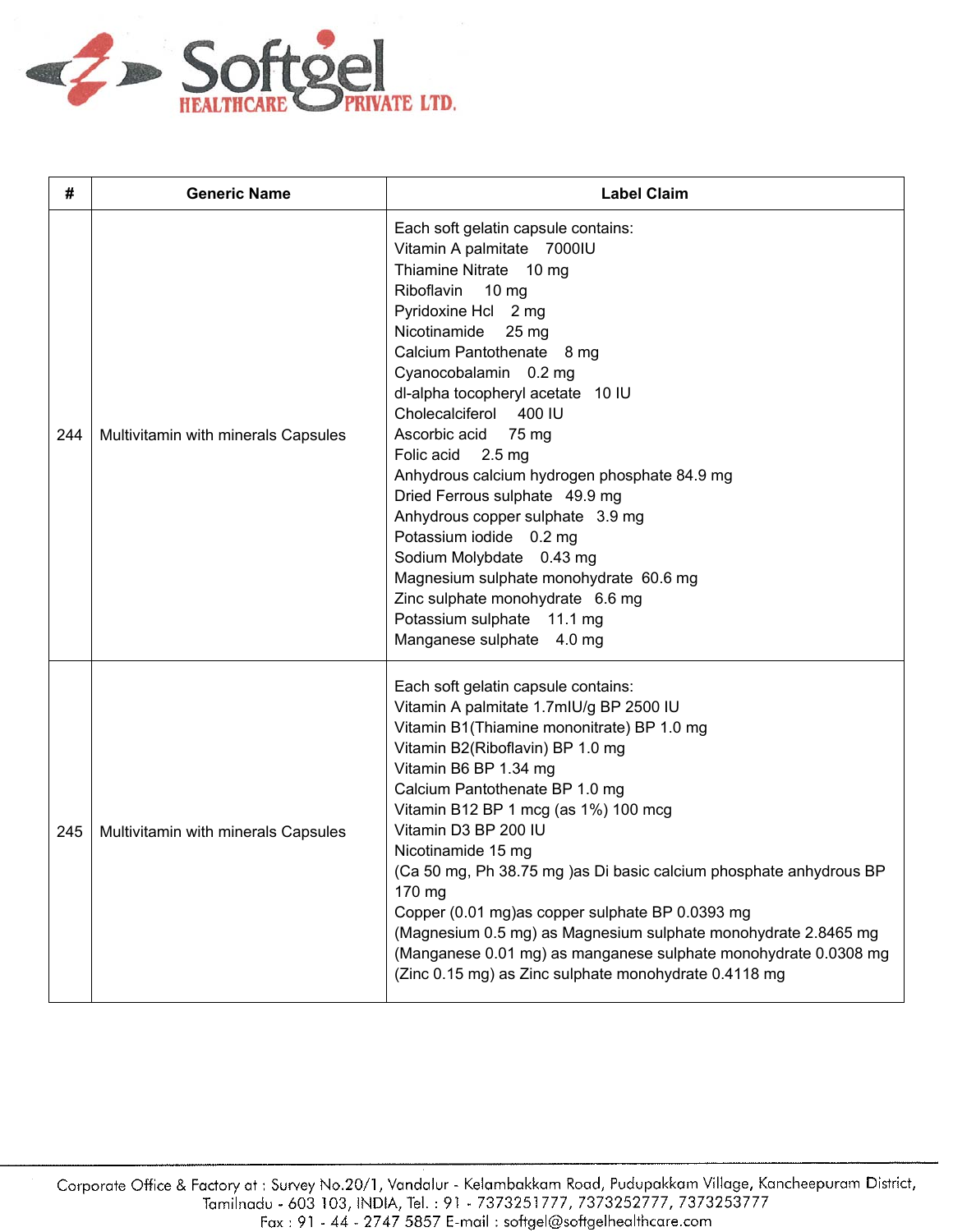| # | Generic Name | Label Claim |
|---|---|---|
| 244 | Multivitamin with minerals Capsules | Each soft gelatin capsule contains:<br>Vitamin A palmitate 7000IU<br>Thiamine Nitrate 10 mg<br>Riboflavin 10 mg<br>Pyridoxine Hcl 2 mg<br>Nicotinamide 25 mg<br>Calcium Pantothenate 8 mg<br>Cyanocobalamin 0.2 mg<br>dl-alpha tocopheryl acetate 10 IU<br>Cholecalciferol 400 IU<br>Ascorbic acid 75 mg<br>Folic acid 2.5 mg<br>Anhydrous calcium hydrogen phosphate 84.9 mg<br>Dried Ferrous sulphate 49.9 mg<br>Anhydrous copper sulphate 3.9 mg<br>Potassium iodide 0.2 mg<br>Sodium Molybdate 0.43 mg<br>Magnesium sulphate monohydrate 60.6 mg<br>Zinc sulphate monohydrate 6.6 mg<br>Potassium sulphate 11.1 mg<br>Manganese sulphate 4.0 mg |
| 245 | Multivitamin with minerals Capsules | Each soft gelatin capsule contains:<br>Vitamin A palmitate 1.7mIU/g BP 2500 IU<br>Vitamin B1(Thiamine mononitrate) BP 1.0 mg<br>Vitamin B2(Riboflavin) BP 1.0 mg<br>Vitamin B6 BP 1.34 mg<br>Calcium Pantothenate BP 1.0 mg<br>Vitamin B12 BP 1 mcg (as 1%) 100 mcg<br>Vitamin D3 BP 200 IU<br>Nicotinamide 15 mg<br>(Ca 50 mg, Ph 38.75 mg )as Di basic calcium phosphate anhydrous BP 170 mg<br>Copper (0.01 mg)as copper sulphate BP 0.0393 mg<br>(Magnesium 0.5 mg) as Magnesium sulphate monohydrate 2.8465 mg<br>(Manganese 0.01 mg) as manganese sulphate monohydrate 0.0308 mg<br>(Zinc 0.15 mg) as Zinc sulphate monohydrate 0.4118 mg |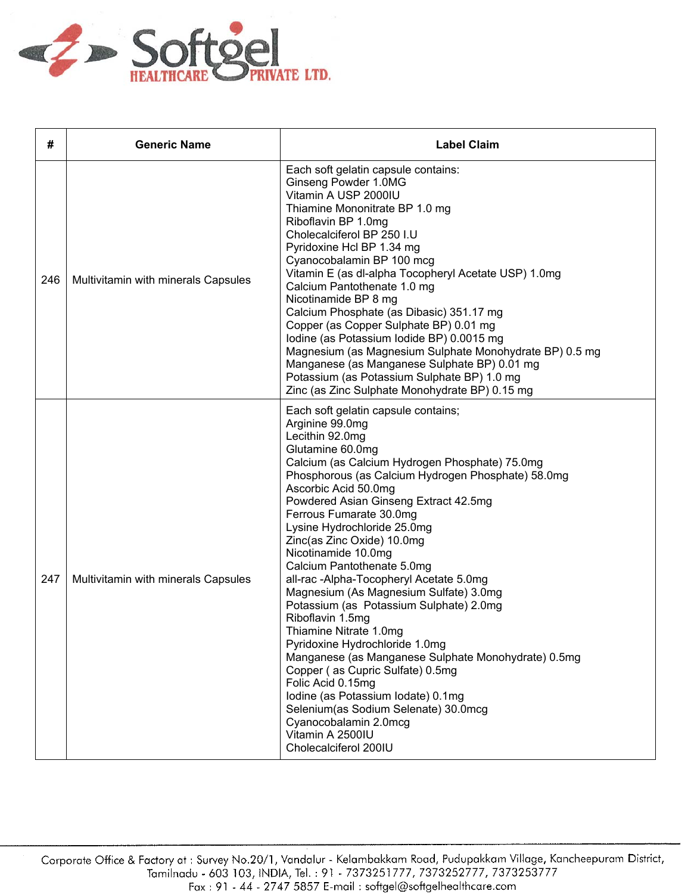| # | Generic Name | Label Claim |
|---|---|---|
| 246 | Multivitamin with minerals Capsules | Each soft gelatin capsule contains:<br>Ginseng Powder 1.0MG<br>Vitamin A USP 2000IU<br>Thiamine Mononitrate BP 1.0 mg<br>Riboflavin BP 1.0mg<br>Cholecalciferol BP 250 I.U<br>Pyridoxine Hcl BP 1.34 mg<br>Cyanocobalamin BP 100 mcg<br>Vitamin E (as dl-alpha Tocopheryl Acetate USP) 1.0mg<br>Calcium Pantothenate 1.0 mg<br>Nicotinamide BP 8 mg<br>Calcium Phosphate (as Dibasic) 351.17 mg<br>Copper (as Copper Sulphate BP) 0.01 mg<br>Iodine (as Potassium Iodide BP) 0.0015 mg<br>Magnesium (as Magnesium Sulphate Monohydrate BP) 0.5 mg<br>Manganese (as Manganese Sulphate BP) 0.01 mg<br>Potassium (as Potassium Sulphate BP) 1.0 mg<br>Zinc (as Zinc Sulphate Monohydrate BP) 0.15 mg |
| 247 | Multivitamin with minerals Capsules | Each soft gelatin capsule contains;<br>Arginine 99.0mg<br>Lecithin 92.0mg<br>Glutamine 60.0mg<br>Calcium (as Calcium Hydrogen Phosphate) 75.0mg<br>Phosphorous (as Calcium Hydrogen Phosphate) 58.0mg<br>Ascorbic Acid 50.0mg<br>Powdered Asian Ginseng Extract 42.5mg<br>Ferrous Fumarate 30.0mg<br>Lysine Hydrochloride 25.0mg<br>Zinc(as Zinc Oxide) 10.0mg<br>Nicotinamide 10.0mg<br>Calcium Pantothenate 5.0mg<br>all-rac -Alpha-Tocopheryl Acetate 5.0mg<br>Magnesium (As Magnesium Sulfate) 3.0mg<br>Potassium (as Potassium Sulphate) 2.0mg<br>Riboflavin 1.5mg<br>Thiamine Nitrate 1.0mg<br>Pyridoxine Hydrochloride 1.0mg<br>Manganese (as Manganese Sulphate Monohydrate) 0.5mg<br>Copper ( as Cupric Sulfate) 0.5mg<br>Folic Acid 0.15mg<br>Iodine (as Potassium Iodate) 0.1mg<br>Selenium(as Sodium Selenate) 30.0mcg<br>Cyanocobalamin 2.0mcg<br>Vitamin A 2500IU<br>Cholecalciferol 200IU |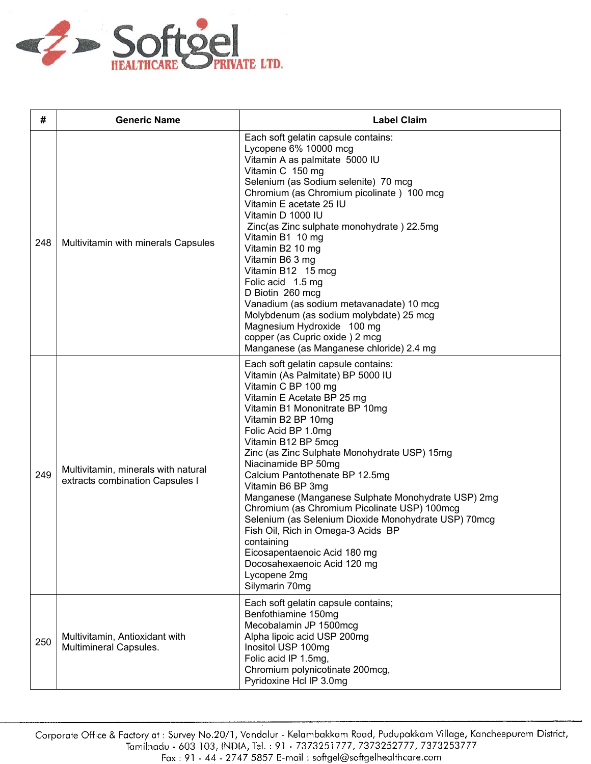| # | Generic Name | Label Claim |
|---|---|---|
| 248 | Multivitamin with minerals Capsules | Each soft gelatin capsule contains:<br>Lycopene 6% 10000 mcg<br>Vitamin A as palmitate 5000 IU<br>Vitamin C 150 mg<br>Selenium (as Sodium selenite) 70 mcg<br>Chromium (as Chromium picolinate ) 100 mcg<br>Vitamin E acetate 25 IU<br>Vitamin D 1000 IU<br>Zinc(as Zinc sulphate monohydrate ) 22.5mg<br>Vitamin B1 10 mg<br>Vitamin B2 10 mg<br>Vitamin B6 3 mg<br>Vitamin B12 15 mcg<br>Folic acid 1.5 mg<br>D Biotin 260 mcg<br>Vanadium (as sodium metavanadate) 10 mcg<br>Molybdenum (as sodium molybdate) 25 mcg<br>Magnesium Hydroxide 100 mg<br>copper (as Cupric oxide ) 2 mcg<br>Manganese (as Manganese chloride) 2.4 mg |
| 249 | Multivitamin, minerals with natural extracts combination Capsules I | Each soft gelatin capsule contains:<br>Vitamin (As Palmitate) BP 5000 IU<br>Vitamin C BP 100 mg<br>Vitamin E Acetate BP 25 mg<br>Vitamin B1 Mononitrate BP 10mg<br>Vitamin B2 BP 10mg<br>Folic Acid BP 1.0mg<br>Vitamin B12 BP 5mcg<br>Zinc (as Zinc Sulphate Monohydrate USP) 15mg<br>Niacinamide BP 50mg<br>Calcium Pantothenate BP 12.5mg<br>Vitamin B6 BP 3mg<br>Manganese (Manganese Sulphate Monohydrate USP) 2mg<br>Chromium (as Chromium Picolinate USP) 100mcg<br>Selenium (as Selenium Dioxide Monohydrate USP) 70mcg<br>Fish Oil, Rich in Omega-3 Acids BP<br>containing<br>Eicosapentaenoic Acid 180 mg<br>Docosahexaenoic Acid 120 mg<br>Lycopene 2mg<br>Silymarin 70mg |
| 250 | Multivitamin, Antioxidant with Multimineral Capsules. | Each soft gelatin capsule contains;<br>Benfothiamine 150mg<br>Mecobalamin JP 1500mcg<br>Alpha lipoic acid USP 200mg<br>Inositol USP 100mg<br>Folic acid IP 1.5mg,<br>Chromium polynicotinate 200mcg,<br>Pyridoxine Hcl IP 3.0mg |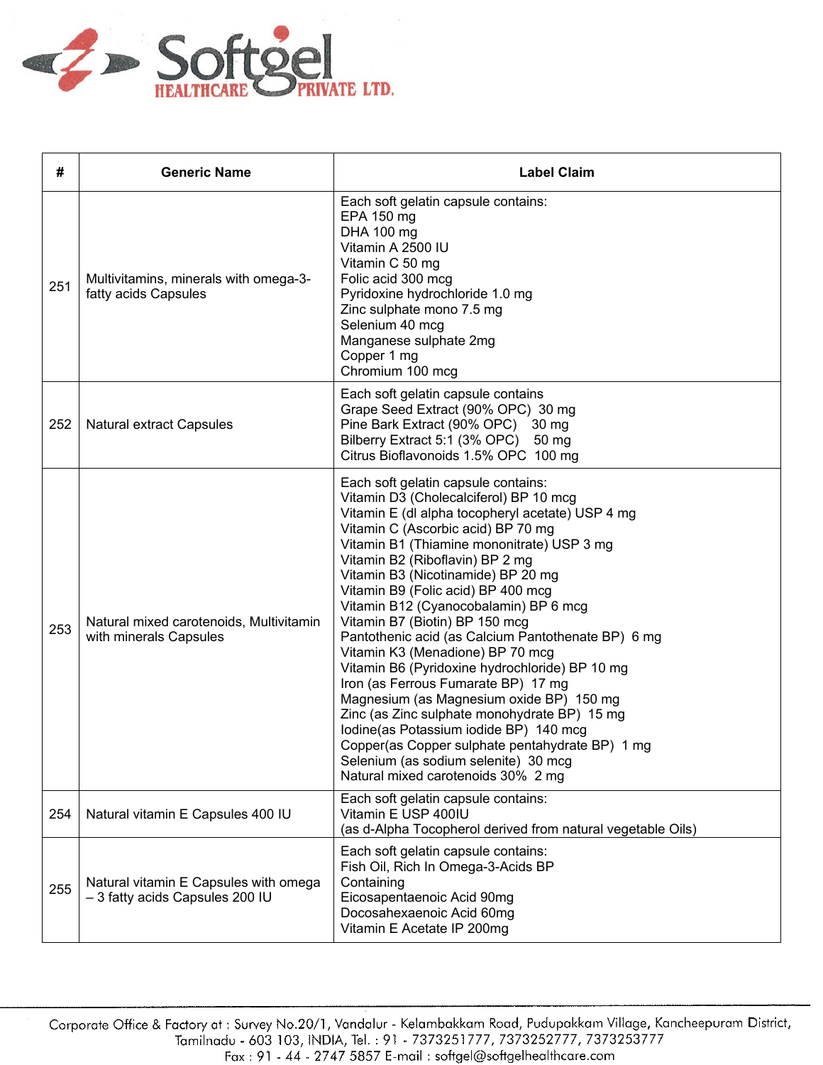| # | Generic Name | Label Claim |
|---|---|---|
| 251 | Multivitamins, minerals with omega-3-fatty acids Capsules | Each soft gelatin capsule contains:<br>EPA 150 mg<br>DHA 100 mg<br>Vitamin A 2500 IU<br>Vitamin C 50 mg<br>Folic acid 300 mcg<br>Pyridoxine hydrochloride 1.0 mg<br>Zinc sulphate mono 7.5 mg<br>Selenium 40 mcg<br>Manganese sulphate 2mg<br>Copper 1 mg<br>Chromium 100 mcg |
| 252 | Natural extract Capsules | Each soft gelatin capsule contains<br>Grape Seed Extract (90% OPC) 30 mg<br>Pine Bark Extract (90% OPC) 30 mg<br>Bilberry Extract 5:1 (3% OPC) 50 mg<br>Citrus Bioflavonoids 1.5% OPC 100 mg |
| 253 | Natural mixed carotenoids, Multivitamin with minerals Capsules | Each soft gelatin capsule contains:<br>Vitamin D3 (Cholecalciferol) BP 10 mcg<br>Vitamin E (dl alpha tocopheryl acetate) USP 4 mg<br>Vitamin C (Ascorbic acid) BP 70 mg<br>Vitamin B1 (Thiamine mononitrate) USP 3 mg<br>Vitamin B2 (Riboflavin) BP 2 mg<br>Vitamin B3 (Nicotinamide) BP 20 mg<br>Vitamin B9 (Folic acid) BP 400 mcg<br>Vitamin B12 (Cyanocobalamin) BP 6 mcg<br>Vitamin B7 (Biotin) BP 150 mcg<br>Pantothenic acid (as Calcium Pantothenate BP) 6 mg<br>Vitamin K3 (Menadione) BP 70 mcg<br>Vitamin B6 (Pyridoxine hydrochloride) BP 10 mg<br>Iron (as Ferrous Fumarate BP) 17 mg<br>Magnesium (as Magnesium oxide BP) 150 mg<br>Zinc (as Zinc sulphate monohydrate BP) 15 mg<br>Iodine(as Potassium iodide BP) 140 mcg<br>Copper(as Copper sulphate pentahydrate BP) 1 mg<br>Selenium (as sodium selenite) 30 mcg<br>Natural mixed carotenoids 30% 2 mg |
| 254 | Natural vitamin E Capsules 400 IU | Each soft gelatin capsule contains:<br>Vitamin E USP 400IU<br>(as d-Alpha Tocopherol derived from natural vegetable Oils) |
| 255 | Natural vitamin E Capsules with omega – 3 fatty acids Capsules 200 IU | Each soft gelatin capsule contains:<br>Fish Oil, Rich In Omega-3-Acids BP<br>Containing<br>Eicosapentaenoic Acid 90mg<br>Docosahexaenoic Acid 60mg<br>Vitamin E Acetate IP 200mg |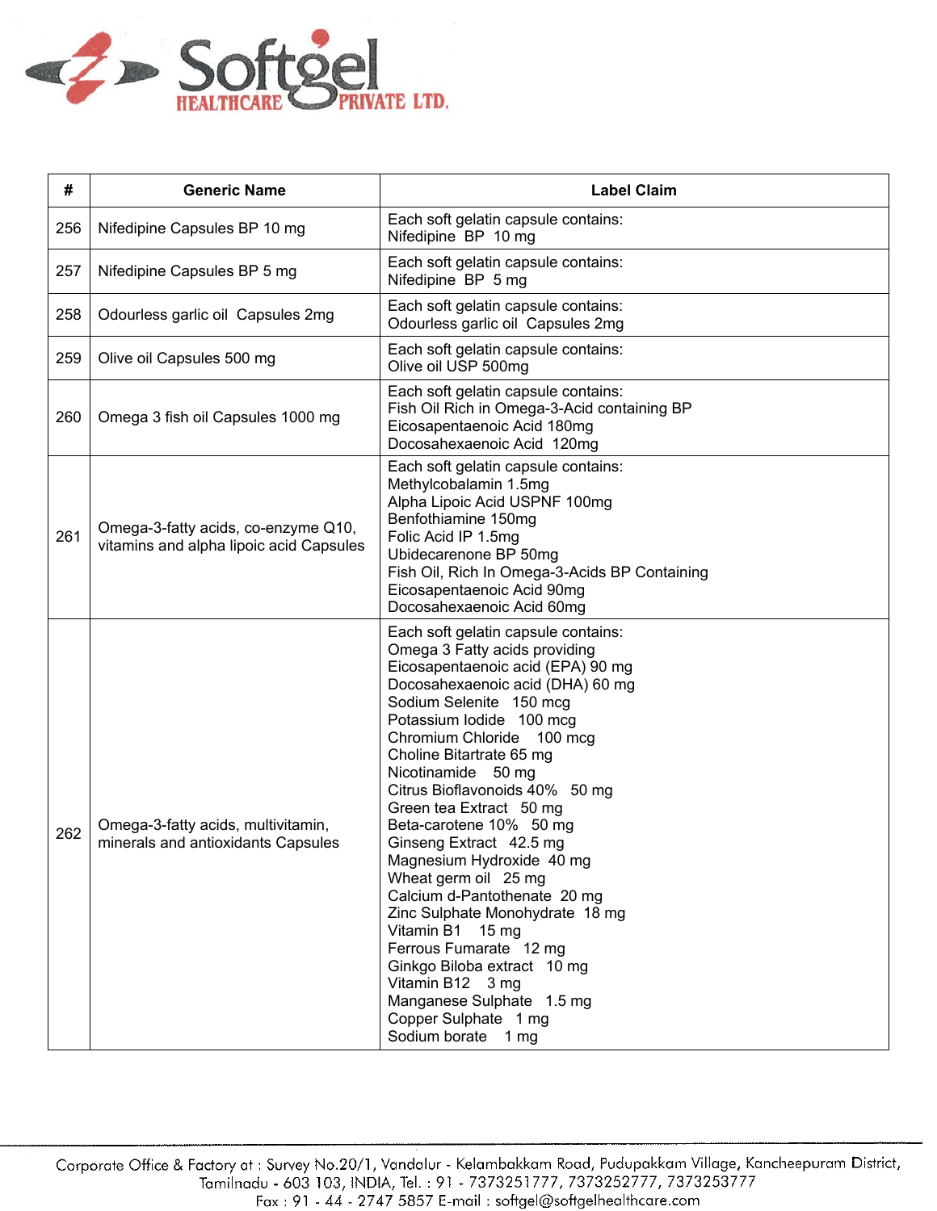| # | Generic Name | Label Claim |
|---|---|---|
| 256 | Nifedipine Capsules BP 10 mg | Each soft gelatin capsule contains:<br>Nifedipine BP 10 mg |
| 257 | Nifedipine Capsules BP 5 mg | Each soft gelatin capsule contains:<br>Nifedipine BP 5 mg |
| 258 | Odourless garlic oil Capsules 2mg | Each soft gelatin capsule contains:<br>Odourless garlic oil Capsules 2mg |
| 259 | Olive oil Capsules 500 mg | Each soft gelatin capsule contains:<br>Olive oil USP 500mg |
| 260 | Omega 3 fish oil Capsules 1000 mg | Each soft gelatin capsule contains:<br>Fish Oil Rich in Omega-3-Acid containing BP<br>Eicosapentaenoic Acid 180mg<br>Docosahexaenoic Acid 120mg |
| 261 | Omega-3-fatty acids, co-enzyme Q10, vitamins and alpha lipoic acid Capsules | Each soft gelatin capsule contains:<br>Methylcobalamin 1.5mg<br>Alpha Lipoic Acid USPNF 100mg<br>Benfothiamine 150mg<br>Folic Acid IP 1.5mg<br>Ubidecarenone BP 50mg<br>Fish Oil, Rich In Omega-3-Acids BP Containing<br>Eicosapentaenoic Acid 90mg<br>Docosahexaenoic Acid 60mg |
| 262 | Omega-3-fatty acids, multivitamin, minerals and antioxidants Capsules | Each soft gelatin capsule contains:<br>Omega 3 Fatty acids providing<br>Eicosapentaenoic acid (EPA) 90 mg<br>Docosahexaenoic acid (DHA) 60 mg<br>Sodium Selenite 150 mcg<br>Potassium Iodide 100 mcg<br>Chromium Chloride 100 mcg<br>Choline Bitartrate 65 mg<br>Nicotinamide 50 mg<br>Citrus Bioflavonoids 40% 50 mg<br>Green tea Extract 50 mg<br>Beta-carotene 10% 50 mg<br>Ginseng Extract 42.5 mg<br>Magnesium Hydroxide 40 mg<br>Wheat germ oil 25 mg<br>Calcium d-Pantothenate 20 mg<br>Zinc Sulphate Monohydrate 18 mg<br>Vitamin B1 15 mg<br>Ferrous Fumarate 12 mg<br>Ginkgo Biloba extract 10 mg<br>Vitamin B12 3 mg<br>Manganese Sulphate 1.5 mg<br>Copper Sulphate 1 mg<br>Sodium borate 1 mg |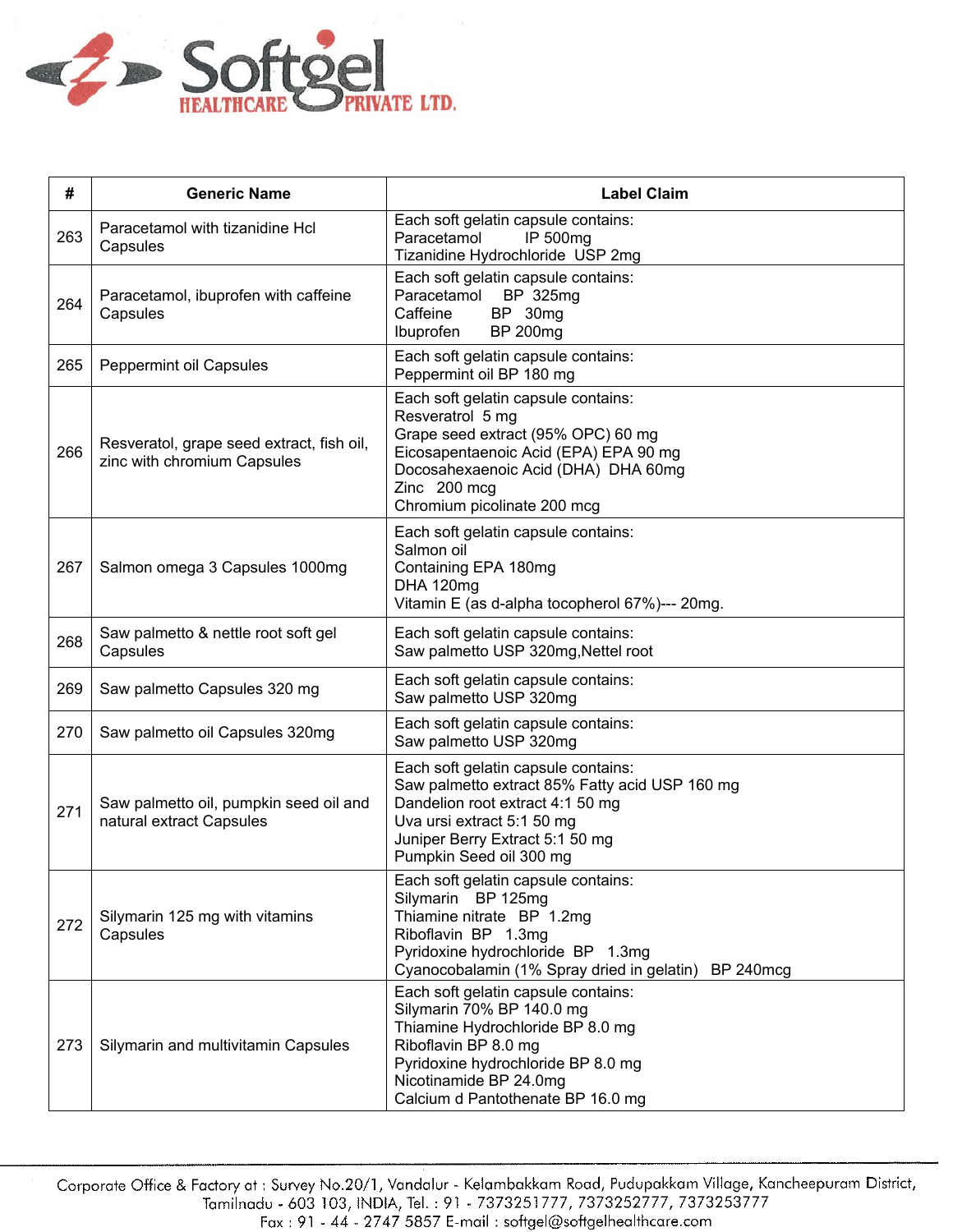| # | Generic Name | Label Claim |
|---|---|---|
| 263 | Paracetamol with tizanidine Hcl Capsules | Each soft gelatin capsule contains:<br>Paracetamol IP 500mg<br>Tizanidine Hydrochloride USP 2mg |
| 264 | Paracetamol, ibuprofen with caffeine Capsules | Each soft gelatin capsule contains:<br>Paracetamol BP 325mg<br>Caffeine BP 30mg<br>Ibuprofen BP 200mg |
| 265 | Peppermint oil Capsules | Each soft gelatin capsule contains:<br>Peppermint oil BP 180 mg |
| 266 | Resveratol, grape seed extract, fish oil, zinc with chromium Capsules | Each soft gelatin capsule contains:<br>Resveratrol 5 mg<br>Grape seed extract (95% OPC) 60 mg<br>Eicosapentaenoic Acid (EPA) EPA 90 mg<br>Docosahexaenoic Acid (DHA) DHA 60mg<br>Zinc 200 mcg<br>Chromium picolinate 200 mcg |
| 267 | Salmon omega 3 Capsules 1000mg | Each soft gelatin capsule contains:<br>Salmon oil<br>Containing EPA 180mg<br>DHA 120mg<br>Vitamin E (as d-alpha tocopherol 67%)--- 20mg. |
| 268 | Saw palmetto & nettle root soft gel Capsules | Each soft gelatin capsule contains:<br>Saw palmetto USP 320mg,Nettel root |
| 269 | Saw palmetto Capsules 320 mg | Each soft gelatin capsule contains:<br>Saw palmetto USP 320mg |
| 270 | Saw palmetto oil Capsules 320mg | Each soft gelatin capsule contains:<br>Saw palmetto USP 320mg |
| 271 | Saw palmetto oil, pumpkin seed oil and natural extract Capsules | Each soft gelatin capsule contains:<br>Saw palmetto extract 85% Fatty acid USP 160 mg<br>Dandelion root extract 4:1 50 mg<br>Uva ursi extract 5:1 50 mg<br>Juniper Berry Extract 5:1 50 mg<br>Pumpkin Seed oil 300 mg |
| 272 | Silymarin 125 mg with vitamins Capsules | Each soft gelatin capsule contains:<br>Silymarin BP 125mg<br>Thiamine nitrate BP 1.2mg<br>Riboflavin BP 1.3mg<br>Pyridoxine hydrochloride BP 1.3mg<br>Cyanocobalamin (1% Spray dried in gelatin) BP 240mcg |
| 273 | Silymarin and multivitamin Capsules | Each soft gelatin capsule contains:<br>Silymarin 70% BP 140.0 mg<br>Thiamine Hydrochloride BP 8.0 mg<br>Riboflavin BP 8.0 mg<br>Pyridoxine hydrochloride BP 8.0 mg<br>Nicotinamide BP 24.0mg<br>Calcium d Pantothenate BP 16.0 mg |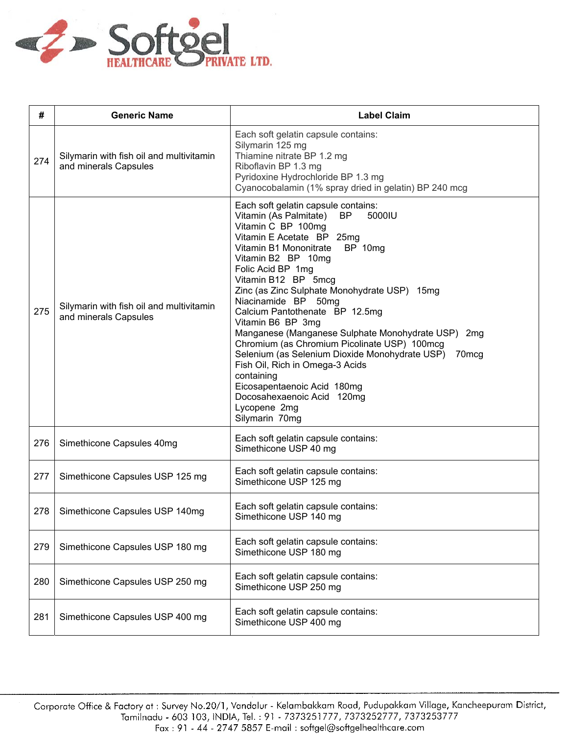| # | Generic Name | Label Claim |
|---|---|---|
| 274 | Silymarin with fish oil and multivitamin and minerals Capsules | Each soft gelatin capsule contains:<br>Silymarin 125 mg<br>Thiamine nitrate BP 1.2 mg<br>Riboflavin BP 1.3 mg<br>Pyridoxine Hydrochloride BP 1.3 mg<br>Cyanocobalamin (1% spray dried in gelatin) BP 240 mcg |
| 275 | Silymarin with fish oil and multivitamin and minerals Capsules | Each soft gelatin capsule contains:<br>Vitamin (As Palmitate) BP 5000IU<br>Vitamin C BP 100mg<br>Vitamin E Acetate BP 25mg<br>Vitamin B1 Mononitrate BP 10mg<br>Vitamin B2 BP 10mg<br>Folic Acid BP 1mg<br>Vitamin B12 BP 5mcg<br>Zinc (as Zinc Sulphate Monohydrate USP) 15mg<br>Niacinamide BP 50mg<br>Calcium Pantothenate BP 12.5mg<br>Vitamin B6 BP 3mg<br>Manganese (Manganese Sulphate Monohydrate USP) 2mg<br>Chromium (as Chromium Picolinate USP) 100mcg<br>Selenium (as Selenium Dioxide Monohydrate USP) 70mcg<br>Fish Oil, Rich in Omega-3 Acids<br>containing<br>Eicosapentaenoic Acid 180mg<br>Docosahexaenoic Acid 120mg<br>Lycopene 2mg<br>Silymarin 70mg |
| 276 | Simethicone Capsules 40mg | Each soft gelatin capsule contains:<br>Simethicone USP 40 mg |
| 277 | Simethicone Capsules USP 125 mg | Each soft gelatin capsule contains:<br>Simethicone USP 125 mg |
| 278 | Simethicone Capsules USP 140mg | Each soft gelatin capsule contains:<br>Simethicone USP 140 mg |
| 279 | Simethicone Capsules USP 180 mg | Each soft gelatin capsule contains:<br>Simethicone USP 180 mg |
| 280 | Simethicone Capsules USP 250 mg | Each soft gelatin capsule contains:<br>Simethicone USP 250 mg |
| 281 | Simethicone Capsules USP 400 mg | Each soft gelatin capsule contains:<br>Simethicone USP 400 mg |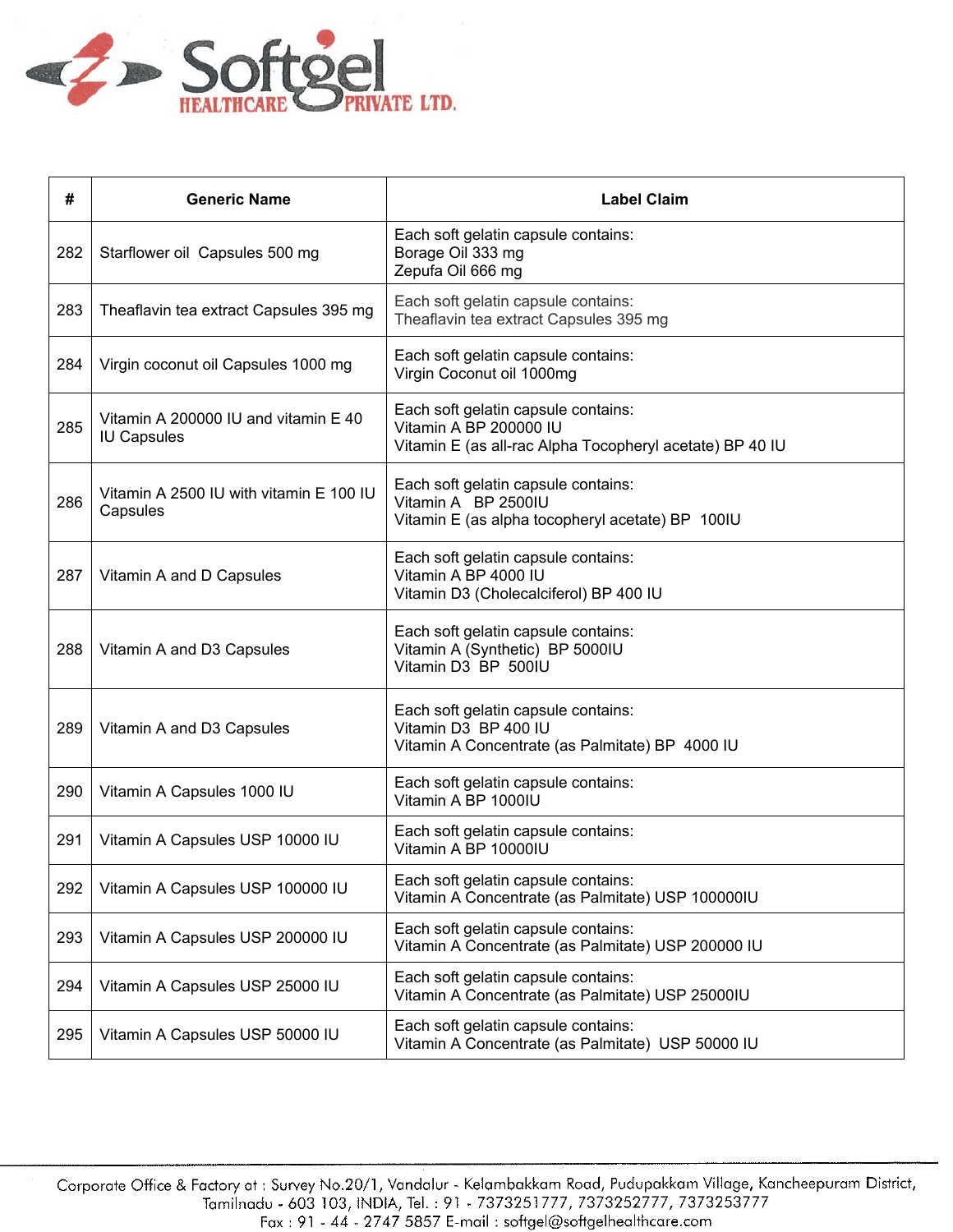| # | Generic Name | Label Claim |
|---|---|---|
| 282 | Starflower oil Capsules 500 mg | Each soft gelatin capsule contains:<br>Borage Oil 333 mg<br>Zepufa Oil 666 mg |
| 283 | Theaflavin tea extract Capsules 395 mg | Each soft gelatin capsule contains:<br>Theaflavin tea extract Capsules 395 mg |
| 284 | Virgin coconut oil Capsules 1000 mg | Each soft gelatin capsule contains:<br>Virgin Coconut oil 1000mg |
| 285 | Vitamin A 200000 IU and vitamin E 40 IU Capsules | Each soft gelatin capsule contains:<br>Vitamin A BP 200000 IU<br>Vitamin E (as all-rac Alpha Tocopheryl acetate) BP 40 IU |
| 286 | Vitamin A 2500 IU with vitamin E 100 IU Capsules | Each soft gelatin capsule contains:<br>Vitamin A BP 2500IU<br>Vitamin E (as alpha tocopheryl acetate) BP 100IU |
| 287 | Vitamin A and D Capsules | Each soft gelatin capsule contains:<br>Vitamin A BP 4000 IU<br>Vitamin D3 (Cholecalciferol) BP 400 IU |
| 288 | Vitamin A and D3 Capsules | Each soft gelatin capsule contains:<br>Vitamin A (Synthetic) BP 5000IU<br>Vitamin D3 BP 500IU |
| 289 | Vitamin A and D3 Capsules | Each soft gelatin capsule contains:<br>Vitamin D3 BP 400 IU<br>Vitamin A Concentrate (as Palmitate) BP 4000 IU |
| 290 | Vitamin A Capsules 1000 IU | Each soft gelatin capsule contains:<br>Vitamin A BP 1000IU |
| 291 | Vitamin A Capsules USP 10000 IU | Each soft gelatin capsule contains:<br>Vitamin A BP 10000IU |
| 292 | Vitamin A Capsules USP 100000 IU | Each soft gelatin capsule contains:<br>Vitamin A Concentrate (as Palmitate) USP 100000IU |
| 293 | Vitamin A Capsules USP 200000 IU | Each soft gelatin capsule contains:<br>Vitamin A Concentrate (as Palmitate) USP 200000 IU |
| 294 | Vitamin A Capsules USP 25000 IU | Each soft gelatin capsule contains:<br>Vitamin A Concentrate (as Palmitate) USP 25000IU |
| 295 | Vitamin A Capsules USP 50000 IU | Each soft gelatin capsule contains:<br>Vitamin A Concentrate (as Palmitate) USP 50000 IU |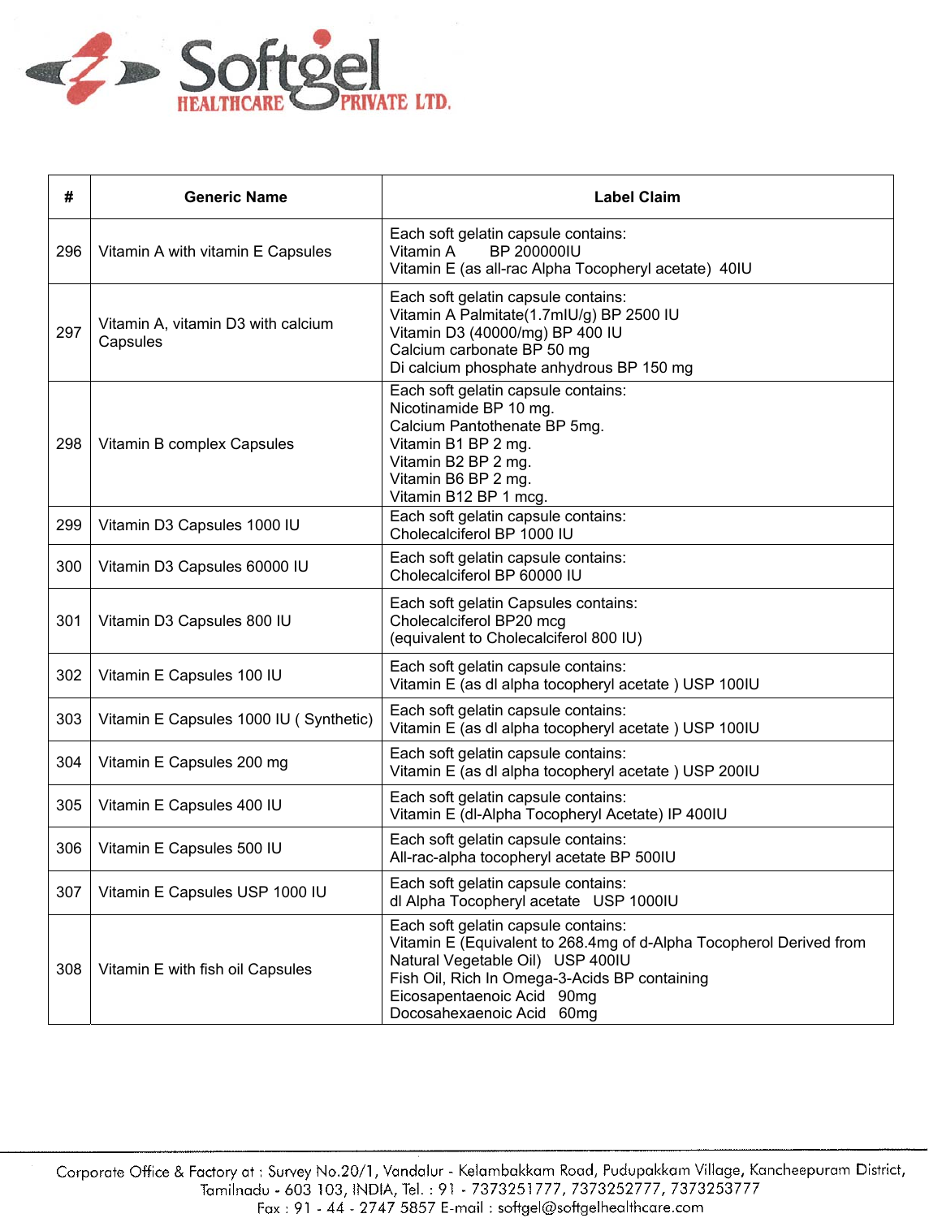| # | Generic Name | Label Claim |
|---|---|---|
| 296 | Vitamin A with vitamin E Capsules | Each soft gelatin capsule contains:<br>Vitamin A BP 200000IU<br>Vitamin E (as all-rac Alpha Tocopheryl acetate) 40IU |
| 297 | Vitamin A, vitamin D3 with calcium Capsules | Each soft gelatin capsule contains:<br>Vitamin A Palmitate(1.7mIU/g) BP 2500 IU<br>Vitamin D3 (40000/mg) BP 400 IU<br>Calcium carbonate BP 50 mg<br>Di calcium phosphate anhydrous BP 150 mg |
| 298 | Vitamin B complex Capsules | Each soft gelatin capsule contains:<br>Nicotinamide BP 10 mg.<br>Calcium Pantothenate BP 5mg.<br>Vitamin B1 BP 2 mg.<br>Vitamin B2 BP 2 mg.<br>Vitamin B6 BP 2 mg.<br>Vitamin B12 BP 1 mcg. |
| 299 | Vitamin D3 Capsules 1000 IU | Each soft gelatin capsule contains:<br>Cholecalciferol BP 1000 IU |
| 300 | Vitamin D3 Capsules 60000 IU | Each soft gelatin capsule contains:<br>Cholecalciferol BP 60000 IU |
| 301 | Vitamin D3 Capsules 800 IU | Each soft gelatin Capsules contains:<br>Cholecalciferol BP20 mcg<br>(equivalent to Cholecalciferol 800 IU) |
| 302 | Vitamin E Capsules 100 IU | Each soft gelatin capsule contains:<br>Vitamin E (as dl alpha tocopheryl acetate ) USP 100IU |
| 303 | Vitamin E Capsules 1000 IU ( Synthetic) | Each soft gelatin capsule contains:<br>Vitamin E (as dl alpha tocopheryl acetate ) USP 100IU |
| 304 | Vitamin E Capsules 200 mg | Each soft gelatin capsule contains:<br>Vitamin E (as dl alpha tocopheryl acetate ) USP 200IU |
| 305 | Vitamin E Capsules 400 IU | Each soft gelatin capsule contains:<br>Vitamin E (dl-Alpha Tocopheryl Acetate) IP 400IU |
| 306 | Vitamin E Capsules 500 IU | Each soft gelatin capsule contains:<br>All-rac-alpha tocopheryl acetate BP 500IU |
| 307 | Vitamin E Capsules USP 1000 IU | Each soft gelatin capsule contains:<br>dl Alpha Tocopheryl acetate USP 1000IU |
| 308 | Vitamin E with fish oil Capsules | Each soft gelatin capsule contains:<br>Vitamin E (Equivalent to 268.4mg of d-Alpha Tocopherol Derived from Natural Vegetable Oil) USP 400IU<br>Fish Oil, Rich In Omega-3-Acids BP containing<br>Eicosapentaenoic Acid 90mg<br>Docosahexaenoic Acid 60mg |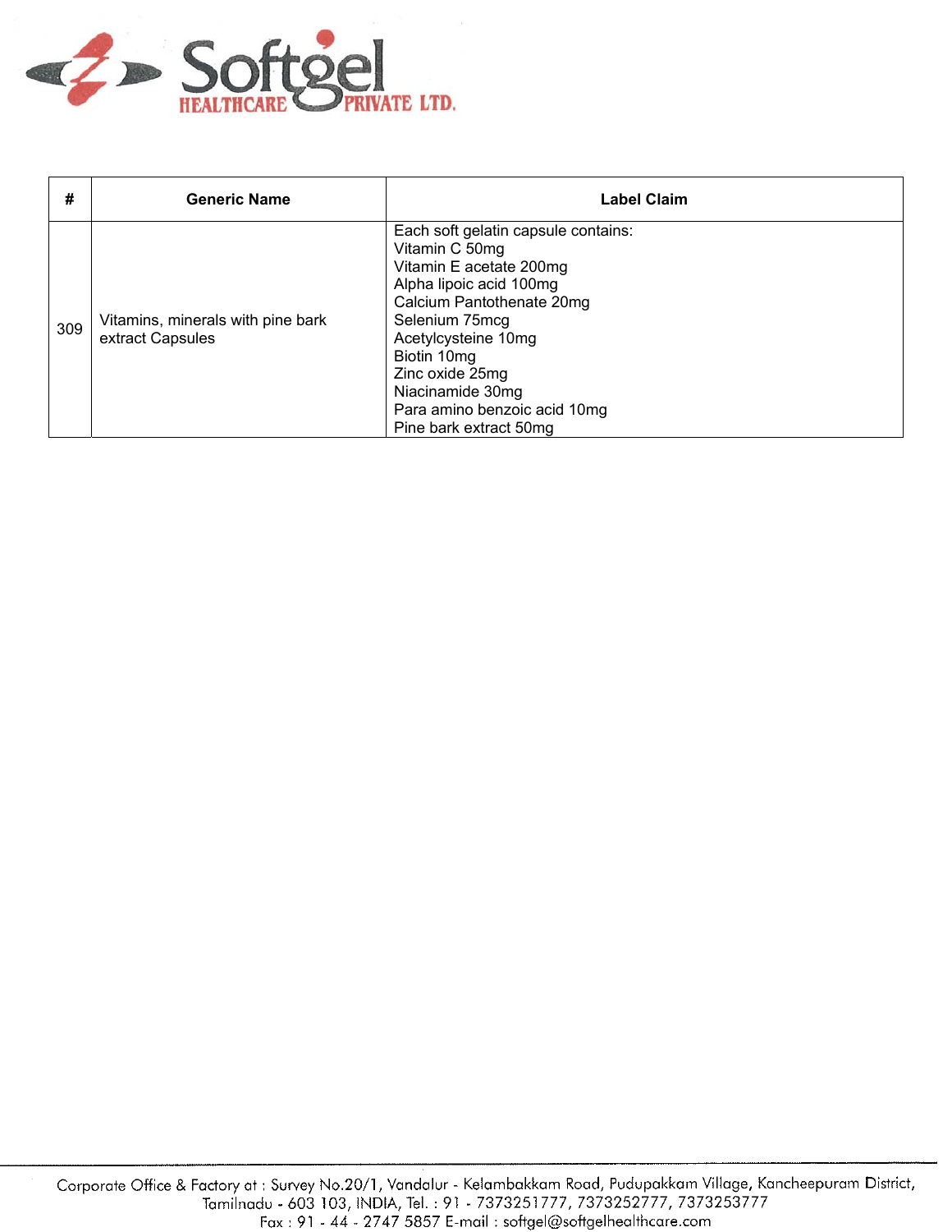| # | Generic Name | Label Claim |
|---|---|---|
| 309 | Vitamins, minerals with pine bark extract Capsules | Each soft gelatin capsule contains:<br>Vitamin C 50mg<br>Vitamin E acetate 200mg<br>Alpha lipoic acid 100mg<br>Calcium Pantothenate 20mg<br>Selenium 75mcg<br>Acetylcysteine 10mg<br>Biotin 10mg<br>Zinc oxide 25mg<br>Niacinamide 30mg<br>Para amino benzoic acid 10mg<br>Pine bark extract 50mg |